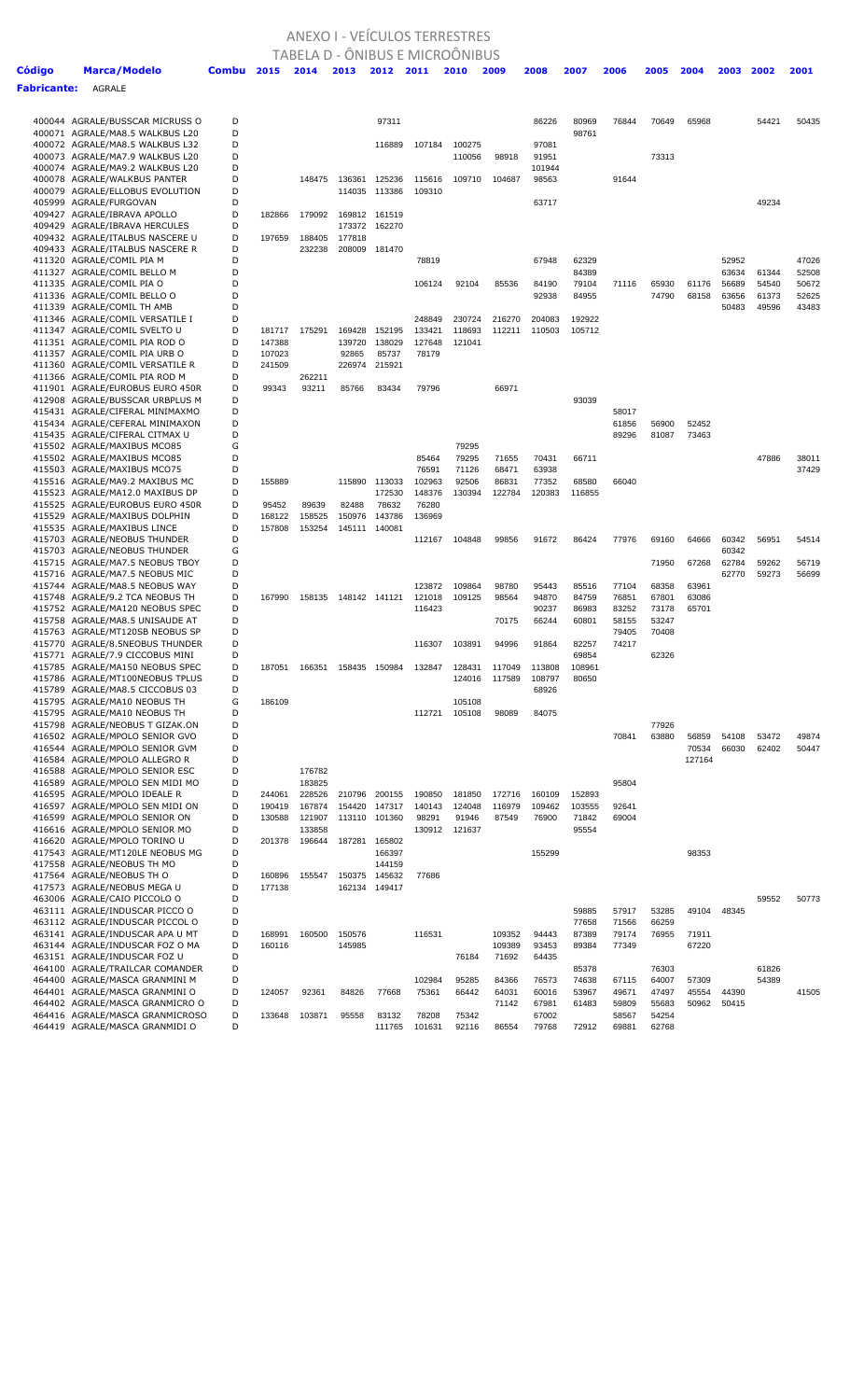# ANEXO I - VEÍCULOS TERRESTRES

## TABELA D - ÔNIBUS E MICROÔNIBUS

**Fabricante:** AGRALE

| Código | Marca/Modelo | Combu | 2015 | 2014 | 2013 | 2012 | 2011 | 2010 | 2009 | 2008 | 2007 | 2006 | 2005 | 2004 | 2003 | 2002 | 2001 |
|---|---|---|---|---|---|---|---|---|---|---|---|---|---|---|---|---|---|
| 400044 | AGRALE/BUSSCAR MICRUSS O | D | | | | 97311 | | | | 86226 | 80969 | 76844 | 70649 | 65968 | | 54421 | 50435 |
| 400071 | AGRALE/MA8.5 WALKBUS L20 | D | | | | | | | | | 98761 | | | | | | |
| 400072 | AGRALE/MA8.5 WALKBUS L32 | D | | | | 116889 | 107184 | 100275 | | 97081 | | | | | | | |
| 400073 | AGRALE/MA7.9 WALKBUS L20 | D | | | | | | 110056 | 98918 | 91951 | | | 73313 | | | | |
| 400074 | AGRALE/MA9.2 WALKBUS L20 | D | | | | | | | | 101944 | | | | | | | |
| 400078 | AGRALE/WALKBUS PANTER | D | | 148475 | 136361 | 125236 | 115616 | 109710 | 104687 | 98563 | | 91644 | | | | | |
| 400079 | AGRALE/ELLOBUS EVOLUTION | D | | | 114035 | 113386 | 109310 | | | | | | | | | | |
| 405999 | AGRALE/FURGOVAN | D | | | | | | | | 63717 | | | | | | 49234 | |
| 409427 | AGRALE/IBRAVA APOLLO | D | 182866 | 179092 | 169812 | 161519 | | | | | | | | | | | |
| 409429 | AGRALE/IBRAVA HERCULES | D | | | 173372 | 162270 | | | | | | | | | | | |
| 409432 | AGRALE/ITALBUS NASCERE U | D | 197659 | 188405 | 177818 | | | | | | | | | | | | |
| 409433 | AGRALE/ITALBUS NASCERE R | D | | 232238 | 208009 | 181470 | | | | | | | | | | | |
| 411320 | AGRALE/COMIL PIA M | D | | | | | 78819 | | | 67948 | 62329 | | | | 52952 | | 47026 |
| 411327 | AGRALE/COMIL BELLO M | D | | | | | | | | | 84389 | | | | 63634 | 61344 | 52508 |
| 411335 | AGRALE/COMIL PIA O | D | | | | | 106124 | 92104 | 85536 | 84190 | 79104 | 71116 | 65930 | 61176 | 56689 | 54540 | 50672 |
| 411336 | AGRALE/COMIL BELLO O | D | | | | | | | | 92938 | 84955 | | 74790 | 68158 | 63656 | 61373 | 52625 |
| 411339 | AGRALE/COMIL TH AMB | D | | | | | | | | | | | | | 50483 | 49596 | 43483 |
| 411346 | AGRALE/COMIL VERSATILE I | D | | | | | 248849 | 230724 | 216270 | 204083 | 192922 | | | | | | |
| 411347 | AGRALE/COMIL SVELTO U | D | 181717 | 175291 | 169428 | 152195 | 133421 | 118693 | 112211 | 110503 | 105712 | | | | | | |
| 411351 | AGRALE/COMIL PIA ROD O | D | 147388 | | 139720 | 138029 | 127648 | 121041 | | | | | | | | | |
| 411357 | AGRALE/COMIL PIA URB O | D | 107023 | | 92865 | 85737 | 78179 | | | | | | | | | | |
| 411360 | AGRALE/COMIL VERSATILE R | D | 241509 | | 226974 | 215921 | | | | | | | | | | | |
| 411366 | AGRALE/COMIL PIA ROD M | D | | 262211 | | | | | | | | | | | | | |
| 411901 | AGRALE/EUROBUS EURO 450R | D | 99343 | 93211 | 85766 | 83434 | 79796 | | 66971 | | | | | | | | |
| 412908 | AGRALE/BUSSCAR URBPLUS M | D | | | | | | | | | 93039 | | | | | | |
| 415431 | AGRALE/CIFERAL MINIMAXMO | D | | | | | | | | | | 58017 | | | | | |
| 415434 | AGRALE/CEFERAL MINIMAXON | D | | | | | | | | | | 61856 | 56900 | 52452 | | | |
| 415435 | AGRALE/CIFERAL CITMAX U | D | | | | | | | | | | 89296 | 81087 | 73463 | | | |
| 415502 | AGRALE/MAXIBUS MC085 | G | | | | | | 79295 | | | | | | | | | |
| 415502 | AGRALE/MAXIBUS MC085 | D | | | | | 85464 | 79295 | 71655 | 70431 | 66711 | | | | | 47886 | 38011 |
| 415503 | AGRALE/MAXIBUS MC075 | D | | | | | 76591 | 71126 | 68471 | 63938 | | | | | | | 37429 |
| 415516 | AGRALE/MA9.2 MAXIBUS MC | D | 155889 | | 115890 | 113033 | 102963 | 92506 | 86831 | 77352 | 68580 | 66040 | | | | | |
| 415523 | AGRALE/MA12.0 MAXIBUS DP | D | | | | 172530 | 148376 | 130394 | 122784 | 120383 | 116855 | | | | | | |
| 415525 | AGRALE/EUROBUS EURO 450R | D | 95452 | 89639 | 82488 | 78632 | 76280 | | | | | | | | | | |
| 415529 | AGRALE/MAXIBUS DOLPHIN | D | 168122 | 158525 | 150976 | 143786 | 136969 | | | | | | | | | | |
| 415535 | AGRALE/MAXIBUS LINCE | D | 157808 | 153254 | 145111 | 140081 | | | | | | | | | | | |
| 415703 | AGRALE/NEOBUS THUNDER | D | | | | | 112167 | 104848 | 99856 | 91672 | 86424 | 77976 | 69160 | 64666 | 60342 | 56951 | 54514 |
| 415703 | AGRALE/NEOBUS THUNDER | G | | | | | | | | | | | | | 60342 | | |
| 415715 | AGRALE/MA7.5 NEOBUS TBOY | D | | | | | | | | | | | 71950 | 67268 | 62784 | 59262 | 56719 |
| 415716 | AGRALE/MA7.5 NEOBUS MIC | D | | | | | | | | | | | | | 62770 | 59273 | 56699 |
| 415744 | AGRALE/MA8.5 NEOBUS WAY | D | | | | | 123872 | 109864 | 98780 | 95443 | 85516 | 77104 | 68358 | 63961 | | | |
| 415748 | AGRALE/9.2 TCA NEOBUS TH | D | 167990 | 158135 | 148142 | 141121 | 121018 | 109125 | 98564 | 94870 | 84759 | 76851 | 67801 | 63086 | | | |
| 415752 | AGRALE/MA120 NEOBUS SPEC | D | | | | | 116423 | | | 90237 | 86983 | 83252 | 73178 | 65701 | | | |
| 415758 | AGRALE/MA8.5 UNISAUDE AT | D | | | | | | | 70175 | 66244 | 60801 | 58155 | 53247 | | | | |
| 415763 | AGRALE/MT120SB NEOBUS SP | D | | | | | | | | | | 79405 | 70408 | | | | |
| 415770 | AGRALE/8.5NEOBUS THUNDER | D | | | | | 116307 | 103891 | 94996 | 91864 | 82257 | 74217 | | | | | |
| 415771 | AGRALE/7.9 CICCOBUS MINI | D | | | | | | | | | 69854 | | 62326 | | | | |
| 415785 | AGRALE/MA150 NEOBUS SPEC | D | 187051 | 166351 | 158435 | 150984 | 132847 | 128431 | 117049 | 113808 | 108961 | | | | | | |
| 415786 | AGRALE/MT100NEOBUS TPLUS | D | | | | | | 124016 | 117589 | 108797 | 80650 | | | | | | |
| 415789 | AGRALE/MA8.5 CICCOBUS 03 | D | | | | | | | | 68926 | | | | | | | |
| 415795 | AGRALE/MA10 NEOBUS TH | G | 186109 | | | | | 105108 | | | | | | | | | |
| 415795 | AGRALE/MA10 NEOBUS TH | D | | | | | 112721 | 105108 | 98089 | 84075 | | | | | | | |
| 415798 | AGRALE/NEOBUS T GIZAK.ON | D | | | | | | | | | | | 77926 | | | | |
| 416502 | AGRALE/MPOLO SENIOR GVO | D | | | | | | | | | | 70841 | 63880 | 56859 | 54108 | 53472 | 49874 |
| 416544 | AGRALE/MPOLO SENIOR GVM | D | | | | | | | | | | | | 70534 | 66030 | 62402 | 50447 |
| 416584 | AGRALE/MPOLO ALLEGRO R | D | | | | | | | | | | | | 127164 | | | |
| 416588 | AGRALE/MPOLO SENIOR ESC | D | | 176782 | | | | | | | | | | | | | |
| 416589 | AGRALE/MPOLO SEN MIDI MO | D | | 183825 | | | | | | | | 95804 | | | | | |
| 416595 | AGRALE/MPOLO IDEALE R | D | 244061 | 228526 | 210796 | 200155 | 190850 | 181850 | 172716 | 160109 | 152893 | | | | | | |
| 416597 | AGRALE/MPOLO SEN MIDI ON | D | 190419 | 167874 | 154420 | 147317 | 140143 | 124048 | 116979 | 109462 | 103555 | 92641 | | | | | |
| 416599 | AGRALE/MPOLO SENIOR ON | D | 130588 | 121907 | 113110 | 101360 | 98291 | 91946 | 87549 | 76900 | 71842 | 69004 | | | | | |
| 416616 | AGRALE/MPOLO SENIOR MO | D | | 133858 | | | 130912 | 121637 | | | 95554 | | | | | | |
| 416620 | AGRALE/MPOLO TORINO U | D | 201378 | 196644 | 187281 | 165802 | | | | | | | | | | | |
| 417543 | AGRALE/MT120LE NEOBUS MG | D | | | | 166397 | | | | 155299 | | | | 98353 | | | |
| 417558 | AGRALE/NEOBUS TH MO | D | | | | 144159 | | | | | | | | | | | |
| 417564 | AGRALE/NEOBUS TH O | D | 160896 | 155547 | 150375 | 145632 | 77686 | | | | | | | | | | |
| 417573 | AGRALE/NEOBUS MEGA U | D | 177138 | | 162134 | 149417 | | | | | | | | | | | |
| 463006 | AGRALE/CAIO PICCOLO O | D | | | | | | | | | | | | | | 59552 | 50773 |
| 463111 | AGRALE/INDUSCAR PICCO O | D | | | | | | | | 59885 | 57917 | 53285 | 49104 | 48345 | | | |
| 463112 | AGRALE/INDUSCAR PICCOL O | D | | | | | | | | 77658 | 71566 | 66259 | | | | | |
| 463141 | AGRALE/INDUSCAR APA U MT | D | 168991 | 160500 | 150576 | | 116531 | | 109352 | 94443 | 87389 | 79174 | 76955 | 71911 | | | |
| 463144 | AGRALE/INDUSCAR FOZ O MA | D | 160116 | | 145985 | | | | 109389 | 93453 | 89384 | 77349 | | 67220 | | | |
| 463151 | AGRALE/INDUSCAR FOZ U | D | | | | | | 76184 | 71692 | 64435 | | | | | | | |
| 464100 | AGRALE/TRAILCAR COMANDER | D | | | | | | | | | 85378 | | 76303 | | | 61826 | |
| 464400 | AGRALE/MASCA GRANMINI M | D | | | | | 102984 | 95285 | 84366 | 76573 | 74638 | 67115 | 64007 | 57309 | | 54389 | |
| 464401 | AGRALE/MASCA GRANMINI O | D | 124057 | 92361 | 84826 | 77668 | 75361 | 66442 | 64031 | 60016 | 53967 | 49671 | 47497 | 45554 | 44390 | | 41505 |
| 464402 | AGRALE/MASCA GRANMICRO O | D | | | | | | | 71142 | 67981 | 61483 | 59809 | 55683 | 50962 | 50415 | | |
| 464416 | AGRALE/MASCA GRANMICROSO | D | 133648 | 103871 | 95558 | 83132 | 78208 | 75342 | | 67002 | | 58567 | 54254 | | | | |
| 464419 | AGRALE/MASCA GRANMIDI O | D | | | | 111765 | 101631 | 92116 | 86554 | 79768 | 72912 | 69881 | 62768 | | | | |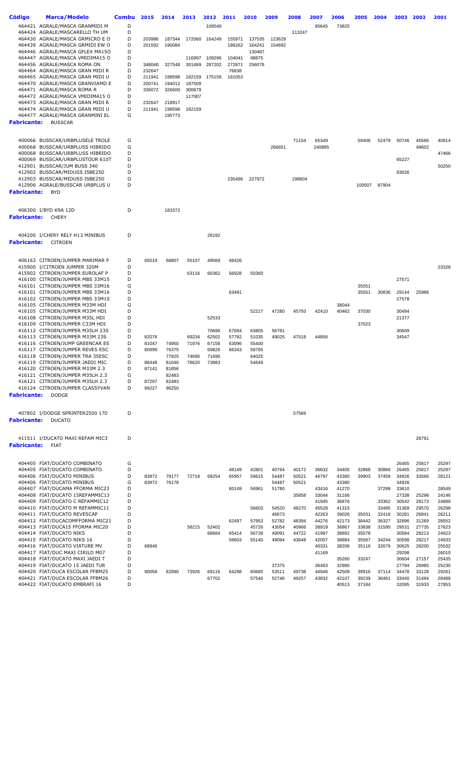| Código | Marca/Modelo | Combu | 2015 | 2014 | 2013 | 2012 | 2011 | 2010 | 2009 | 2008 | 2007 | 2006 | 2005 | 2004 | 2003 | 2002 | 2001 |
|---|---|---|---|---|---|---|---|---|---|---|---|---|---|---|---|---|---|
| 464421 | AGRALE/MASCA GRANMIDI M | D | | | | 109549 | | | | | 85645 | 73825 | | | | | |
| 464424 | AGRALE/MASCARELLO TH UM | D | | | | | | | | 113247 | | | | | | | |
| 464430 | AGRALE/MASCA GRMICRO E O | D | 203986 | 187344 | 172060 | 164249 | 155971 | 137535 | 123629 | | | | | | | | |
| 464439 | AGRALE/MASCA GRMIDI EW O | D | 201592 | 190084 | | | 186262 | 164241 | 154692 | | | | | | | | |
| 464446 | AGRALE/MASCA GFLEX MA15O | D | | | | | | 130487 | | | | | | | | | |
| 464447 | AGRALE/MASCA VMIDIMA15 O | D | | | 116997 | 109296 | 104041 | 98875 | | | | | | | | | |
| 464456 | AGRALE/MASCA ROMA ON | D | 348048 | 327548 | 301469 | 287202 | 272871 | 256078 | | | | | | | | | |
| 464464 | AGRALE/MASCA GRAN MIDI R | D | 232647 | | | | 76638 | | | | | | | | | | |
| 464465 | AGRALE/MASCA GRAN MIDI U | D | 211941 | 198598 | 182159 | 175158 | 161053 | | | | | | | | | | |
| 464470 | AGRALE/MASCA GRANVIAMD E | D | 200741 | 194012 | 187509 | | | | | | | | | | | | |
| 464471 | AGRALE/MASCA ROMA R | D | 336072 | 326600 | 300679 | | | | | | | | | | | | |
| 464472 | AGRALE/MASCA VMIDIMA15 O | D | | | 117007 | | | | | | | | | | | | |
| 464473 | AGRALE/MASCA GRAN MIDI R | D | 232647 | 218917 | | | | | | | | | | | | | |
| 464474 | AGRALE/MASCA GRAN MIDI U | D | 211941 | 198598 | 182159 | | | | | | | | | | | | |
| 464477 | AGRALE/MASCA GRANMINI EL | G | | 195773 | | | | | | | | | | | | | |
| **Fabricante:** | **BUSSCAR** | | | | | | | | | | | | | | | | |
| 400066 | BUSSCAR/URBPLUSELE TROLE | G | | | | | | | | 71154 | 65349 | | 59406 | 52479 | 50746 | 45566 | 40914 |
| 400068 | BUSSCAR/URBPLUSS HIBRIDO | G | | | | | | | 266651 | | 240885 | | | | | 49602 | |
| 400068 | BUSSCAR/URBPLUSS HIBRIDO | D | | | | | | | | | | | | | | | 47466 |
| 400069 | BUSSCAR/URBPLUSTOUR 610T | D | | | | | | | | | | | | | 65227 | | |
| 412901 | BUSSCAR/JUM BUSS 340 | D | | | | | | | | | | | | | | | 50250 |
| 412902 | BUSSCAR/MIDUSS ISBE250 | D | | | | | | | | | | | | | 83026 | | |
| 412903 | BUSSCAR/MIDUSS ISBE250 | D | | | | | 235496 | 227972 | | 198604 | | | | | | | |
| 412906 | AGRALE/BUSSCAR URBPLUS U | D | | | | | | | | | | | 100507 | 87904 | | | |
| **Fabricante:** | **BYD** | | | | | | | | | | | | | | | | |
| 406300 | I/BYD K9A 12D | D | | 183372 | | | | | | | | | | | | | |
| **Fabricante:** | **CHERY** | | | | | | | | | | | | | | | | |
| 404200 | I/CHERY RELY H13 MINIBUS | D | | | | 28192 | | | | | | | | | | | |
| **Fabricante:** | **CITROEN** | | | | | | | | | | | | | | | | |
| 406163 | CITROEN/JUMPER MARIMAR P | D | 65019 | 58807 | 55107 | 49569 | 48426 | | | | | | | | | | |
| 415900 | I/CITROEN JUMPER 320M | D | | | | | | | | | | | | | | | 23328 |
| 415902 | CITROEN/JUMPER EUROLAF P | D | | | 63116 | 60362 | 56928 | 50360 | | | | | | | | | |
| 416100 | CITROEN/JUMPER MBS 33M15 | D | | | | | | | | | | | | | 27571 | | |
| 416101 | CITROEN/JUMPER MBS 33M16 | G | | | | | | | | | | | 35551 | | | | |
| 416101 | CITROEN/JUMPER MBS 33M16 | D | | | | | 63491 | | | | | | 35551 | 30836 | 29144 | 25986 | |
| 416102 | CITROEN/JUMPER MBS 33M10 | D | | | | | | | | | | | | | 27578 | | |
| 416105 | CITROEN/JUMPER M33M HDI | G | | | | | | | | | | 38044 | | | | | |
| 416105 | CITROEN/JUMPER M33M HDI | D | | | | | | 52217 | 47280 | 45793 | 42410 | 40462 | 37030 | | 30494 | | |
| 416108 | CITROEN/JUMPER M35L HDI | D | | | | 52533 | | | | | | | | | 21377 | | |
| 416109 | CITROEN/JUMPER C33M HDI | D | | | | | | | | | | | 37023 | | | | |
| 416112 | CITROEN/JUMPER M35LH 23S | D | | | | 70698 | 67694 | 63805 | 56781 | | | | | | 30609 | | |
| 416113 | CITROEN/JUMPER M33M 23S | D | 82076 | | 69234 | 62502 | 57792 | 51035 | 49025 | 47518 | 44856 | | | | 34547 | | |
| 416116 | CITROEN/JUMP GREENCAR ES | D | 81047 | 74950 | 71976 | 67158 | 63096 | 55400 | | | | | | | | | |
| 416117 | CITROEN/JUMPER REVES ESC | D | 80999 | 76375 | | 69826 | 66343 | 59785 | | | | | | | | | |
| 416118 | CITROEN/JUMPER TRA 35ESC | D | | 77825 | 74695 | 71690 | | 64025 | | | | | | | | | |
| 416119 | CITROEN/JUMPER JAEDI MIC | D | 86448 | 81040 | 78620 | 73883 | | 54649 | | | | | | | | | |
| 416120 | CITROEN/JUMPER M33M 2.3 | D | 87141 | 81856 | | | | | | | | | | | | | |
| 416121 | CITROEN/JUMPER M35LH 2.3 | G | | 82483 | | | | | | | | | | | | | |
| 416121 | CITROEN/JUMPER M35LH 2.3 | D | 87297 | 82483 | | | | | | | | | | | | | |
| 416124 | CITROEN/JUMPER CLASSYVAN | D | 99227 | 96250 | | | | | | | | | | | | | |
| **Fabricante:** | **DODGE** | | | | | | | | | | | | | | | | |
| 407802 | I/DODGE SPRINTER2500 170 | D | | | | | | | | 57569 | | | | | | | |
| **Fabricante:** | **DUCATO** | | | | | | | | | | | | | | | | |
| 411511 | I/DUCATO MAXI REFAM MIC3 | D | | | | | | | | | | | | | | 28791 | |
| **Fabricante:** | **FIAT** | | | | | | | | | | | | | | | | |
| 404405 | FIAT/DUCATO COMBINATO | G | | | | | | | | | | | | | 26465 | 25817 | 25297 |
| 404405 | FIAT/DUCATO COMBINATO | D | | | | | 48149 | 42801 | 40764 | 40172 | 36632 | 34405 | 32868 | 30866 | 26465 | 25817 | 25297 |
| 404406 | FIAT/DUCATO MINIBUS | D | 83972 | 79177 | 72718 | 69254 | 65957 | 59615 | 54487 | 50521 | 46797 | 43380 | 39903 | 37459 | 34926 | 33566 | 28121 |
| 404406 | FIAT/DUCATO MINIBUS | G | 83972 | 79178 | | | | | 54487 | 50521 | | 43380 | | | 34926 | | |
| 404407 | FIAT/DUCAMA FFORMA MIC23 | D | | | | | 60149 | 56961 | 51780 | | 43416 | 41270 | | 37299 | 33610 | | 28549 |
| 404408 | FIAT/DUCATO 15REFAMMIC13 | D | | | | | | | | 35858 | 33044 | 31166 | | | 27338 | 25298 | 24146 |
| 404409 | FIAT/DUCATO C REFAMMIC12 | D | | | | | | | | | 41945 | 36876 | | 33362 | 30542 | 28173 | 24889 |
| 404410 | FIAT/DUCATO M REFAMMIC11 | D | | | | | | 56603 | 54520 | 48270 | 45528 | 41315 | | 33485 | 31369 | 29570 | 26298 |
| 404411 | FIAT/DUCATO REVESCAP | D | | | | | | | 46673 | | 42263 | 39026 | 35031 | 32418 | 30281 | 26841 | 26211 |
| 404412 | FIAT/DUCATOCOMFFORMA MIC21 | D | | | | | 62497 | 57953 | 52782 | 48394 | 44276 | 42173 | 38442 | 36327 | 32896 | 31269 | 28552 |
| 404413 | FIAT/DUCA15 FFORMA MIC20 | D | | | 58215 | 52402 | | 45726 | 43054 | 40966 | 38919 | 36867 | 33838 | 31595 | 29531 | 27735 | 27623 |
| 404414 | FIAT/DUCATO NIKS | D | | | | 68684 | 65414 | 56739 | 49091 | 44722 | 41987 | 38892 | 35578 | | 30584 | 28213 | 24923 |
| 404415 | FIAT/DUCATO NIKS 16 | D | | | | | 58603 | 55140 | 49094 | 43648 | 42007 | 38884 | 35587 | 34244 | 30598 | 28217 | 24933 |
| 404416 | FIAT/DUCATO VIATURE MV | D | 68946 | | | | | | | | 40331 | 38206 | 35116 | 32679 | 30625 | 28200 | 25532 |
| 404417 | FIAT/DUC MAXI CIRILO M07 | D | | | | | | | | | 41169 | | | | 29298 | | 26010 |
| 404418 | FIAT/DUCATO MAXI JAEDI T | D | | | | | | | | | | 35260 | 33247 | | 30604 | 27157 | 25435 |
| 404419 | FIAT/DUCATO 15 JAEDI TUR | D | | | | | | | 37375 | | 36493 | 32985 | | | 27794 | 26985 | 25230 |
| 404420 | FIAT/DUCA ESCOLAR FFBM25 | D | 90058 | 82890 | 73926 | 69116 | 64298 | 60685 | 53511 | 49738 | 44946 | 42509 | 39916 | 37114 | 34478 | 33128 | 29261 |
| 404421 | FIAT/DUCA ESCOLAR FFBM26 | D | | | | 67702 | | 57540 | 52746 | 49257 | 43832 | 42107 | 39239 | 36461 | 33440 | 31494 | 28488 |
| 404422 | FIAT/DUCATO EMBRAFI 16 | D | | | | | | | | | | 40513 | 37184 | | 32095 | 31933 | 27853 |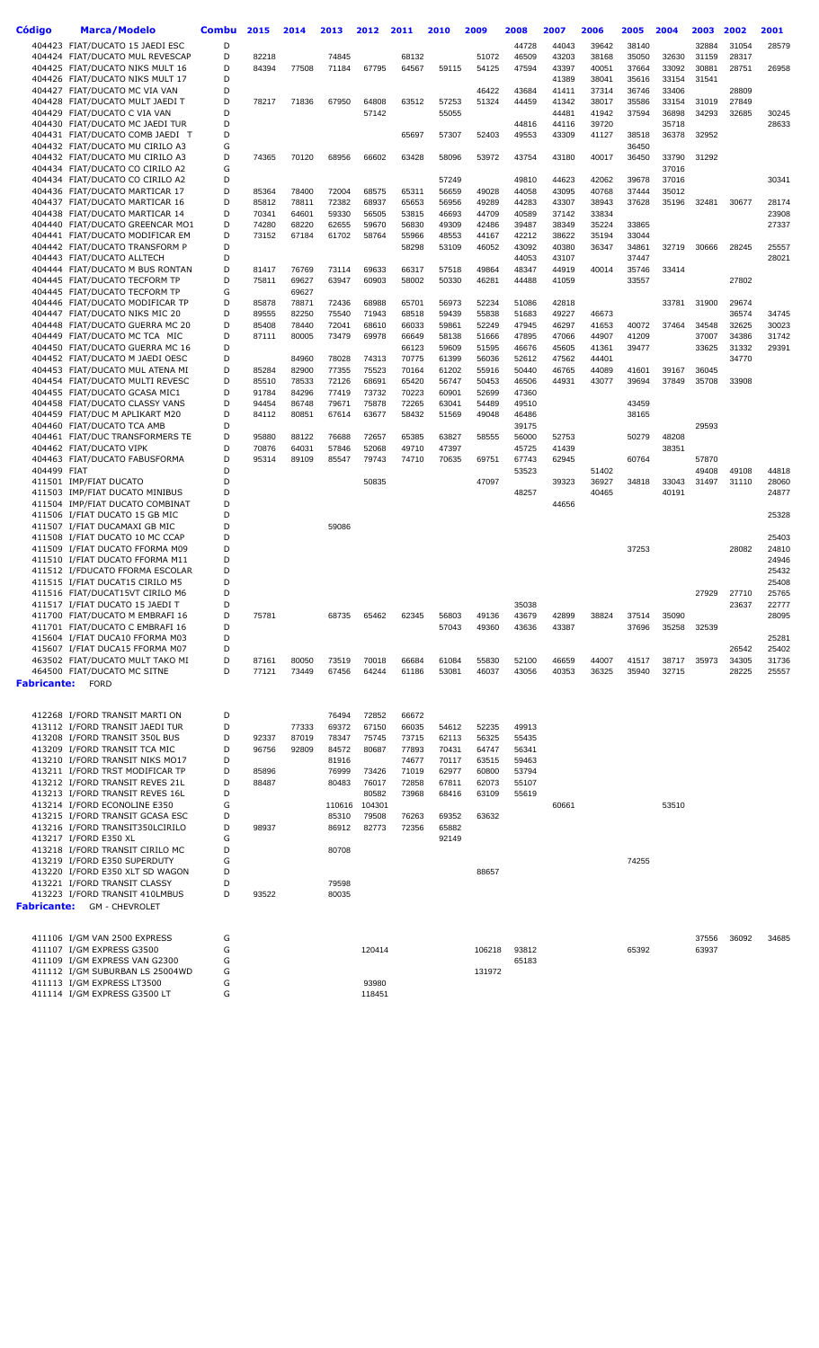| Código | Marca/Modelo | Combu | 2015 | 2014 | 2013 | 2012 | 2011 | 2010 | 2009 | 2008 | 2007 | 2006 | 2005 | 2004 | 2003 | 2002 | 2001 |
|---|---|---|---|---|---|---|---|---|---|---|---|---|---|---|---|---|---|
| 404423 | FIAT/DUCATO 15 JAEDI ESC | D | | | | | | | | 44728 | 44043 | 39642 | 38140 | | 32884 | 31054 | 28579 |
| 404424 | FIAT/DUCATO MUL REVESCAP | D | 82218 | | 74845 | | 68132 | | 51072 | 46509 | 43203 | 38168 | 35050 | 32630 | 31159 | 28317 | |
| 404425 | FIAT/DUCATO NIKS MULT 16 | D | 84394 | 77508 | 71184 | 67795 | 64567 | 59115 | 54125 | 47594 | 43397 | 40051 | 37664 | 33092 | 30881 | 28751 | 26958 |
| 404426 | FIAT/DUCATO NIKS MULT 17 | D | | | | | | | | | 41389 | 38041 | 35616 | 33154 | 31541 | | |
| 404427 | FIAT/DUCATO MC VIA VAN | D | | | | | | | 46422 | 43684 | 41411 | 37314 | 36746 | 33406 | | 28809 | |
| 404428 | FIAT/DUCATO MULT JAEDI T | D | 78217 | 71836 | 67950 | 64808 | 63512 | 57253 | 51324 | 44459 | 41342 | 38017 | 35586 | 33154 | 31019 | 27849 | |
| 404429 | FIAT/DUCATO C VIA VAN | D | | | | 57142 | | 55055 | | | 44481 | 41942 | 37594 | 36898 | 34293 | 32685 | 30245 |
| 404430 | FIAT/DUCATO MC JAEDI TUR | D | | | | | | | | 44816 | 44116 | 39720 | | 35718 | | | 28633 |
| 404431 | FIAT/DUCATO COMB JAEDI T | D | | | | | 65697 | 57307 | 52403 | 49553 | 43309 | 41127 | 38518 | 36378 | 32952 | | |
| 404432 | FIAT/DUCATO MU CIRILO A3 | G | | | | | | | | | | | 36450 | | | | |
| 404432 | FIAT/DUCATO MU CIRILO A3 | D | 74365 | 70120 | 68956 | 66602 | 63428 | 58096 | 53972 | 43754 | 43180 | 40017 | 36450 | 33790 | 31292 | | |
| 404434 | FIAT/DUCATO CO CIRILO A2 | G | | | | | | | | | | | | 37016 | | | |
| 404434 | FIAT/DUCATO CO CIRILO A2 | D | | | | | | 57249 | | 49810 | 44623 | 42062 | 39678 | 37016 | | | 30341 |
| 404436 | FIAT/DUCATO MARTICAR 17 | D | 85364 | 78400 | 72004 | 68575 | 65311 | 56659 | 49028 | 44058 | 43095 | 40768 | 37444 | 35012 | | | |
| 404437 | FIAT/DUCATO MARTICAR 16 | D | 85812 | 78811 | 72382 | 68937 | 65653 | 56956 | 49289 | 44283 | 43307 | 38943 | 37628 | 35196 | 32481 | 30677 | 28174 |
| 404438 | FIAT/DUCATO MARTICAR 14 | D | 70341 | 64601 | 59330 | 56505 | 53815 | 46693 | 44709 | 40589 | 37142 | 33834 | | | | | 23908 |
| 404440 | FIAT/DUCATO GREENCAR MO1 | D | 74280 | 68220 | 62655 | 59670 | 56830 | 49309 | 42486 | 39487 | 38349 | 35224 | 33865 | | | | 27337 |
| 404441 | FIAT/DUCATO MODIFICAR EM | D | 73152 | 67184 | 61702 | 58764 | 55966 | 48553 | 44167 | 42212 | 38622 | 35194 | 33044 | | | | |
| 404442 | FIAT/DUCATO TRANSFORM P | D | | | | | 58298 | 53109 | 46052 | 43092 | 40380 | 36347 | 34861 | 32719 | 30666 | 28245 | 25557 |
| 404443 | FIAT/DUCATO ALLTECH | D | | | | | | | | 44053 | 43107 | | 37447 | | | | 28021 |
| 404444 | FIAT/DUCATO M BUS RONTAN | D | 81417 | 76769 | 73114 | 69633 | 66317 | 57518 | 49864 | 48347 | 44919 | 40014 | 35746 | 33414 | | | |
| 404445 | FIAT/DUCATO TECFORM TP | D | 75811 | 69627 | 63947 | 60903 | 58002 | 50330 | 46281 | 44488 | 41059 | | 33557 | | | 27802 | |
| 404445 | FIAT/DUCATO TECFORM TP | G | | 69627 | | | | | | | | | | | | | |
| 404446 | FIAT/DUCATO MODIFICAR TP | D | 85878 | 78871 | 72436 | 68988 | 65701 | 56973 | 52234 | 51086 | 42818 | | | 33781 | 31900 | 29674 | |
| 404447 | FIAT/DUCATO NIKS MIC 20 | D | 89555 | 82250 | 75540 | 71943 | 68518 | 59439 | 55838 | 51683 | 49227 | 46673 | | | | 36574 | 34745 |
| 404448 | FIAT/DUCATO GUERRA MC 20 | D | 85408 | 78440 | 72041 | 68610 | 66033 | 59861 | 52249 | 47945 | 46297 | 41653 | 40072 | 37464 | 34548 | 32625 | 30023 |
| 404449 | FIAT/DUCATO MC TCA MIC | D | 87111 | 80005 | 73479 | 69978 | 66649 | 58138 | 51666 | 47895 | 47066 | 44907 | 41209 | | 37007 | 34386 | 31742 |
| 404450 | FIAT/DUCATO GUERRA MC 16 | D | | | | | 66123 | 59609 | 51595 | 46676 | 45605 | 41361 | 39477 | | 33625 | 31332 | 29391 |
| 404452 | FIAT/DUCATO M JAEDI OESC | D | | 84960 | 78028 | 74313 | 70775 | 61399 | 56036 | 52612 | 47562 | 44401 | | | | 34770 | |
| 404453 | FIAT/DUCATO MUL ATENA MI | D | 85284 | 82900 | 77355 | 75523 | 70164 | 61202 | 55916 | 50440 | 46765 | 44089 | 41601 | 39167 | 36045 | | |
| 404454 | FIAT/DUCATO MULTI REVESC | D | 85510 | 78533 | 72126 | 68691 | 65420 | 56747 | 50453 | 46506 | 44931 | 43077 | 39694 | 37849 | 35708 | 33908 | |
| 404455 | FIAT/DUCATO GCASA MIC1 | D | 91784 | 84296 | 77419 | 73732 | 70223 | 60901 | 52699 | 47360 | | | | | | | |
| 404458 | FIAT/DUCATO CLASSY VANS | D | 94454 | 86748 | 79671 | 75878 | 72265 | 63041 | 54489 | 49510 | | | 43459 | | | | |
| 404459 | FIAT/DUC M APLIKART M20 | D | 84112 | 80851 | 67614 | 63677 | 58432 | 51569 | 49048 | 46486 | | | 38165 | | | | |
| 404460 | FIAT/DUCATO TCA AMB | D | | | | | | | | 39175 | | | | | 29593 | | |
| 404461 | FIAT/DUC TRANSFORMERS TE | D | 95880 | 88122 | 76688 | 72657 | 65385 | 63827 | 58555 | 56000 | 52753 | | 50279 | 48208 | | | |
| 404462 | FIAT/DUCATO VIPK | D | 70876 | 64031 | 57846 | 52068 | 49710 | 47397 | | 45725 | 41439 | | | 38351 | | | |
| 404463 | FIAT/DUCATO FABUSFORMA | D | 95314 | 89109 | 85547 | 79743 | 74710 | 70635 | 69751 | 67743 | 62945 | | 60764 | | 57870 | | |
| 404499 | FIAT | D | | | | | | | | 53523 | | 51402 | | | 49408 | 49108 | 44818 |
| 411501 | IMP/FIAT DUCATO | D | | | | 50835 | | | 47097 | | 39323 | 36927 | 34818 | 33043 | 31497 | 31110 | 28060 |
| 411503 | IMP/FIAT DUCATO MINIBUS | D | | | | | | | | 48257 | | 40465 | | 40191 | | | 24877 |
| 411504 | IMP/FIAT DUCATO COMBINAT | D | | | | | | | | | 44656 | | | | | | |
| 411506 | I/FIAT DUCATO 15 GB MIC | D | | | | | | | | | | | | | | | 25328 |
| 411507 | I/FIAT DUCAMAXI GB MIC | D | | | 59086 | | | | | | | | | | | | |
| 411508 | I/FIAT DUCATO 10 MC CCAP | D | | | | | | | | | | | | | | | 25403 |
| 411509 | I/FIAT DUCATO FFORMA M09 | D | | | | | | | | | | | 37253 | | | 28082 | 24810 |
| 411510 | I/FIAT DUCATO FFORMA M11 | D | | | | | | | | | | | | | | | 24946 |
| 411512 | I/FDUCATO FFORMA ESCOLAR | D | | | | | | | | | | | | | | | 25432 |
| 411515 | I/FIAT DUCAT15 CIRILO M5 | D | | | | | | | | | | | | | | | 25408 |
| 411516 | I/FIAT DUCAT15VT CIRILO M6 | D | | | | | | | | | | | | | 27929 | 27710 | 25765 |
| 411517 | I/FIAT DUCATO 15 JAEDI T | D | | | | | | | | 35038 | | | | | | 23637 | 22777 |
| 411700 | FIAT/DUCATO M EMBRAFI 16 | D | 75781 | | 68735 | 65462 | 62345 | 56803 | 49136 | 43679 | 42899 | 38824 | 37514 | 35090 | | | 28095 |
| 411701 | FIAT/DUCATO C EMBRAFI 16 | D | | | | | | 57043 | 49360 | 43636 | 43387 | | 37696 | 35258 | 32539 | | |
| 415604 | I/FIAT DUCA10 FFORMA M03 | D | | | | | | | | | | | | | | | 25281 |
| 415607 | I/FIAT DUCA15 FFORMA M07 | D | | | | | | | | | | | | | | 26542 | 25402 |
| 463502 | FIAT/DUCATO MULT TAKO MI | D | 87161 | 80050 | 73519 | 70018 | 66684 | 61084 | 55830 | 52100 | 46659 | 44007 | 41517 | 38717 | 35973 | 34305 | 31736 |
| 464500 | FIAT/DUCATO MC SITNE | D | 77121 | 73449 | 67456 | 64244 | 61186 | 53081 | 46037 | 43056 | 40353 | 36325 | 35940 | 32715 | | 28225 | 25557 |
| **Fabricante:** | FORD | | | | | | | | | | | | | | | | |
| 412268 | I/FORD TRANSIT MARTI ON | D | | | 76494 | 72852 | 66672 | | | | | | | | | | |
| 413112 | I/FORD TRANSIT JAEDI TUR | D | | 77333 | 69372 | 67150 | 66035 | 54612 | 52235 | 49913 | | | | | | | |
| 413208 | I/FORD TRANSIT 350L BUS | D | 92337 | 87019 | 78347 | 75745 | 73715 | 62113 | 56325 | 55435 | | | | | | | |
| 413209 | I/FORD TRANSIT TCA MIC | D | 96756 | 92809 | 84572 | 80687 | 77893 | 70431 | 64747 | 56341 | | | | | | | |
| 413210 | I/FORD TRANSIT NIKS MO17 | D | | | 81916 | | 74677 | 70117 | 63515 | 59463 | | | | | | | |
| 413211 | I/FORD TRST MODIFICAR TP | D | 85896 | | 76999 | 73426 | 71019 | 62977 | 60800 | 53794 | | | | | | | |
| 413212 | I/FORD TRANSIT REVES 21L | D | 88487 | | 80483 | 76017 | 72858 | 67811 | 62073 | 55107 | | | | | | | |
| 413213 | I/FORD TRANSIT REVES 16L | D | | | | 80582 | 73968 | 68416 | 63109 | 55619 | | | | | | | |
| 413214 | I/FORD ECONOLINE E350 | G | | | 110616 | 104301 | | | | | 60661 | | | 53510 | | | |
| 413215 | I/FORD TRANSIT GCASA ESC | D | | | 85310 | 79508 | 76263 | 69352 | 63632 | | | | | | | | |
| 413216 | I/FORD TRANSIT350LCIRILO | D | 98937 | | 86912 | 82773 | 72356 | 65882 | | | | | | | | | |
| 413217 | I/FORD E350 XL | G | | | | | | 92149 | | | | | | | | | |
| 413218 | I/FORD TRANSIT CIRILO MC | D | | | 80708 | | | | | | | | | | | | |
| 413219 | I/FORD E350 SUPERDUTY | G | | | | | | | | | | | 74255 | | | | |
| 413220 | I/FORD E350 XLT SD WAGON | D | | | | | | | 88657 | | | | | | | | |
| 413221 | I/FORD TRANSIT CLASSY | D | | | 79598 | | | | | | | | | | | | |
| 413223 | I/FORD TRANSIT 410LMBUS | D | 93522 | | 80035 | | | | | | | | | | | | |
| **Fabricante:** | GM - CHEVROLET | | | | | | | | | | | | | | | | |
| 411106 | I/GM VAN 2500 EXPRESS | G | | | | | | | | | | | | | 37556 | 36092 | 34685 |
| 411107 | I/GM EXPRESS G3500 | G | | | | 120414 | | | 106218 | 93812 | | | 65392 | | 63937 | | |
| 411109 | I/GM EXPRESS VAN G2300 | G | | | | | | | | 65183 | | | | | | | |
| 411112 | I/GM SUBURBAN LS 25004WD | G | | | | | | | 131972 | | | | | | | | |
| 411113 | I/GM EXPRESS LT3500 | G | | | | 93980 | | | | | | | | | | | |
| 411114 | I/GM EXPRESS G3500 LT | G | | | | 118451 | | | | | | | | | | | |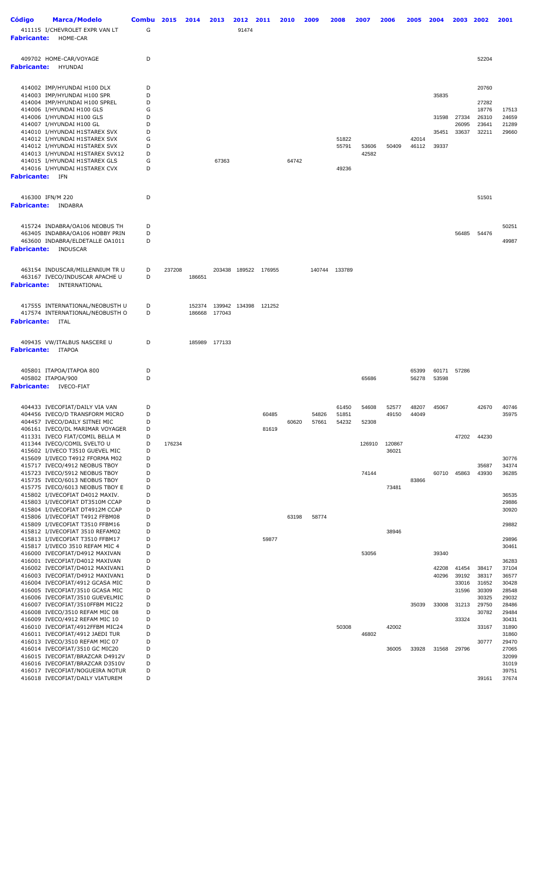| Código | Marca/Modelo | Combu | 2015 | 2014 | 2013 | 2012 | 2011 | 2010 | 2009 | 2008 | 2007 | 2006 | 2005 | 2004 | 2003 | 2002 | 2001 |
|---|---|---|---|---|---|---|---|---|---|---|---|---|---|---|---|---|---|
| 411115 | I/CHEVROLET EXPR VAN LT | G | | | | 91474 | | | | | | | | | | | |
| **Fabricante:** | **HOME-CAR** | | | | | | | | | | | | | | | | |
| 409702 | HOME-CAR/VOYAGE | D | | | | | | | | | | | | | | 52204 | |
| **Fabricante:** | **HYUNDAI** | | | | | | | | | | | | | | | | |
| 414002 | IMP/HYUNDAI H100 DLX | D | | | | | | | | | | | | | | 20760 | |
| 414003 | IMP/HYUNDAI H100 SPR | D | | | | | | | | | | | | 35835 | | | |
| 414004 | IMP/HYUNDAI H100 SPREL | D | | | | | | | | | | | | | | 27282 | |
| 414006 | I/HYUNDAI H100 GLS | G | | | | | | | | | | | | | | 18776 | 17513 |
| 414006 | I/HYUNDAI H100 GLS | D | | | | | | | | | | | | 31598 | 27334 | 26310 | 24659 |
| 414007 | I/HYUNDAI H100 GL | D | | | | | | | | | | | | | 26095 | 23641 | 21289 |
| 414010 | I/HYUNDAI H1STAREX SVX | D | | | | | | | | | | | | 35451 | 33637 | 32211 | 29660 |
| 414012 | I/HYUNDAI H1STAREX SVX | G | | | | | | | | 51822 | | | 42014 | | | | |
| 414012 | I/HYUNDAI H1STAREX SVX | D | | | | | | | | 55791 | 53606 | 50409 | 46112 | 39337 | | | |
| 414013 | I/HYUNDAI H1STAREX SVX12 | D | | | | | | | | | 42582 | | | | | | |
| 414015 | I/HYUNDAI H1STAREX GLS | G | | | 67363 | | | 64742 | | | | | | | | | |
| 414016 | I/HYUNDAI H1STAREX CVX | D | | | | | | | | 49236 | | | | | | | |
| **Fabricante:** | **IFN** | | | | | | | | | | | | | | | | |
| 416300 | IFN/M 220 | D | | | | | | | | | | | | | | 51501 | |
| **Fabricante:** | **INDABRA** | | | | | | | | | | | | | | | | |
| 415724 | INDABRA/OA106 NEOBUS TH | D | | | | | | | | | | | | | | | 50251 |
| 463405 | INDABRA/OA106 HOBBY PRIN | D | | | | | | | | | | | | | 56485 | 54476 | |
| 463600 | INDABRA/ELDETALLE OA1011 | D | | | | | | | | | | | | | | | 49987 |
| **Fabricante:** | **INDUSCAR** | | | | | | | | | | | | | | | | |
| 463154 | INDUSCAR/MILLENNIUM TR U | D | 237208 | | 203438 | 189522 | 176955 | | 140744 | 133789 | | | | | | | |
| 463167 | IVECO/INDUSCAR APACHE U | D | | 186651 | | | | | | | | | | | | | |
| **Fabricante:** | **INTERNATIONAL** | | | | | | | | | | | | | | | | |
| 417555 | INTERNATIONAL/NEOBUSTH U | D | | 152374 | 139942 | 134398 | 121252 | | | | | | | | | | |
| 417574 | INTERNATIONAL/NEOBUSTH O | D | | 186668 | 177043 | | | | | | | | | | | | |
| **Fabricante:** | **ITAL** | | | | | | | | | | | | | | | | |
| 409435 | VW/ITALBUS NASCERE U | D | | 185989 | 177133 | | | | | | | | | | | | |
| **Fabricante:** | **ITAPOA** | | | | | | | | | | | | | | | | |
| 405801 | ITAPOA/ITAPOA 800 | D | | | | | | | | | | | 65399 | 60171 | 57286 | | |
| 405802 | ITAPOA/900 | D | | | | | | | | | 65686 | | 56278 | 53598 | | | |
| **Fabricante:** | **IVECO-FIAT** | | | | | | | | | | | | | | | | |
| 404433 | IVECOFIAT/DAILY VIA VAN | D | | | | | | | | 61450 | 54608 | 52577 | 48207 | 45067 | | 42670 | 40746 |
| 404456 | IVECO/D TRANSFORM MICRO | D | | | | | | 60485 | 54826 | 51851 | | 49150 | 44049 | | | | 35975 |
| 404457 | IVECO/DAILY SITNEI MIC | D | | | | | | 60620 | 57661 | 54232 | 52308 | | | | | | |
| 406161 | IVECO/DL MARIMAR VOYAGER | D | | | | | | 81619 | | | | | | | | | |
| 411331 | IVECO FIAT/COMIL BELLA M | D | | | | | | | | | | | | | 47202 | 44230 | |
| 411344 | IVECO/COMIL SVELTO U | D | 176234 | | | | | | | | 126910 | 120867 | | | | | |
| 415602 | I/IVECO T3510 GUEVEL MIC | D | | | | | | | | | | 36021 | | | | | |
| 415609 | I/IVECO T4912 FFORMA M02 | D | | | | | | | | | | | | | | | 30776 |
| 415717 | IVECO/4912 NEOBUS TBOY | D | | | | | | | | | | | | | | 35687 | 34374 |
| 415723 | IVECO/5912 NEOBUS TBOY | D | | | | | | | | | 74144 | | | 60710 | 45863 | 43930 | 36285 |
| 415735 | IVECO/6013 NEOBUS TBOY | D | | | | | | | | | | | 83866 | | | | |
| 415775 | IVECO/6013 NEOBUS TBOY E | D | | | | | | | | | | 73481 | | | | | |
| 415802 | I/IVECOFIAT D4012 MAXIV. | D | | | | | | | | | | | | | | | 36535 |
| 415803 | I/IVECOFIAT DT3510M CCAP | D | | | | | | | | | | | | | | | 29886 |
| 415804 | I/IVECOFIAT DT4912M CCAP | D | | | | | | | | | | | | | | | 30920 |
| 415806 | I/IVECOFIAT T4912 FFBM08 | D | | | | | | 63198 | 58774 | | | | | | | | |
| 415809 | I/IVECOFIAT T3510 FFBM16 | D | | | | | | | | | | | | | | | 29882 |
| 415812 | I/IVECOFIAT 3510 REFAM02 | D | | | | | | | | | | 38946 | | | | | |
| 415813 | I/IVECOFIAT T3510 FFBM17 | D | | | | | | 59877 | | | | | | | | | 29896 |
| 415817 | I/IVECO 3510 REFAM MIC 4 | D | | | | | | | | | | | | | | | 30461 |
| 416000 | IVECOFIAT/D4912 MAXIVAN | D | | | | | | | | | 53056 | | | 39340 | | | |
| 416001 | IVECOFIAT/D4012 MAXIVAN | D | | | | | | | | | | | | | | | 36283 |
| 416002 | IVECOFIAT/D4012 MAXIVAN1 | D | | | | | | | | | | | | 42208 | 41454 | 38417 | 37104 |
| 416003 | IVECOFIAT/D4912 MAXIVAN1 | D | | | | | | | | | | | | 40296 | 39192 | 38317 | 36577 |
| 416004 | IVECOFIAT/4912 GCASA MIC | D | | | | | | | | | | | | | 33016 | 31652 | 30428 |
| 416005 | IVECOFIAT/3510 GCASA MIC | D | | | | | | | | | | | | | 31596 | 30309 | 28548 |
| 416006 | IVECOFIAT/3510 GUEVELMIC | D | | | | | | | | | | | | | | 30325 | 29032 |
| 416007 | IVECOFIAT/3510FFBM MIC22 | D | | | | | | | | | | | 35039 | 33008 | 31213 | 29750 | 28486 |
| 416008 | IVECO/3510 REFAM MIC 08 | D | | | | | | | | | | | | | | 30782 | 29484 |
| 416009 | IVECO/4912 REFAM MIC 10 | D | | | | | | | | | | | | | 33324 | | 30431 |
| 416010 | IVECOFIAT/4912FFBM MIC24 | D | | | | | | | | 50308 | | 42002 | | | | 33167 | 31890 |
| 416011 | IVECOFIAT/4912 JAEDI TUR | D | | | | | | | | | 46802 | | | | | | 31860 |
| 416013 | IVECO/3510 REFAM MIC 07 | D | | | | | | | | | | | | | | 30777 | 29470 |
| 416014 | IVECOFIAT/3510 GC MIC20 | D | | | | | | | | | | 36005 | 33928 | 31568 | 29796 | | 27065 |
| 416015 | IVECOFIAT/BRAZCAR D4912V | D | | | | | | | | | | | | | | | 32099 |
| 416016 | IVECOFIAT/BRAZCAR D3510V | D | | | | | | | | | | | | | | | 31019 |
| 416017 | IVECOFIAT/NOGUEIRA NOTUR | D | | | | | | | | | | | | | | | 39751 |
| 416018 | IVECOFIAT/DAILY VIATUREM | D | | | | | | | | | | | | | | 39161 | 37674 |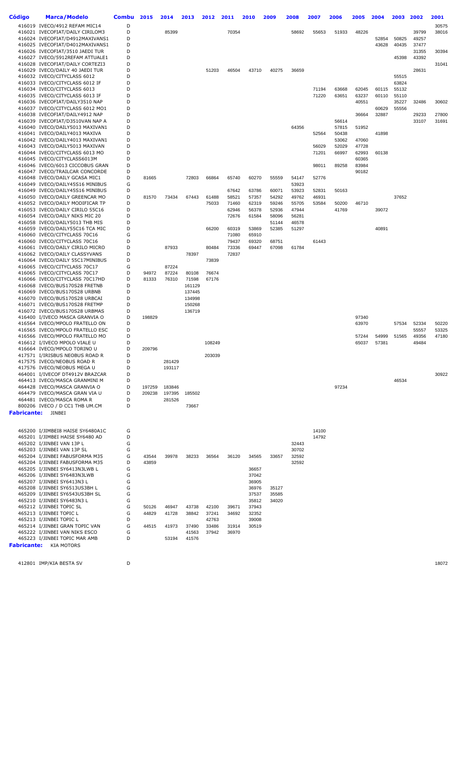| Código | Marca/Modelo | Combu | 2015 | 2014 | 2013 | 2012 | 2011 | 2010 | 2009 | 2008 | 2007 | 2006 | 2005 | 2004 | 2003 | 2002 | 2001 |
|---|---|---|---|---|---|---|---|---|---|---|---|---|---|---|---|---|---|
| 416019 | IVECO/4912 REFAM MIC14 | D | | | | | | | | | | | | | | | 30575 |
| 416021 | IVECOFIAT/DAILY CIRILOM3 | D | | 85399 | | | 70354 | | | 58692 | 55653 | 51933 | 48226 | | | 39799 | 38016 |
| 416024 | IVECOFIAT/D4912MAXIVANS1 | D | | | | | | | | | | | | 52854 | 50825 | 49257 | |
| 416025 | IVECOFIAT/D4012MAXIVANS1 | D | | | | | | | | | | | | 43628 | 40435 | 37477 | |
| 416026 | IVECOFIAT/3510 JAEDI TUR | D | | | | | | | | | | | | | | 31355 | 30394 |
| 416027 | IVECO/5912REFAM ATTUALE1 | D | | | | | | | | | | | | | 45398 | 43392 | |
| 416028 | IVECOFIAT/DAILY CORTEZI3 | D | | | | | | | | | | | | | | | 31041 |
| 416029 | IVECO/DAILY 40 JAEDI TUR | D | | | | 51203 | 46504 | 43710 | 40275 | 36659 | | | | | | 28631 | |
| 416032 | IVECO/CITYCLASS 6012 | D | | | | | | | | | | | | | 55515 | | |
| 416033 | IVECO/CITYCLASS 6012 IF | D | | | | | | | | | | | | | 63824 | | |
| 416034 | IVECO/CITYCLASS 6013 | D | | | | | | | | | 71194 | 63668 | 62045 | 60115 | 55132 | | |
| 416035 | IVECO/CITYCLASS 6013 IF | D | | | | | | | | | 71220 | 63651 | 63237 | 60110 | 55110 | | |
| 416036 | IVECOFIAT/DAILY3510 NAP | D | | | | | | | | | | | 40551 | | 35227 | 32486 | 30602 |
| 416037 | IVECO/CITYCLASS 6012 MO1 | D | | | | | | | | | | | | 60629 | 55556 | | |
| 416038 | IVECOFIAT/DAILY4912 NAP | D | | | | | | | | | | | 36664 | 32887 | | 29233 | 27800 |
| 416039 | IVECOFIAT/D3510VAN NAP A | D | | | | | | | | | | 56614 | | | | 33107 | 31691 |
| 416040 | IVECO/DAILY5013 MAXIVAN1 | D | | | | | | | | 64356 | | 57815 | 51952 | | | | |
| 416041 | IVECO/DAILY4013 MAXIVA | D | | | | | | | | | 52564 | 50438 | | 41898 | | | |
| 416042 | IVECO/DAILY4013 MAXIVAN1 | D | | | | | | | | | | 53062 | 47060 | | | | |
| 416043 | IVECO/DAILY5013 MAXIVAN | D | | | | | | | | | 56029 | 52029 | 47728 | | | | |
| 416044 | IVECO/CITYCLASS 6013 MO | D | | | | | | | | | 71201 | 66997 | 62993 | 60138 | | | |
| 416045 | IVECO/CITYCLASS6013M | D | | | | | | | | | | | 60365 | | | | |
| 416046 | IVECO/6013 CICCOBUS GRAN | D | | | | | | | | | 98011 | 89258 | 83984 | | | | |
| 416047 | IVECO/TRAILCAR CONCORDE | D | | | | | | | | | | | 90182 | | | | |
| 416048 | IVECO/DAILY GCASA MIC1 | D | 81665 | | 72803 | 66864 | 65740 | 60270 | 55559 | 54147 | 52776 | | | | | | |
| 416049 | IVECO/DAILY45S16 MINIBUS | G | | | | | | | | 53923 | | | | | | | |
| 416049 | IVECO/DAILY45S16 MINIBUS | D | | | | | 67642 | 63786 | 60071 | 53923 | 52831 | 50163 | | | | | |
| 416050 | IVECO/DAILY GREENCAR MO | D | 81570 | 73434 | 67443 | 61488 | 58521 | 57357 | 54292 | 49762 | 46931 | | | | 37652 | | |
| 416052 | IVECO/DAILY MODIFICAR TP | D | | | | 75033 | 71460 | 62319 | 59246 | 55705 | 53584 | 50200 | 46710 | | | | |
| 416053 | IVECO/DAILY CIRILO 55C16 | D | | | | | 62946 | 56378 | 52936 | 47944 | | 41769 | | 39072 | | | |
| 416054 | IVECO/DAILY NIKS MIC 20 | D | | | | | 72676 | 61584 | 58096 | 56281 | | | | | | | |
| 416058 | IVECO/DAILY5013 THB MIS | D | | | | | | | 51144 | 46578 | | | | | | | |
| 416059 | IVECO/DAILY55C16 TCA MIC | D | | | | 66200 | 60319 | 53869 | 52385 | 51297 | | | | 40891 | | | |
| 416060 | IVECO/CITYCLASS 70C16 | G | | | | | 71080 | 65910 | | | | | | | | | |
| 416060 | IVECO/CITYCLASS 70C16 | D | | | | | 79437 | 69320 | 68751 | | 61443 | | | | | | |
| 416061 | IVECO/DAILY CIRILO MICRO | D | | 87933 | | 80484 | 73336 | 69447 | 67098 | 61784 | | | | | | | |
| 416062 | IVECO/DAILY CLASSYVANS | D | | | 78397 | | 72837 | | | | | | | | | | |
| 416064 | IVECO/DAILY 55C17MINIBUS | D | | | | 73839 | | | | | | | | | | | |
| 416065 | IVECO/CITYCLASS 70C17 | G | | 87224 | | | | | | | | | | | | | |
| 416065 | IVECO/CITYCLASS 70C17 | D | 94972 | 87224 | 80108 | 76674 | | | | | | | | | | | |
| 416066 | IVECO/CITYCLASS 70C17HD | D | 81333 | 76310 | 71598 | 67176 | | | | | | | | | | | |
| 416068 | IVECO/BUS170S28 FRETNB | D | | | 161129 | | | | | | | | | | | | |
| 416069 | IVECO/BUS170S28 URBNB | D | | | 137445 | | | | | | | | | | | | |
| 416070 | IVECO/BUS170S28 URBCAI | D | | | 134998 | | | | | | | | | | | | |
| 416071 | IVECO/BUS170S28 FRETMP | D | | | 150268 | | | | | | | | | | | | |
| 416072 | IVECO/BUS170S28 URBMAS | D | | | 136719 | | | | | | | | | | | | |
| 416400 | I/IVECO MASCA GRANVIA O | D | 198829 | | | | | | | | | | 97340 | | | | |
| 416564 | IVECO/MPOLO FRATELLO ON | D | | | | | | | | | | | 63970 | | 57534 | 52334 | 50220 |
| 416565 | IVECO/MPOLO FRATELLO ESC | D | | | | | | | | | | | | | | 55557 | 53325 |
| 416566 | IVECO/MPOLO FRATELLO MO | D | | | | | | | | | | | 57244 | 54999 | 51565 | 49356 | 47180 |
| 416612 | I/IVECO MPOLO VIALE U | D | | | | 108249 | | | | | | | 65037 | 57381 | | 49484 | |
| 416664 | IVECO/MPOLO TORINO U | D | 209796 | | | | | | | | | | | | | | |
| 417571 | I/IRISBUS NEOBUS ROAD R | D | | | | 203039 | | | | | | | | | | | |
| 417575 | IVECO/NEOBUS ROAD R | D | | 281429 | | | | | | | | | | | | | |
| 417576 | IVECO/NEOBUS MEGA U | D | | 193117 | | | | | | | | | | | | | |
| 464001 | I/IVECOF DT4912V BRAZCAR | D | | | | | | | | | | | | | | | 30922 |
| 464413 | IVECO/MASCA GRANMINI M | D | | | | | | | | | | | | | 46534 | | |
| 464428 | IVECO/MASCA GRANVIA O | D | 197259 | 183846 | | | | | | | | 97234 | | | | | |
| 464479 | IVECO/MASCA GRAN VIA U | D | 209238 | 197395 | 185502 | | | | | | | | | | | | |
| 464481 | IVECO/MASCA ROMA R | D | | 281526 | | | | | | | | | | | | | |
| 800206 | IVECO / D CC1 THB UM.CM | D | | | 73667 | | | | | | | | | | | | |
| **Fabricante:** | JINBEI | | | | | | | | | | | | | | | | |
| 465200 | I/JIMBEI8 HAISE SY6480A1C | G | | | | | | | | | 14100 | | | | | | |
| 465201 | I/JIMBEI HAISE SY6480 AD | D | | | | | | | | | 14792 | | | | | | |
| 465202 | I/JINBEI VAN 13P L | G | | | | | | | | 32443 | | | | | | | |
| 465203 | I/JINBEI VAN 13P SL | G | | | | | | | | 30702 | | | | | | | |
| 465204 | I/JINBEI FABUSFORMA M35 | G | 43544 | 39978 | 38233 | 36564 | 36120 | 34565 | 33657 | 32592 | | | | | | | |
| 465204 | I/JINBEI FABUSFORMA M35 | D | 43859 | | | | | | | 32592 | | | | | | | |
| 465205 | I/JINBEI SY6413N3LWB L | G | | | | | | 36657 | | | | | | | | | |
| 465206 | I/JINBEI SY6483N3LWB | G | | | | | | 37042 | | | | | | | | | |
| 465207 | I/JINBEI SY6413N3 L | G | | | | | | 36905 | | | | | | | | | |
| 465208 | I/JINBEI SY6513US3BH L | G | | | | | | 36976 | 35127 | | | | | | | | |
| 465209 | I/JINBEI SY6543US3BH SL | G | | | | | | 37537 | 35585 | | | | | | | | |
| 465210 | I/JINBEI SY6483N3 L | G | | | | | | 35812 | 34020 | | | | | | | | |
| 465212 | I/JINBEI TOPIC SL | G | 50126 | 46947 | 43738 | 42100 | 39671 | 37943 | | | | | | | | | |
| 465213 | I/JINBEI TOPIC L | G | 44829 | 41728 | 38842 | 37241 | 34692 | 32352 | | | | | | | | | |
| 465213 | I/JINBEI TOPIC L | D | | | | 42763 | | 39008 | | | | | | | | | |
| 465214 | I/JINBEI GRAN TOPIC VAN | G | 44515 | 41973 | 37490 | 33486 | 31914 | 30519 | | | | | | | | | |
| 465222 | I/JINBEI VAN NIKS ESCO | G | | | 41563 | 37942 | 36970 | | | | | | | | | | |
| 465223 | I/JINBEI TOPIC MAR AMB | D | | 53194 | 41576 | | | | | | | | | | | | |
| **Fabricante:** | KIA MOTORS | | | | | | | | | | | | | | | | |
| 412801 | IMP/KIA BESTA SV | D | | | | | | | | | | | | | | | 18072 |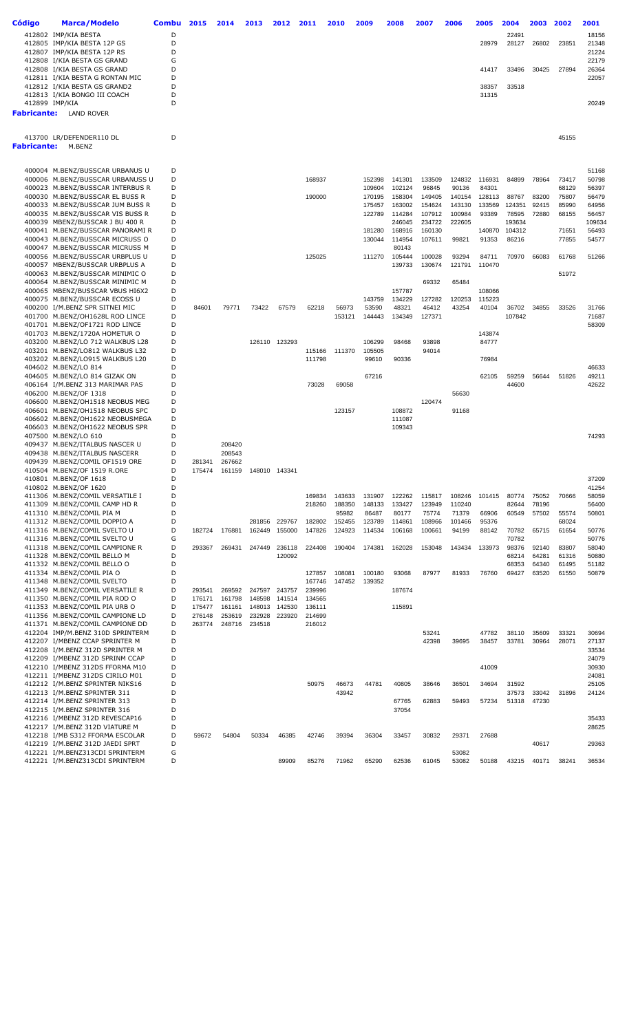| Código | Marca/Modelo | Combu | 2015 | 2014 | 2013 | 2012 | 2011 | 2010 | 2009 | 2008 | 2007 | 2006 | 2005 | 2004 | 2003 | 2002 | 2001 |
|---|---|---|---|---|---|---|---|---|---|---|---|---|---|---|---|---|---|
| 412802 | IMP/KIA BESTA | D | | | | | | | | | | | | 22491 | | | 18156 |
| 412805 | IMP/KIA BESTA 12P GS | D | | | | | | | | | | | 28979 | 28127 | 26802 | 23851 | 21348 |
| 412807 | IMP/KIA BESTA 12P RS | D | | | | | | | | | | | | | | | 21224 |
| 412808 | I/KIA BESTA GS GRAND | G | | | | | | | | | | | | | | | 22179 |
| 412808 | I/KIA BESTA GS GRAND | D | | | | | | | | | | | 41417 | 33496 | 30425 | 27894 | 26364 |
| 412811 | I/KIA BESTA G RONTAN MIC | D | | | | | | | | | | | | | | | 22057 |
| 412812 | I/KIA BESTA GS GRAND2 | D | | | | | | | | | | | 38357 | 33518 | | | |
| 412813 | I/KIA BONGO III COACH | D | | | | | | | | | | | 31315 | | | | |
| 412899 | IMP/KIA | D | | | | | | | | | | | | | | | 20249 |
| **Fabricante:** | **LAND ROVER** | | | | | | | | | | | | | | | | |
| 413700 | LR/DEFENDER110 DL | D | | | | | | | | | | | | | | 45155 | |
| **Fabricante:** | **M.BENZ** | | | | | | | | | | | | | | | | |
| 400004 | M.BENZ/BUSSCAR URBANUS U | D | | | | | | | | | | | | | | | 51168 |
| 400006 | M.BENZ/BUSSCAR URBANUSS U | D | | | | | 168937 | | 152398 | 141301 | 133509 | 124832 | 116931 | 84899 | 78964 | 73417 | 50798 |
| 400023 | M.BENZ/BUSSCAR INTERBUS R | D | | | | | | | 109604 | 102124 | 96845 | 90136 | 84301 | | | 68129 | 56397 |
| 400030 | M.BENZ/BUSSCAR EL BUSS R | D | | | | | 190000 | | 170195 | 158304 | 149405 | 140154 | 128113 | 88767 | 83200 | 75807 | 56479 |
| 400033 | M.BENZ/BUSSCAR JUM BUSS R | D | | | | | | | 175457 | 163002 | 154624 | 143130 | 133569 | 124351 | 92415 | 85990 | 64956 |
| 400035 | M.BENZ/BUSSCAR VIS BUSS R | D | | | | | | | 122789 | 114284 | 107912 | 100984 | 93389 | 78595 | 72880 | 68155 | 56457 |
| 400039 | MBENZ/BUSSCAR J BU 400 R | D | | | | | | | | 246045 | 234722 | 222605 | | 193634 | | | 109634 |
| 400041 | M.BENZ/BUSSCAR PANORAMI R | D | | | | | | | 181280 | 168916 | 160130 | | 140870 | 104312 | | 71651 | 56493 |
| 400043 | M.BENZ/BUSSCAR MICRUSS O | D | | | | | | | 130044 | 114954 | 107611 | 99821 | 91353 | 86216 | | 77855 | 54577 |
| 400047 | M.BENZ/BUSSCAR MICRUSS M | D | | | | | | | | 80143 | | | | | | | |
| 400056 | M.BENZ/BUSSCAR URBPLUS U | D | | | | | 125025 | | 111270 | 105444 | 100028 | 93294 | 84711 | 70970 | 66083 | 61768 | 51266 |
| 400057 | MBENZ/BUSSCAR URBPLUS A | D | | | | | | | | 139733 | 130674 | 121791 | 110470 | | | | |
| 400063 | M.BENZ/BUSSCAR MINIMIC O | D | | | | | | | | | | | | | | 51972 | |
| 400064 | M.BENZ/BUSSCAR MINIMIC M | D | | | | | | | | | 69332 | 65484 | | | | | |
| 400065 | MBENZ/BUSSCAR VBUS HI6X2 | D | | | | | | | | 157787 | | | 108066 | | | | |
| 400075 | M.BENZ/BUSSCAR ECOSS U | D | | | | | | | 143759 | 134229 | 127282 | 120253 | 115223 | | | | |
| 400200 | I/M.BENZ SPR SITNEI MIC | D | 84601 | 79771 | 73422 | 67579 | 62218 | 56973 | 53590 | 48321 | 46412 | 43254 | 40104 | 36702 | 34855 | 33526 | 31766 |
| 401700 | M.BENZ/OH1628L ROD LINCE | D | | | | | | 153121 | 144443 | 134349 | 127371 | | | 107842 | | | 71687 |
| 401701 | M.BENZ/OF1721 ROD LINCE | D | | | | | | | | | | | | | | | 58309 |
| 401703 | M.BENZ/1720A HOMETUR O | D | | | | | | | | | | | 143874 | | | | |
| 403200 | M.BENZ/LO 712 WALKBUS L28 | D | | | 126110 | 123293 | | | 106299 | 98468 | 93898 | | 84777 | | | | |
| 403201 | M.BENZ/LO812 WALKBUS L32 | D | | | | | 115166 | 111370 | 105505 | | 94014 | | | | | | |
| 403202 | M.BENZ/LO915 WALKBUS L20 | D | | | | | 111798 | | 99610 | 90336 | | | 76984 | | | | |
| 404602 | M.BENZ/LO 814 | D | | | | | | | | | | | | | | | 46633 |
| 404605 | M.BENZ/LO 814 GIZAK ON | D | | | | | | | 67216 | | | | 62105 | 59259 | 56644 | 51826 | 49211 |
| 406164 | I/M.BENZ 313 MARIMAR PAS | D | | | | | 73028 | 69058 | | | | | | 44600 | | | 42622 |
| 406200 | M.BENZ/OF 1318 | D | | | | | | | | | | 56630 | | | | | |
| 406600 | M.BENZ/OH1518 NEOBUS MEG | D | | | | | | | | | 120474 | | | | | | |
| 406601 | M.BENZ/OH1518 NEOBUS SPC | D | | | | | | 123157 | | 108872 | | 91168 | | | | | |
| 406602 | M.BENZ/OH1622 NEOBUSMEGA | D | | | | | | | | 111087 | | | | | | | |
| 406603 | M.BENZ/OH1622 NEOBUS SPR | D | | | | | | | | 109343 | | | | | | | |
| 407500 | M.BENZ/LO 610 | D | | | | | | | | | | | | | | | 74293 |
| 409437 | M.BENZ/ITALBUS NASCER U | D | | 208420 | | | | | | | | | | | | | |
| 409438 | M.BENZ/ITALBUS NASCERR | D | | 208543 | | | | | | | | | | | | | |
| 409439 | M.BENZ/COMIL OF1519 ORE | D | 281341 | 267662 | | | | | | | | | | | | | |
| 410504 | M.BENZ/OF 1519 R.ORE | D | 175474 | 161159 | 148010 | 143341 | | | | | | | | | | | |
| 410801 | M.BENZ/OF 1618 | D | | | | | | | | | | | | | | | 37209 |
| 410802 | M.BENZ/OF 1620 | D | | | | | | | | | | | | | | | 41254 |
| 411306 | M.BENZ/COMIL VERSATILE I | D | | | | | 169834 | 143633 | 131907 | 122262 | 115817 | 108246 | 101415 | 80774 | 75052 | 70666 | 58059 |
| 411309 | M.BENZ/COMIL CAMP HD R | D | | | | | 218260 | 188350 | 148133 | 133427 | 123949 | 110240 | | 82644 | 78196 | | 56400 |
| 411310 | M.BENZ/COMIL PIA M | D | | | | | | 95982 | 86487 | 80177 | 75774 | 71379 | 66906 | 60549 | 57502 | 55574 | 50801 |
| 411312 | M.BENZ/COMIL DOPPIO A | D | | | 281856 | 229767 | 182802 | 152455 | 123789 | 114861 | 108966 | 101466 | 95376 | | | 68024 | |
| 411316 | M.BENZ/COMIL SVELTO U | D | 182724 | 176881 | 162449 | 155000 | 147826 | 124923 | 114534 | 106168 | 100661 | 94199 | 88142 | 70782 | 65715 | 61654 | 50776 |
| 411316 | M.BENZ/COMIL SVELTO U | G | | | | | | | | | | | | 70782 | | | 50776 |
| 411318 | M.BENZ/COMIL CAMPIONE R | D | 293367 | 269431 | 247449 | 236118 | 224408 | 190404 | 174381 | 162028 | 153048 | 143434 | 133973 | 98376 | 92140 | 83807 | 58040 |
| 411328 | M.BENZ/COMIL BELLO M | D | | | | 120092 | | | | | | | | 68214 | 64281 | 61316 | 50880 |
| 411332 | M.BENZ/COMIL BELLO O | D | | | | | | | | | | | | 68353 | 64340 | 61495 | 51182 |
| 411334 | M.BENZ/COMIL PIA O | D | | | | | 127857 | 108081 | 100180 | 93068 | 87977 | 81933 | 76760 | 69427 | 63520 | 61550 | 50879 |
| 411348 | M.BENZ/COMIL SVELTO | D | | | | | 167746 | 147452 | 139352 | | | | | | | | |
| 411349 | M.BENZ/COMIL VERSATILE R | D | 293541 | 269592 | 247597 | 243757 | 239996 | | | 187674 | | | | | | | |
| 411350 | M.BENZ/COMIL PIA ROD O | D | 176171 | 161798 | 148598 | 141514 | 134565 | | | | | | | | | | |
| 411353 | M.BENZ/COMIL PIA URB O | D | 175477 | 161161 | 148013 | 142530 | 136111 | | | 115891 | | | | | | | |
| 411356 | M.BENZ/COMIL CAMPIONE LD | D | 276148 | 253619 | 232928 | 223920 | 214699 | | | | | | | | | | |
| 411371 | M.BENZ/COMIL CAMPIONE DD | D | 263774 | 248716 | 234518 | | 216012 | | | | | | | | | | |
| 412204 | IMP/M.BENZ 310D SPRINTERM | D | | | | | | | | | 53241 | | 47782 | 38110 | 35609 | 33321 | 30694 |
| 412207 | I/MBENZ CCAP SPRINTER M | D | | | | | | | | | 42398 | 39695 | 38457 | 33781 | 30964 | 28071 | 27137 |
| 412208 | I/M.BENZ 312D SPRINTER M | D | | | | | | | | | | | | | | | 33534 |
| 412209 | I/MBENZ 312D SPRINM CCAP | D | | | | | | | | | | | | | | | 24079 |
| 412210 | I/MBENZ 312DS FFORMA M10 | D | | | | | | | | | | | 41009 | | | | 30930 |
| 412211 | I/MBENZ 312DS CIRILO M01 | D | | | | | | | | | | | | | | | 24081 |
| 412212 | I/M.BENZ SPRINTER NIKS16 | D | | | | | 50975 | 46673 | 44781 | 40805 | 38646 | 36501 | 34694 | 31592 | | | 25105 |
| 412213 | I/M.BENZ SPRINTER 311 | D | | | | | | 43942 | | | | | | 37573 | 33042 | 31896 | 24124 |
| 412214 | I/M.BENZ SPRINTER 313 | D | | | | | | | | 67765 | 62883 | 59493 | 57234 | 51318 | 47230 | | |
| 412215 | I/M.BENZ SPRINTER 316 | D | | | | | | | | 37054 | | | | | | | |
| 412216 | I/MBENZ 312D REVESCAP16 | D | | | | | | | | | | | | | | | 35433 |
| 412217 | I/M.BENZ 312D VIATURE M | D | | | | | | | | | | | | | | | 28625 |
| 412218 | I/MB S312 FFORMA ESCOLAR | D | 59672 | 54804 | 50334 | 46385 | 42746 | 39394 | 36304 | 33457 | 30832 | 29371 | 27688 | | | | |
| 412219 | I/M.BENZ 312D JAEDI SPRT | D | | | | | | | | | | | | | 40617 | | 29363 |
| 412221 | I/M.BENZ313CDI SPRINTERM | G | | | | | | | | | | 53082 | | | | | |
| 412221 | I/M.BENZ313CDI SPRINTERM | D | | | | 89909 | 85276 | 71962 | 65290 | 62536 | 61045 | 53082 | 50188 | 43215 | 40171 | 38241 | 36534 |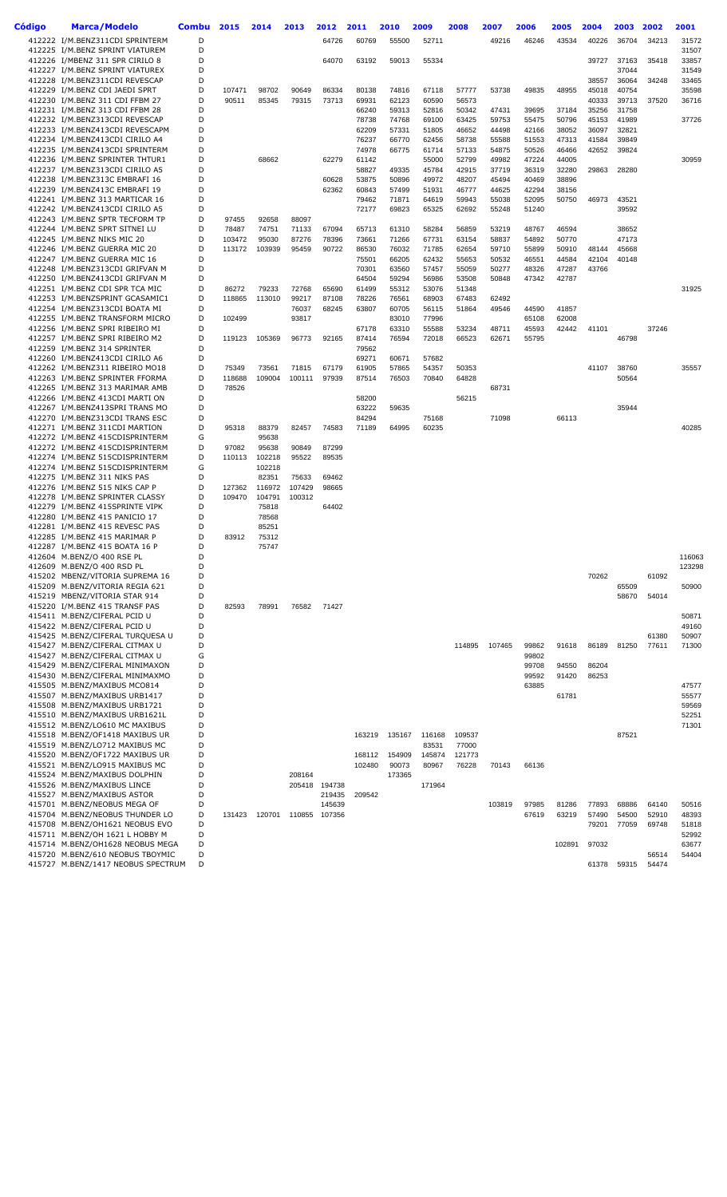| Código | Marca/Modelo | Combu | 2015 | 2014 | 2013 | 2012 | 2011 | 2010 | 2009 | 2008 | 2007 | 2006 | 2005 | 2004 | 2003 | 2002 | 2001 |
|---|---|---|---|---|---|---|---|---|---|---|---|---|---|---|---|---|---|
| 412222 | I/M.BENZ311CDI SPRINTERM | D | | | | 64726 | 60769 | 55500 | 52711 | | 49216 | 46246 | 43534 | 40226 | 36704 | 34213 | 31572 |
| 412225 | I/M.BENZ SPRINT VIATUREM | D | | | | | | | | | | | | | | | 31507 |
| 412226 | I/MBENZ 311 SPR CIRILO 8 | D | | | | 64070 | 63192 | 59013 | 55334 | | | | | 39727 | 37163 | 35418 | 33857 |
| 412227 | I/M.BENZ SPRINT VIATUREX | D | | | | | | | | | | | | | 37044 | | 31549 |
| 412228 | I/M.BENZ311CDI REVESCAP | D | | | | | | | | | | | | 38557 | 36064 | 34248 | 33465 |
| 412229 | I/M.BENZ CDI JAEDI SPRT | D | 107471 | 98702 | 90649 | 86334 | 80138 | 74816 | 67118 | 57777 | 53738 | 49835 | 48955 | 45018 | 40754 | | 35598 |
| 412230 | I/M.BENZ 311 CDI FFBM 27 | D | 90511 | 85345 | 79315 | 73713 | 69931 | 62123 | 60590 | 56573 | | | | 40333 | 39713 | 37520 | 36716 |
| 412231 | I/M.BENZ 313 CDI FFBM 28 | D | | | | | 66240 | 59313 | 52816 | 50342 | 47431 | 39695 | 37184 | 35256 | 31758 | | |
| 412232 | I/M.BENZ313CDI REVESCAP | D | | | | | 78738 | 74768 | 69100 | 63425 | 59753 | 55475 | 50796 | 45153 | 41989 | | 37726 |
| 412233 | I/M.BENZ413CDI REVESCAPM | D | | | | | 62209 | 57331 | 51805 | 46652 | 44498 | 42166 | 38052 | 36097 | 32821 | | |
| 412234 | I/M.BENZ413CDI CIRILO A4 | D | | | | | 76237 | 66770 | 62456 | 58738 | 55588 | 51553 | 47313 | 41584 | 39849 | | |
| 412235 | I/M.BENZ413CDI SPRINTERM | D | | | | | 74978 | 66775 | 61714 | 57133 | 54875 | 50526 | 46466 | 42652 | 39824 | | |
| 412236 | I/M.BENZ SPRINTER THTUR1 | D | | 68662 | | 62279 | 61142 | | 55000 | 52799 | 49982 | 47224 | 44005 | | | | 30959 |
| 412237 | I/M.BENZ313CDI CIRILO A5 | D | | | | | 58827 | 49335 | 45784 | 42915 | 37719 | 36319 | 32280 | 29863 | 28280 | | |
| 412238 | I/M.BENZ313C EMBRAFI 16 | D | | | | 60628 | 53875 | 50896 | 49972 | 48207 | 45494 | 40469 | 38896 | | | | |
| 412239 | I/M.BENZ413C EMBRAFI 19 | D | | | | 62362 | 60843 | 57499 | 51931 | 46777 | 44625 | 42294 | 38156 | | | | |
| 412241 | I/M.BENZ 313 MARTICAR 16 | D | | | | | 79462 | 71871 | 64619 | 59943 | 55038 | 52095 | 50750 | 46973 | 43521 | | |
| 412242 | I/M.BENZ413CDI CIRILO A5 | D | | | | | 72177 | 69823 | 65325 | 62692 | 55248 | 51240 | | | 39592 | | |
| 412243 | I/M.BENZ SPTR TECFORM TP | D | 97455 | 92658 | 88097 | | | | | | | | | | | | |
| 412244 | I/M.BENZ SPRT SITNEI LU | D | 78487 | 74751 | 71133 | 67094 | 65713 | 61310 | 58284 | 56859 | 53219 | 48767 | 46594 | | 38652 | | |
| 412245 | I/M.BENZ NIKS MIC 20 | D | 103472 | 95030 | 87276 | 78396 | 73661 | 71266 | 67731 | 63154 | 58837 | 54892 | 50770 | | 47173 | | |
| 412246 | I/M.BENZ GUERRA MIC 20 | D | 113172 | 103939 | 95459 | 90722 | 86530 | 76032 | 71785 | 62654 | 59710 | 55899 | 50910 | 48144 | 45668 | | |
| 412247 | I/M.BENZ GUERRA MIC 16 | D | | | | | 75501 | 66205 | 62432 | 55653 | 50532 | 46551 | 44584 | 42104 | 40148 | | |
| 412248 | I/M.BENZ313CDI GRIFVAN M | D | | | | | 70301 | 63560 | 57457 | 55059 | 50277 | 48326 | 47287 | 43766 | | | |
| 412250 | I/M.BENZ413CDI GRIFVAN M | D | | | | | 64504 | 59294 | 56986 | 53508 | 50848 | 47342 | 42787 | | | | |
| 412251 | I/M.BENZ CDI SPR TCA MIC | D | 86272 | 79233 | 72768 | 65690 | 61499 | 55312 | 53076 | 51348 | | | | | | | 31925 |
| 412253 | I/M.BENZSPRINT GCASAMIC1 | D | 118865 | 113010 | 99217 | 87108 | 78226 | 76561 | 68903 | 67483 | 62492 | | | | | | |
| 412254 | I/M.BENZ313CDI BOATA MI | D | | | 76037 | 68245 | 63807 | 60705 | 56115 | 51864 | 49546 | 44590 | 41857 | | | | |
| 412255 | I/M.BENZ TRANSFORM MICRO | D | 102499 | | 93817 | | | | 83010 | 77996 | | 65108 | 62008 | | | | |
| 412256 | I/M.BENZ SPRI RIBEIRO MI | D | | | | | 67178 | 63310 | 55588 | 53234 | 48711 | 45593 | 42442 | 41101 | | 37246 | |
| 412257 | I/M.BENZ SPRI RIBEIRO M2 | D | 119123 | 105369 | 96773 | 92165 | 87414 | 76594 | 72018 | 66523 | 62671 | 55795 | | | 46798 | | |
| 412259 | I/M.BENZ 314 SPRINTER | D | | | | | 79562 | | | | | | | | | | |
| 412260 | I/M.BENZ413CDI CIRILO A6 | D | | | | | 69271 | 60671 | 57682 | | | | | | | | |
| 412262 | I/M.BENZ311 RIBEIRO MO18 | D | 75349 | 73561 | 71815 | 67179 | 61905 | 57865 | 54357 | 50353 | | | | 41107 | 38760 | | 35557 |
| 412263 | I/M.BENZ SPRINTER FFORMA | D | 118688 | 109004 | 100111 | 97939 | 87514 | 76503 | 70840 | 64828 | | | | | 50564 | | |
| 412265 | I/M.BENZ 313 MARIMAR AMB | D | 78526 | | | | | | | | 68731 | | | | | | |
| 412266 | I/M.BENZ 413CDI MARTI ON | D | | | | | 58200 | | | 56215 | | | | | | | |
| 412267 | I/M.BENZ413SPRI TRANS MO | D | | | | | 63222 | 59635 | | | | | | | 35944 | | |
| 412270 | I/M.BENZ313CDI TRANS ESC | D | | | | | 84294 | | 75168 | | 71098 | | 66113 | | | | |
| 412271 | I/M.BENZ 311CDI MARTION | D | 95318 | 88379 | 82457 | 74583 | 71189 | 64995 | 60235 | | | | | | | | 40285 |
| 412272 | I/M.BENZ 415CDISPRINTERM | G | | 95638 | | | | | | | | | | | | | |
| 412272 | I/M.BENZ 415CDISPRINTERM | D | 97082 | 95638 | 90849 | 87299 | | | | | | | | | | | |
| 412274 | I/M.BENZ 515CDISPRINTERM | D | 110113 | 102218 | 95522 | 89535 | | | | | | | | | | | |
| 412274 | I/M.BENZ 515CDISPRINTERM | G | | 102218 | | | | | | | | | | | | | |
| 412275 | I/M.BENZ 311 NIKS PAS | D | | 82351 | 75633 | 69462 | | | | | | | | | | | |
| 412276 | I/M.BENZ 515 NIKS CAP P | D | 127362 | 116972 | 107429 | 98665 | | | | | | | | | | | |
| 412278 | I/M.BENZ SPRINTER CLASSY | D | 109470 | 104791 | 100312 | | | | | | | | | | | | |
| 412279 | I/M.BENZ 415SPRINTE VIPK | D | | 75818 | | 64402 | | | | | | | | | | | |
| 412280 | I/M.BENZ 415 PANICIO 17 | D | | 78568 | | | | | | | | | | | | | |
| 412281 | I/M.BENZ 415 REVESC PAS | D | | 85251 | | | | | | | | | | | | | |
| 412285 | I/M.BENZ 415 MARIMAR P | D | 83912 | 75312 | | | | | | | | | | | | | |
| 412287 | I/M.BENZ 415 BOATA 16 P | D | | 75747 | | | | | | | | | | | | | |
| 412604 | M.BENZ/O 400 RSE PL | D | | | | | | | | | | | | | | | 116063 |
| 412609 | M.BENZ/O 400 RSD PL | D | | | | | | | | | | | | | | | 123298 |
| 415202 | MBENZ/VITORIA SUPREMA 16 | D | | | | | | | | | | | | 70262 | | 61092 | |
| 415209 | M.BENZ/VITORIA REGIA 621 | D | | | | | | | | | | | | | 65509 | | 50900 |
| 415219 | MBENZ/VITORIA STAR 914 | D | | | | | | | | | | | | | 58670 | 54014 | |
| 415220 | I/M.BENZ 415 TRANSF PAS | D | 82593 | 78991 | 76582 | 71427 | | | | | | | | | | | |
| 415411 | M.BENZ/CIFERAL PCID U | D | | | | | | | | | | | | | | | 50871 |
| 415422 | M.BENZ/CIFERAL PCID U | D | | | | | | | | | | | | | | | 49160 |
| 415425 | M.BENZ/CIFERAL TURQUESA U | D | | | | | | | | | | | | | | 61380 | 50907 |
| 415427 | M.BENZ/CIFERAL CITMAX U | D | | | | | | | | 114895 | 107465 | 99862 | 91618 | 86189 | 81250 | 77611 | 71300 |
| 415427 | M.BENZ/CIFERAL CITMAX U | G | | | | | | | | | | 99802 | | | | | |
| 415429 | M.BENZ/CIFERAL MINIMAXON | D | | | | | | | | | | 99708 | 94550 | 86204 | | | |
| 415430 | M.BENZ/CIFERAL MINIMAXMO | D | | | | | | | | | | 99592 | 91420 | 86253 | | | |
| 415505 | M.BENZ/MAXIBUS MCO814 | D | | | | | | | | | | 63885 | | | | | 47577 |
| 415507 | M.BENZ/MAXIBUS URB1417 | D | | | | | | | | | | | 61781 | | | | 55577 |
| 415508 | M.BENZ/MAXIBUS URB1721 | D | | | | | | | | | | | | | | | 59569 |
| 415510 | M.BENZ/MAXIBUS URB1621L | D | | | | | | | | | | | | | | | 52251 |
| 415512 | M.BENZ/LO610 MC MAXIBUS | D | | | | | | | | | | | | | | | 71301 |
| 415518 | M.BENZ/OF1418 MAXIBUS UR | D | | | | | 163219 | 135167 | 116168 | 109537 | | | | | 87521 | | |
| 415519 | M.BENZ/LO712 MAXIBUS MC | D | | | | | | | 83531 | 77000 | | | | | | | |
| 415520 | M.BENZ/OF1722 MAXIBUS UR | D | | | | | 168112 | 154909 | 145874 | 121773 | | | | | | | |
| 415521 | M.BENZ/LO915 MAXIBUS MC | D | | | | | 102480 | 90073 | 80967 | 76228 | 70143 | 66136 | | | | | |
| 415524 | M.BENZ/MAXIBUS DOLPHIN | D | | | 208164 | | | 173365 | | | | | | | | | |
| 415526 | M.BENZ/MAXIBUS LINCE | D | | | 205418 | 194738 | | | 171964 | | | | | | | | |
| 415527 | M.BENZ/MAXIBUS ASTOR | D | | | | 219435 | 209542 | | | | | | | | | | |
| 415701 | M.BENZ/NEOBUS MEGA OF | D | | | | 145639 | | | | | 103819 | 97985 | 81286 | 77893 | 68886 | 64140 | 50516 |
| 415704 | M.BENZ/NEOBUS THUNDER LO | D | 131423 | 120701 | 110855 | 107356 | | | | | | 67619 | 63219 | 57490 | 54500 | 52910 | 48393 |
| 415708 | M.BENZ/OH1621 NEOBUS EVO | D | | | | | | | | | | | | 79201 | 77059 | 69748 | 51818 |
| 415711 | M.BENZ/OH 1621 L HOBBY M | D | | | | | | | | | | | | | | | 52992 |
| 415714 | M.BENZ/OH1628 NEOBUS MEGA | D | | | | | | | | | | | 102891 | 97032 | | | 63677 |
| 415720 | M.BENZ/610 NEOBUS TBOYMIC | D | | | | | | | | | | | | | | 56514 | 54404 |
| 415727 | M.BENZ/1417 NEOBUS SPECTRUM | D | | | | | | | | | | | | 61378 | 59315 | 54474 | |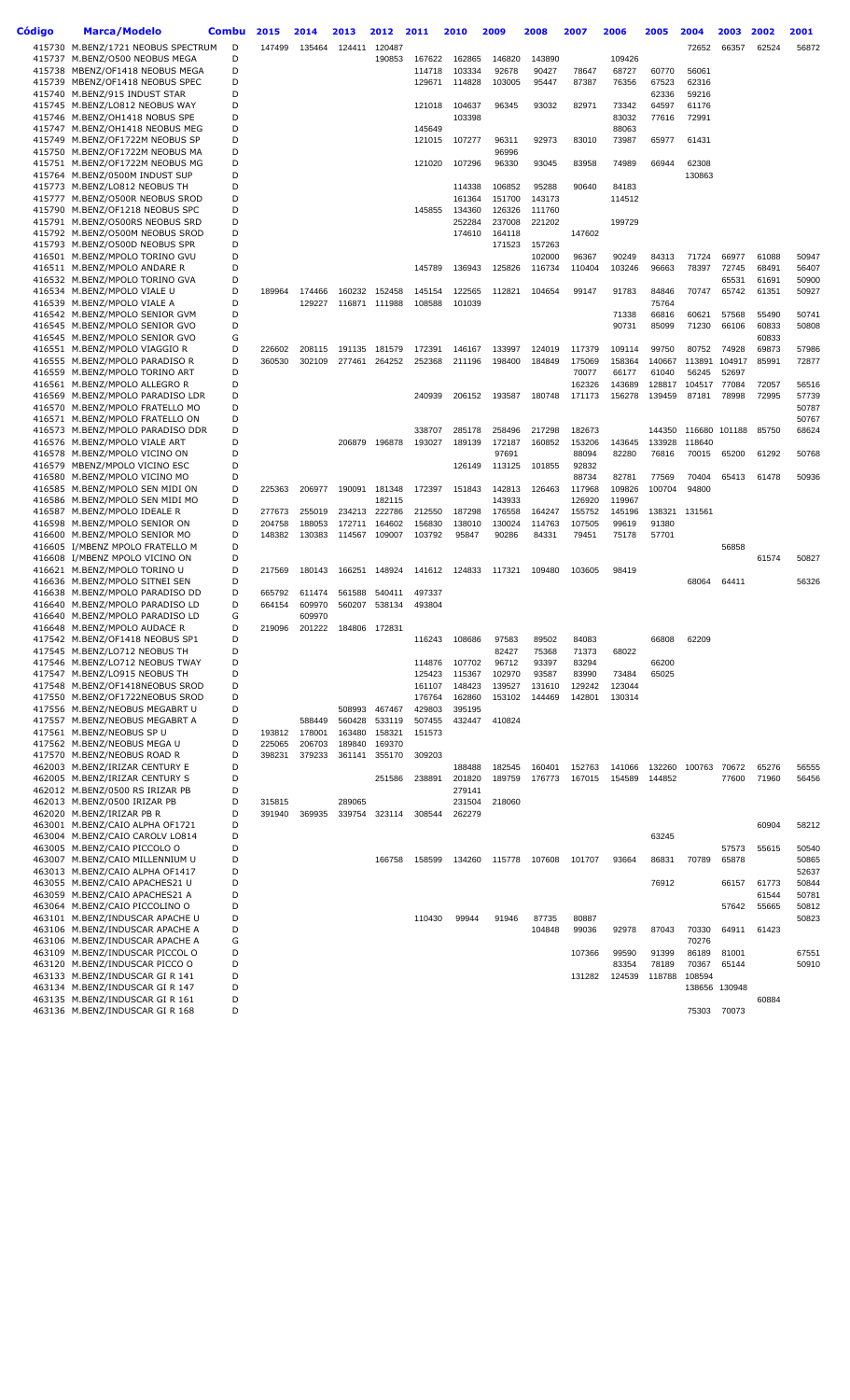| Código | Marca/Modelo | Combu | 2015 | 2014 | 2013 | 2012 | 2011 | 2010 | 2009 | 2008 | 2007 | 2006 | 2005 | 2004 | 2003 | 2002 | 2001 |
|---|---|---|---|---|---|---|---|---|---|---|---|---|---|---|---|---|---|
| 415730 | M.BENZ/1721 NEOBUS SPECTRUM | D | 147499 | 135464 | 124411 | 120487 | | | | | | 109426 | | 72652 | 66357 | 62524 | 56872 |
| 415737 | M.BENZ/O500 NEOBUS MEGA | D | | | | 190853 | 167622 | 162865 | 146820 | 143890 | | | | | | | |
| 415738 | MBENZ/OF1418 NEOBUS MEGA | D | | | | | 114718 | 103334 | 92678 | 90427 | 78647 | 68727 | 60770 | 56061 | | | |
| 415739 | MBENZ/OF1418 NEOBUS SPEC | D | | | | | 129671 | 114828 | 103005 | 95447 | 87387 | 76356 | 67523 | 62316 | | | |
| 415740 | M.BENZ/915 INDUST STAR | D | | | | | | | | | | | 62336 | 59216 | | | |
| 415745 | M.BENZ/LO812 NEOBUS WAY | D | | | | | 121018 | 104637 | 96345 | 93032 | 82971 | 73342 | 64597 | 61176 | | | |
| 415746 | M.BENZ/OH1418 NOBUS SPE | D | | | | | | 103398 | | | | 83032 | 77616 | 72991 | | | |
| 415747 | M.BENZ/OH1418 NEOBUS MEG | D | | | | | 145649 | | | | | 88063 | | | | | |
| 415749 | M.BENZ/OF1722M NEOBUS SP | D | | | | | 121015 | 107277 | 96311 | 92973 | 83010 | 73987 | 65977 | 61431 | | | |
| 415750 | M.BENZ/OF1722M NEOBUS MA | D | | | | | | | 96996 | | | | | | | | |
| 415751 | M.BENZ/OF1722M NEOBUS MG | D | | | | | 121020 | 107296 | 96330 | 93045 | 83958 | 74989 | 66944 | 62308 | | | |
| 415764 | M.BENZ/0500M INDUST SUP | D | | | | | | | | | | | | 130863 | | | |
| 415773 | M.BENZ/LO812 NEOBUS TH | D | | | | | | 114338 | 106852 | 95288 | 90640 | 84183 | | | | | |
| 415777 | M.BENZ/O500R NEOBUS SROD | D | | | | | | 161364 | 151700 | 143173 | | 114512 | | | | | |
| 415790 | M.BENZ/OF1218 NEOBUS SPC | D | | | | | 145855 | 134360 | 126326 | 111760 | | | | | | | |
| 415791 | M.BENZ/O500RS NEOBUS SRD | D | | | | | | 252284 | 237008 | 221202 | | 199729 | | | | | |
| 415792 | M.BENZ/O500M NEOBUS SROD | D | | | | | | 174610 | 164118 | | 147602 | | | | | | |
| 415793 | M.BENZ/O500D NEOBUS SPR | D | | | | | | | 171523 | 157263 | | | | | | | |
| 416501 | M.BENZ/MPOLO TORINO GVU | D | | | | | | | | 102000 | 96367 | 90249 | 84313 | 71724 | 66977 | 61088 | 50947 |
| 416511 | M.BENZ/MPOLO ANDARE R | D | | | | | 145789 | 136943 | 125826 | 116734 | 110404 | 103246 | 96663 | 78397 | 72745 | 68491 | 56407 |
| 416532 | M.BENZ/MPOLO TORINO GVA | D | | | | | | | | | | | | | 65531 | 61691 | 50900 |
| 416534 | M.BENZ/MPOLO VIALE U | D | 189964 | 174466 | 160232 | 152458 | 145154 | 122565 | 112821 | 104654 | 99147 | 91783 | 84846 | 70747 | 65742 | 61351 | 50927 |
| 416539 | M.BENZ/MPOLO VIALE A | D | | 129227 | 116871 | 111988 | 108588 | 101039 | | | | | 75764 | | | | |
| 416542 | M.BENZ/MPOLO SENIOR GVM | D | | | | | | | | | | 71338 | 66816 | 60621 | 57568 | 55490 | 50741 |
| 416545 | M.BENZ/MPOLO SENIOR GVO | D | | | | | | | | | | 90731 | 85099 | 71230 | 66106 | 60833 | 50808 |
| 416545 | M.BENZ/MPOLO SENIOR GVO | G | | | | | | | | | | | | | | 60833 | |
| 416551 | M.BENZ/MPOLO VIAGGIO R | D | 226602 | 208115 | 191135 | 181579 | 172391 | 146167 | 133997 | 124019 | 117379 | 109114 | 99750 | 80752 | 74928 | 69873 | 57986 |
| 416555 | M.BENZ/MPOLO PARADISO R | D | 360530 | 302109 | 277461 | 264252 | 252368 | 211196 | 198400 | 184849 | 175069 | 158364 | 140667 | 113891 | 104917 | 85991 | 72877 |
| 416559 | M.BENZ/MPOLO TORINO ART | D | | | | | | | | | 70077 | 66177 | 61040 | 56245 | 52697 | | |
| 416561 | M.BENZ/MPOLO ALLEGRO R | D | | | | | | | | | 162326 | 143689 | 128817 | 104517 | 77084 | 72057 | 56516 |
| 416569 | M.BENZ/MPOLO PARADISO LDR | D | | | | | 240939 | 206152 | 193587 | 180748 | 171173 | 156278 | 139459 | 87181 | 78998 | 72995 | 57739 |
| 416570 | M.BENZ/MPOLO FRATELLO MO | D | | | | | | | | | | | | | | | 50787 |
| 416571 | M.BENZ/MPOLO FRATELLO ON | D | | | | | | | | | | | | | | | 50767 |
| 416573 | M.BENZ/MPOLO PARADISO DDR | D | | | | | 338707 | 285178 | 258496 | 217298 | 182673 | | 144350 | 116680 | 101188 | 85750 | 68624 |
| 416576 | M.BENZ/MPOLO VIALE ART | D | | | 206879 | 196878 | 193027 | 189139 | 172187 | 160852 | 153206 | 143645 | 133928 | 118640 | | | |
| 416578 | M.BENZ/MPOLO VICINO ON | D | | | | 182115 | | | 97691 | | 88094 | 82280 | 76816 | 70015 | 65200 | 61292 | 50768 |
| 416579 | MBENZ/MPOLO VICINO ESC | D | | | | | | 126149 | 113125 | 101855 | 92832 | | | | | | |
| 416580 | M.BENZ/MPOLO VICINO MO | D | | | | | | | | | 88734 | 82781 | 77569 | 70404 | 65413 | 61478 | 50936 |
| 416585 | M.BENZ/MPOLO SEN MIDI ON | D | 225363 | 206977 | 190091 | 181348 | 172397 | 151843 | 142813 | 126463 | 117968 | 109826 | 100704 | 94800 | | | |
| 416586 | M.BENZ/MPOLO SEN MIDI MO | D | | | | | | | 143933 | | 126920 | 119967 | | | | | |
| 416587 | M.BENZ/MPOLO IDEALE R | D | 277673 | 255019 | 234213 | 222786 | 212550 | 187298 | 176558 | 164227 | 155752 | 145196 | 138321 | 131561 | | | |
| 416598 | M.BENZ/MPOLO SENIOR ON | D | 204758 | 188053 | 172711 | 164602 | 156830 | 138010 | 130024 | 114763 | 107505 | 99619 | 91380 | | | | |
| 416600 | M.BENZ/MPOLO SENIOR MO | D | 148382 | 130383 | 114567 | 109007 | 103792 | 95847 | 90286 | 84331 | 79451 | 75178 | 57701 | | | | |
| 416605 | I/MBENZ MPOLO FRATELLO M | D | | | | | | | | | | | | | 56858 | | |
| 416608 | I/MBENZ MPOLO VICINO ON | D | | | | | | | | | | | | | | 61574 | 50827 |
| 416621 | M.BENZ/MPOLO TORINO U | D | 217569 | 180143 | 166251 | 148924 | 141612 | 124833 | 117321 | 109480 | 103605 | 98419 | | | | | |
| 416636 | M.BENZ/MPOLO SITNEI SEN | D | | | | | | | | | | | | 68064 | 64411 | | 56326 |
| 416638 | M.BENZ/MPOLO PARADISO DD | D | 665792 | 611474 | 561588 | 540411 | 497337 | | | | | | | | | | |
| 416640 | M.BENZ/MPOLO PARADISO LD | D | 664154 | 609970 | 560207 | 538134 | 493804 | | | | | | | | | | |
| 416640 | M.BENZ/MPOLO PARADISO LD | G | | 609970 | | | | | | | | | | | | | |
| 416648 | M.BENZ/MPOLO AUDACE R | D | 219096 | 201222 | 184806 | 172831 | | | | | | | | | | | |
| 417542 | M.BENZ/OF1418 NEOBUS SP1 | D | | | | | 116243 | 108686 | 97583 | 89502 | 84083 | | 66808 | 62209 | | | |
| 417545 | M.BENZ/LO712 NEOBUS TH | D | | | | | | | 82427 | 75368 | 71373 | 68022 | | | | | |
| 417546 | M.BENZ/LO712 NEOBUS TWAY | D | | | | | 114876 | 107702 | 96712 | 93397 | 83294 | | 66200 | | | | |
| 417547 | M.BENZ/LO915 NEOBUS TH | D | | | | | 125423 | 115367 | 102970 | 93587 | 83990 | 73484 | 65025 | | | | |
| 417548 | M.BENZ/OF1418NEOBUS SROD | D | | | | | 161107 | 148423 | 139527 | 131610 | 129242 | 123044 | | | | | |
| 417550 | M.BENZ/OF1722NEOBUS SROD | D | | | | | 176764 | 162860 | 153102 | 144469 | 142801 | 130314 | | | | | |
| 417556 | M.BENZ/NEOBUS MEGABRT U | D | | | 508993 | 467467 | 429803 | 395195 | | | | | | | | | |
| 417557 | M.BENZ/NEOBUS MEGABRT A | D | | 588449 | 560428 | 533119 | 507455 | 432447 | 410824 | | | | | | | | |
| 417561 | M.BENZ/NEOBUS SP U | D | 193812 | 178001 | 163480 | 158321 | 151573 | | | | | | | | | | |
| 417562 | M.BENZ/NEOBUS MEGA U | D | 225065 | 206703 | 189840 | 169370 | | | | | | | | | | | |
| 417570 | M.BENZ/NEOBUS ROAD R | D | 398231 | 379233 | 361141 | 355170 | 309203 | | | | | | | | | | |
| 462003 | M.BENZ/IRIZAR CENTURY E | D | | | | | | 188488 | 182545 | 160401 | 152763 | 141066 | 132260 | 100763 | 70672 | 65276 | 56555 |
| 462005 | M.BENZ/IRIZAR CENTURY S | D | | | | 251586 | 238891 | 201820 | 189759 | 176773 | 167015 | 154589 | 144852 | | 77600 | 71960 | 56456 |
| 462012 | M.BENZ/0500 RS IRIZAR PB | D | | | | | | 279141 | | | | | | | | | |
| 462013 | M.BENZ/0500 IRIZAR PB | D | 315815 | | 289065 | | | 231504 | 218060 | | | | | | | | |
| 462020 | M.BENZ/IRIZAR PB R | D | 391940 | 369935 | 339754 | 323114 | 308544 | 262279 | | | | | | | | | |
| 463001 | M.BENZ/CAIO ALPHA OF1721 | D | | | | | | | | | | | | | | 60904 | 58212 |
| 463004 | M.BENZ/CAIO CAROLV LO814 | D | | | | | | | | | | | 63245 | | | | |
| 463005 | M.BENZ/CAIO PICCOLO O | D | | | | | | | | | | | | | 57573 | 55615 | 50540 |
| 463007 | M.BENZ/CAIO MILLENNIUM U | D | | | | 166758 | 158599 | 134260 | 115778 | 107608 | 101707 | 93664 | 86831 | 70789 | 65878 | | 50865 |
| 463013 | M.BENZ/CAIO ALPHA OF1417 | D | | | | | | | | | | | | | | | 52637 |
| 463055 | M.BENZ/CAIO APACHES21 U | D | | | | | | | | | | | 76912 | | 66157 | 61773 | 50844 |
| 463059 | M.BENZ/CAIO APACHES21 A | D | | | | | | | | | | | | | | 61544 | 50781 |
| 463064 | M.BENZ/CAIO PICCOLINO O | D | | | | | | | | | | | | | 57642 | 55665 | 50812 |
| 463101 | M.BENZ/INDUSCAR APACHE U | D | | | | | 110430 | 99944 | 91946 | 87735 | 80887 | | | | | | 50823 |
| 463106 | M.BENZ/INDUSCAR APACHE A | D | | | | | | | | 104848 | 99036 | 92978 | 87043 | 70330 | 64911 | 61423 | |
| 463106 | M.BENZ/INDUSCAR APACHE A | G | | | | | | | | | | | | 70276 | | | |
| 463109 | M.BENZ/INDUSCAR PICCOL O | D | | | | | | | | | 107366 | 99590 | 91399 | 86189 | 81001 | | 67551 |
| 463120 | M.BENZ/INDUSCAR PICCO O | D | | | | | | | | | | 83354 | 78189 | 70367 | 65144 | | 50910 |
| 463133 | M.BENZ/INDUSCAR GI R 141 | D | | | | | | | | | 131282 | 124539 | 118788 | 108594 | | | |
| 463134 | M.BENZ/INDUSCAR GI R 147 | D | | | | | | | | | | | | 138656 | 130948 | | |
| 463135 | M.BENZ/INDUSCAR GI R 161 | D | | | | | | | | | | | | | | 60884 | |
| 463136 | M.BENZ/INDUSCAR GI R 168 | D | | | | | | | | | | | | 75303 | 70073 | | |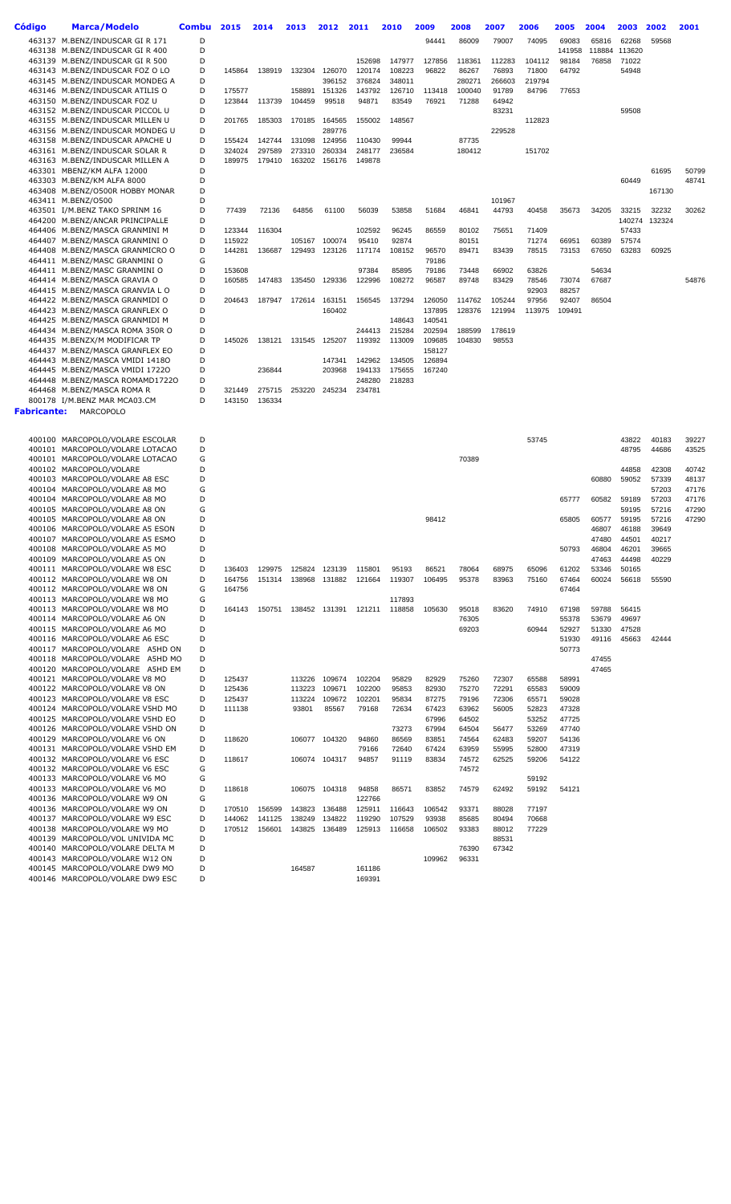| Código | Marca/Modelo | Combu | 2015 | 2014 | 2013 | 2012 | 2011 | 2010 | 2009 | 2008 | 2007 | 2006 | 2005 | 2004 | 2003 | 2002 | 2001 |
|---|---|---|---|---|---|---|---|---|---|---|---|---|---|---|---|---|---|
| 463137 | M.BENZ/INDUSCAR GI R 171 | D | | | | | | | 94441 | 86009 | 79077 | 74095 | 69083 | 65816 | 62268 | 59568 | |
| 463138 | M.BENZ/INDUSCAR GI R 400 | D | | | | | | | | | | | 141958 | 118884 | 113620 | | |
| 463139 | M.BENZ/INDUSCAR GI R 500 | D | | | | | 152698 | 147977 | 127856 | 118361 | 112283 | 104112 | 98184 | 76858 | 71022 | | |
| 463143 | M.BENZ/INDUSCAR FOZ O LO | D | 145864 | 138919 | 132304 | 126070 | 120174 | 108223 | 96822 | 86267 | 76893 | 71800 | 64792 | | 54948 | | |
| 463145 | M.BENZ/INDUSCAR MONDEG A | D | | | | 396152 | 376824 | 348011 | | 280271 | 266603 | 219794 | | | | | |
| 463146 | M.BENZ/INDUSCAR ATILIS O | D | 175577 | | 158891 | 151326 | 143792 | 126710 | 113418 | 100040 | 91789 | 84796 | 77653 | | | | |
| 463150 | M.BENZ/INDUSCAR FOZ U | D | 123844 | 113739 | 104459 | 99518 | 94871 | 83549 | 76921 | 71288 | 64942 | | | | | | |
| 463152 | M.BENZ/INDUSCAR PICCOL U | D | | | | | | | | | 83231 | | | | 59508 | | |
| 463155 | M.BENZ/INDUSCAR MILLEN U | D | 201765 | 185303 | 170185 | 164565 | 155002 | 148567 | | | | 112823 | | | | | |
| 463156 | M.BENZ/INDUSCAR MONDEG U | D | | | | 289776 | | | | | 229528 | | | | | | |
| 463158 | M.BENZ/INDUSCAR APACHE U | D | 155424 | 142744 | 131098 | 124956 | 110430 | 99944 | | 87735 | | | | | | | |
| 463161 | M.BENZ/INDUSCAR SOLAR R | D | 324024 | 297589 | 273310 | 260334 | 248177 | 236584 | | 180412 | | 151702 | | | | | |
| 463163 | M.BENZ/INDUSCAR MILLEN A | D | 189975 | 179410 | 163202 | 156176 | 149878 | | | | | | | | | | |
| 463301 | MBENZ/KM ALFA 12000 | D | | | | | | | | | | | | | | 61695 | 50799 |
| 463303 | M.BENZ/KM ALFA 8000 | D | | | | | | | | | | | | | 60449 | | 48741 |
| 463408 | M.BENZ/O500R HOBBY MONAR | D | | | | | | | | | | | | | | 167130 | |
| 463411 | M.BENZ/O500 | D | | | | | | | | | 101967 | | | | | | |
| 463501 | I/M.BENZ TAKO SPRINM 16 | D | 77439 | 72136 | 64856 | 61100 | 56039 | 53858 | 51684 | 46841 | 44793 | 40458 | 35673 | 34205 | 33215 | 32232 | 30262 |
| 464200 | M.BENZ/ANCAR PRINCIPALLE | D | | | | | | | | | | | | | 140274 | 132324 | |
| 464406 | M.BENZ/MASCA GRANMINI M | D | 123344 | 116304 | | | 102592 | 96245 | 86559 | 80102 | 75651 | 71409 | | | 57433 | | |
| 464407 | M.BENZ/MASCA GRANMINI O | D | 115922 | | 105167 | 100074 | 95410 | 92874 | | 80151 | | 71274 | 66951 | 60389 | 57574 | | |
| 464408 | M.BENZ/MASCA GRANMICRO O | D | 144281 | 136687 | 129493 | 123126 | 117174 | 108152 | 96570 | 89471 | 83439 | 78515 | 73153 | 67650 | 63283 | 60925 | |
| 464411 | M.BENZ/MASC GRANMINI O | G | | | | | | | 79186 | | | | | | | | |
| 464411 | M.BENZ/MASC GRANMINI O | D | 153608 | | | | 97384 | 85895 | 79186 | 73448 | 66902 | 63826 | | 54634 | | | |
| 464414 | M.BENZ/MASCA GRAVIA O | D | 160585 | 147483 | 135450 | 129336 | 122996 | 108272 | 96587 | 89748 | 83429 | 78546 | 73074 | 67687 | | | 54876 |
| 464415 | M.BENZ/MASCA GRANVIA L O | D | | | | | | | | | | 92903 | 88257 | | | | |
| 464422 | M.BENZ/MASCA GRANMIDI O | D | 204643 | 187947 | 172614 | 163151 | 156545 | 137294 | 126050 | 114762 | 105244 | 97956 | 92407 | 86504 | | | |
| 464423 | M.BENZ/MASCA GRANFLEX O | D | | | | 160402 | | | 137895 | 128376 | 121994 | 113975 | 109491 | | | | |
| 464425 | M.BENZ/MASCA GRANMIDI M | D | | | | | | 148643 | 140541 | | | | | | | | |
| 464434 | M.BENZ/MASCA ROMA 350R O | D | | | | | 244413 | 215284 | 202594 | 188599 | 178619 | | | | | | |
| 464435 | M.BENZ/X MODIFICAR TP | D | 145026 | 138121 | 131545 | 125207 | 119392 | 113009 | 109685 | 104830 | 98553 | | | | | | |
| 464437 | M.BENZ/MASCA GRANFLEX EO | D | | | | | | | 158127 | | | | | | | | |
| 464443 | M.BENZ/MASCA VMIDI 1418O | D | | | | 147341 | 142962 | 134505 | 126894 | | | | | | | | |
| 464445 | M.BENZ/MASCA VMIDI 1722O | D | | 236844 | | 203968 | 194133 | 175655 | 167240 | | | | | | | | |
| 464448 | M.BENZ/MASCA ROMAMD1722O | D | | | | | 248280 | 218283 | | | | | | | | | |
| 464468 | M.BENZ/MASCA ROMA R | D | 321449 | 275715 | 253220 | 245234 | 234781 | | | | | | | | | | |
| 800178 | I/M.BENZ MAR MCA03.CM | D | 143150 | 136334 | | | | | | | | | | | | | |

**Fabricante:** MARCOPOLO

| Código | Marca/Modelo | Combu | 2015 | 2014 | 2013 | 2012 | 2011 | 2010 | 2009 | 2008 | 2007 | 2006 | 2005 | 2004 | 2003 | 2002 | 2001 |
|---|---|---|---|---|---|---|---|---|---|---|---|---|---|---|---|---|---|
| 400100 | MARCOPOLO/VOLARE ESCOLAR | D | | | | | | | | | | 53745 | | | 43822 | 40183 | 39227 |
| 400101 | MARCOPOLO/VOLARE LOTACAO | D | | | | | | | | | | | | | 48795 | 44686 | 43525 |
| 400101 | MARCOPOLO/VOLARE LOTACAO | G | | | | | | | | 70389 | | | | | | | |
| 400102 | MARCOPOLO/VOLARE | D | | | | | | | | | | | | | 44858 | 42308 | 40742 |
| 400103 | MARCOPOLO/VOLARE A8 ESC | D | | | | | | | | | | | | 60880 | 59052 | 57339 | 48137 |
| 400104 | MARCOPOLO/VOLARE A8 MO | G | | | | | | | | | | | | | | 57203 | 47176 |
| 400104 | MARCOPOLO/VOLARE A8 MO | D | | | | | | | | | | | 65777 | 60582 | 59189 | 57203 | 47176 |
| 400105 | MARCOPOLO/VOLARE A8 ON | G | | | | | | | | | | | | | 59195 | 57216 | 47290 |
| 400105 | MARCOPOLO/VOLARE A8 ON | D | | | | | | | 98412 | | | | 65805 | 60577 | 59195 | 57216 | 47290 |
| 400106 | MARCOPOLO/VOLARE A5 ESON | D | | | | | | | | | | | | 46807 | 46188 | 39649 | |
| 400107 | MARCOPOLO/VOLARE A5 ESMO | D | | | | | | | | | | | | 47480 | 44501 | 40217 | |
| 400108 | MARCOPOLO/VOLARE A5 MO | D | | | | | | | | | | | 50793 | 46804 | 46201 | 39665 | |
| 400109 | MARCOPOLO/VOLARE A5 ON | D | | | | | | | | | | | | 47463 | 44498 | 40229 | |
| 400111 | MARCOPOLO/VOLARE W8 ESC | D | 136403 | 129975 | 125824 | 123139 | 115801 | 95193 | 86521 | 78064 | 68975 | 65096 | 61202 | 53346 | 50165 | | |
| 400112 | MARCOPOLO/VOLARE W8 ON | D | 164756 | 151314 | 138968 | 131882 | 121664 | 119307 | 106495 | 95378 | 83963 | 75160 | 67464 | 60024 | 56618 | 55590 | |
| 400112 | MARCOPOLO/VOLARE W8 ON | G | 164756 | | | | | | | | | | 67464 | | | | |
| 400113 | MARCOPOLO/VOLARE W8 MO | G | | | | | | 117893 | | | | | | | | | |
| 400113 | MARCOPOLO/VOLARE W8 MO | D | 164143 | 150751 | 138452 | 131391 | 121211 | 118858 | 105630 | 95018 | 83620 | 74910 | 67198 | 59788 | 56415 | | |
| 400114 | MARCOPOLO/VOLARE A6 ON | D | | | | | | | | 76305 | | | 55378 | 53679 | 49697 | | |
| 400115 | MARCOPOLO/VOLARE A6 MO | D | | | | | | | | 69203 | | 60944 | 52927 | 51330 | 47528 | | |
| 400116 | MARCOPOLO/VOLARE A6 ESC | D | | | | | | | | | | | 51930 | 49116 | 45663 | 42444 | |
| 400117 | MARCOPOLO/VOLARE A5HD ON | D | | | | | | | | | | | 50773 | | | | |
| 400118 | MARCOPOLO/VOLARE A5HD MO | D | | | | | | | | | | | | 47455 | | | |
| 400120 | MARCOPOLO/VOLARE A5HD EM | D | | | | | | | | | | | | 47465 | | | |
| 400121 | MARCOPOLO/VOLARE V8 MO | D | 125437 | | 113226 | 109674 | 102204 | 95829 | 82929 | 75260 | 72307 | 65588 | 58991 | | | | |
| 400122 | MARCOPOLO/VOLARE V8 ON | D | 125436 | | 113223 | 109671 | 102200 | 95853 | 82930 | 75270 | 72291 | 65583 | 59009 | | | | |
| 400123 | MARCOPOLO/VOLARE V8 ESC | D | 125437 | | 113224 | 109672 | 102201 | 95834 | 87275 | 79196 | 72306 | 65571 | 59028 | | | | |
| 400124 | MARCOPOLO/VOLARE V5HD MO | D | 111138 | | 93801 | 85567 | 79168 | 72634 | 67423 | 63962 | 56005 | 52823 | 47328 | | | | |
| 400125 | MARCOPOLO/VOLARE V5HD EO | D | | | | | | | 67996 | 64502 | | 53252 | 47725 | | | | |
| 400126 | MARCOPOLO/VOLARE V5HD ON | D | | | | | | 73273 | 67994 | 64504 | 56477 | 53269 | 47740 | | | | |
| 400129 | MARCOPOLO/VOLARE V6 ON | D | 118620 | | 106077 | 104320 | 94860 | 86569 | 83851 | 74564 | 62483 | 59207 | 54136 | | | | |
| 400131 | MARCOPOLO/VOLARE V5HD EM | D | | | | | 79166 | 72640 | 67424 | 63959 | 55995 | 52800 | 47319 | | | | |
| 400132 | MARCOPOLO/VOLARE V6 ESC | D | 118617 | | 106074 | 104317 | 94857 | 91119 | 83834 | 74572 | 62525 | 59206 | 54122 | | | | |
| 400132 | MARCOPOLO/VOLARE V6 ESC | G | | | | | | | | 74572 | | | | | | | |
| 400133 | MARCOPOLO/VOLARE V6 MO | G | | | | | | | | | | 59192 | | | | | |
| 400133 | MARCOPOLO/VOLARE V6 MO | D | 118618 | | 106075 | 104318 | 94858 | 86571 | 83852 | 74579 | 62492 | 59192 | 54121 | | | | |
| 400136 | MARCOPOLO/VOLARE W9 ON | G | | | | | 122766 | | | | | | | | | | |
| 400136 | MARCOPOLO/VOLARE W9 ON | D | 170510 | 156599 | 143823 | 136488 | 125911 | 116643 | 106542 | 93371 | 88028 | 77197 | | | | | |
| 400137 | MARCOPOLO/VOLARE W9 ESC | D | 144062 | 141125 | 138249 | 134822 | 119290 | 107529 | 93938 | 85685 | 80494 | 70668 | | | | | |
| 400138 | MARCOPOLO/VOLARE W9 MO | D | 170512 | 156601 | 143825 | 136489 | 125913 | 116658 | 106502 | 93383 | 88012 | 77229 | | | | | |
| 400139 | MARCOPOLO/VOL UNIVIDA MC | D | | | | | | | | | 88531 | | | | | | |
| 400140 | MARCOPOLO/VOLARE DELTA M | D | | | | | | | | 76390 | 67342 | | | | | | |
| 400143 | MARCOPOLO/VOLARE W12 ON | D | | | | | | | 109962 | 96331 | | | | | | | |
| 400145 | MARCOPOLO/VOLARE DW9 MO | D | | | 164587 | | 161186 | | | | | | | | | | |
| 400146 | MARCOPOLO/VOLARE DW9 ESC | D | | | | | 169391 | | | | | | | | | | |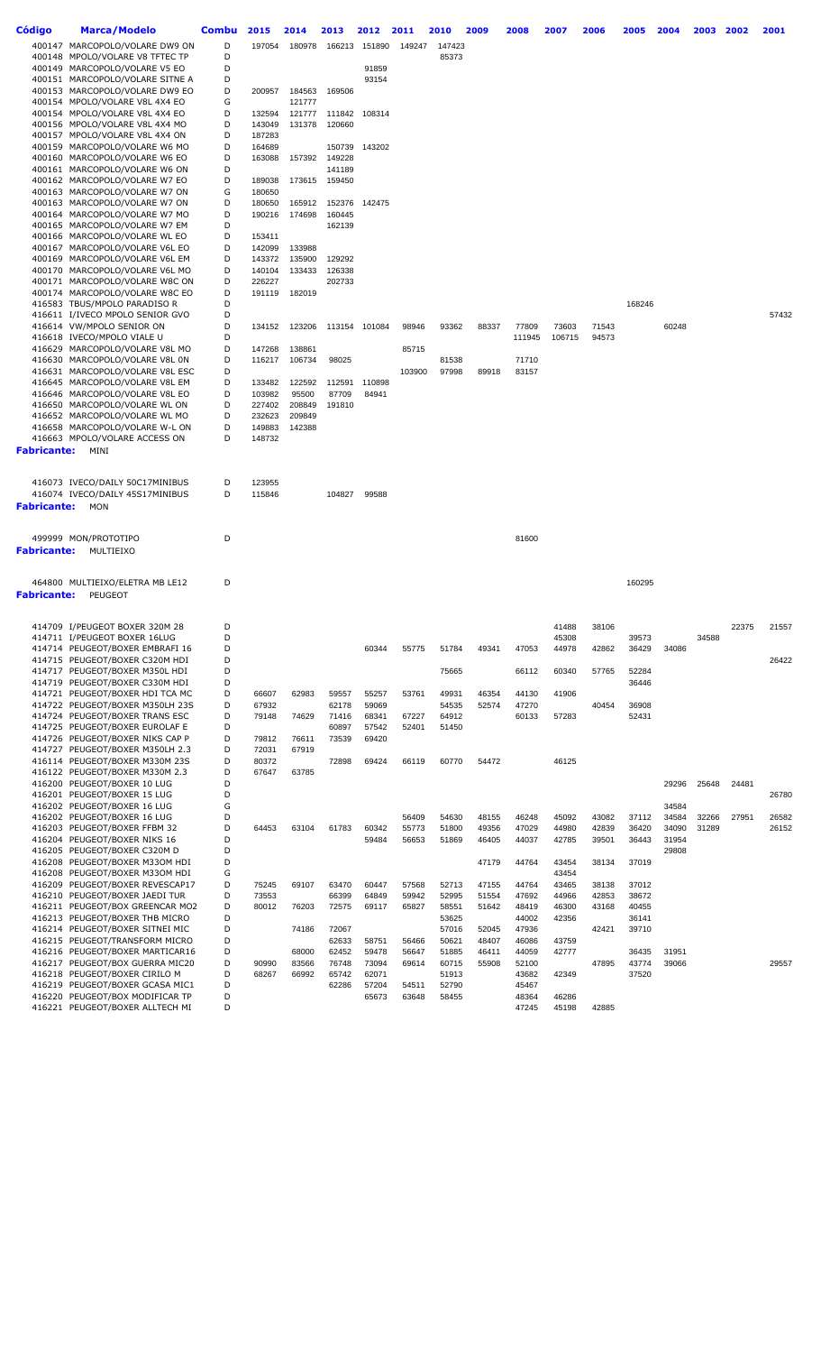| Código | Marca/Modelo | Combu | 2015 | 2014 | 2013 | 2012 | 2011 | 2010 | 2009 | 2008 | 2007 | 2006 | 2005 | 2004 | 2003 | 2002 | 2001 |
|---|---|---|---|---|---|---|---|---|---|---|---|---|---|---|---|---|---|
| 400147 | MARCOPOLO/VOLARE DW9 ON | D | 197054 | 180978 | 166213 | 151890 | 149247 | 147423 | | | | | | | | | |
| 400148 | MPOLO/VOLARE V8 TFTEC TP | D | | | | | | 85373 | | | | | | | | | |
| 400149 | MARCOPOLO/VOLARE V5 EO | D | | | | 91859 | | | | | | | | | | | |
| 400151 | MARCOPOLO/VOLARE SITNE A | D | | | | 93154 | | | | | | | | | | | |
| 400153 | MARCOPOLO/VOLARE DW9 EO | D | 200957 | 184563 | 169506 | | | | | | | | | | | | |
| 400154 | MPOLO/VOLARE V8L 4X4 EO | G | | 121777 | | | | | | | | | | | | | |
| 400154 | MPOLO/VOLARE V8L 4X4 EO | D | 132594 | 121777 | 111842 | 108314 | | | | | | | | | | | |
| 400156 | MPOLO/VOLARE V8L 4X4 MO | D | 143049 | 131378 | 120660 | | | | | | | | | | | | |
| 400157 | MPOLO/VOLARE V8L 4X4 ON | D | 187283 | | | | | | | | | | | | | | |
| 400159 | MARCOPOLO/VOLARE W6 MO | D | 164689 | | 150739 | 143202 | | | | | | | | | | | |
| 400160 | MARCOPOLO/VOLARE W6 EO | D | 163088 | 157392 | 149228 | | | | | | | | | | | | |
| 400161 | MARCOPOLO/VOLARE W6 ON | D | | | 141189 | | | | | | | | | | | | |
| 400162 | MARCOPOLO/VOLARE W7 EO | D | 189038 | 173615 | 159450 | | | | | | | | | | | | |
| 400163 | MARCOPOLO/VOLARE W7 ON | G | 180650 | | | | | | | | | | | | | | |
| 400163 | MARCOPOLO/VOLARE W7 ON | D | 180650 | 165912 | 152376 | 142475 | | | | | | | | | | | |
| 400164 | MARCOPOLO/VOLARE W7 MO | D | 190216 | 174698 | 160445 | | | | | | | | | | | | |
| 400165 | MARCOPOLO/VOLARE W7 EM | D | | | 162139 | | | | | | | | | | | | |
| 400166 | MARCOPOLO/VOLARE WL EO | D | 153411 | | | | | | | | | | | | | | |
| 400167 | MARCOPOLO/VOLARE V6L EO | D | 142099 | 133988 | | | | | | | | | | | | | |
| 400169 | MARCOPOLO/VOLARE V6L EM | D | 143372 | 135900 | 129292 | | | | | | | | | | | | |
| 400170 | MARCOPOLO/VOLARE V6L MO | D | 140104 | 133433 | 126338 | | | | | | | | | | | | |
| 400171 | MARCOPOLO/VOLARE W8C ON | D | 226227 | | 202733 | | | | | | | | | | | | |
| 400174 | MARCOPOLO/VOLARE W8C EO | D | 191119 | 182019 | | | | | | | | | | | | | |
| 416583 | TBUS/MPOLO PARADISO R | D | | | | | | | | | | | 168246 | | | | |
| 416611 | I/IVECO MPOLO SENIOR GVO | D | | | | | | | | | | | | | | | 57432 |
| 416614 | VW/MPOLO SENIOR ON | D | 134152 | 123206 | 113154 | 101084 | 98946 | 93362 | 88337 | 77809 | 73603 | 71543 | | 60248 | | | |
| 416618 | IVECO/MPOLO VIALE U | D | | | | | | | | 111945 | 106715 | 94573 | | | | | |
| 416629 | MARCOPOLO/VOLARE V8L MO | D | 147268 | 138861 | | | 85715 | | | | | | | | | | |
| 416630 | MARCOPOLO/VOLARE V8L 0N | D | 116217 | 106734 | 98025 | | | 81538 | | 71710 | | | | | | | |
| 416631 | MARCOPOLO/VOLARE V8L ESC | D | | | | | 103900 | 97998 | 89918 | 83157 | | | | | | | |
| 416645 | MARCOPOLO/VOLARE V8L EM | D | 133482 | 122592 | 112591 | 110898 | | | | | | | | | | | |
| 416646 | MARCOPOLO/VOLARE V8L EO | D | 103982 | 95500 | 87709 | 84941 | | | | | | | | | | | |
| 416650 | MARCOPOLO/VOLARE WL ON | D | 227402 | 208849 | 191810 | | | | | | | | | | | | |
| 416652 | MARCOPOLO/VOLARE WL MO | D | 232623 | 209849 | | | | | | | | | | | | | |
| 416658 | MARCOPOLO/VOLARE W-L ON | D | 149883 | 142388 | | | | | | | | | | | | | |
| 416663 | MPOLO/VOLARE ACCESS ON | D | 148732 | | | | | | | | | | | | | | |

**Fabricante:** MINI

| Código | Marca/Modelo | Combu | 2015 | 2014 | 2013 | 2012 | 2011 | 2010 | 2009 | 2008 | 2007 | 2006 | 2005 | 2004 | 2003 | 2002 | 2001 |
|---|---|---|---|---|---|---|---|---|---|---|---|---|---|---|---|---|---|
| 416073 | IVECO/DAILY 50C17MINIBUS | D | 123955 | | | | | | | | | | | | | | |
| 416074 | IVECO/DAILY 45S17MINIBUS | D | 115846 | | 104827 | 99588 | | | | | | | | | | | |

**Fabricante:** MON

| Código | Marca/Modelo | Combu | 2015 | 2014 | 2013 | 2012 | 2011 | 2010 | 2009 | 2008 | 2007 | 2006 | 2005 | 2004 | 2003 | 2002 | 2001 |
|---|---|---|---|---|---|---|---|---|---|---|---|---|---|---|---|---|---|
| 499999 | MON/PROTOTIPO | D | | | | | | | | 81600 | | | | | | | |

**Fabricante:** MULTIEIXO

| Código | Marca/Modelo | Combu | 2015 | 2014 | 2013 | 2012 | 2011 | 2010 | 2009 | 2008 | 2007 | 2006 | 2005 | 2004 | 2003 | 2002 | 2001 |
|---|---|---|---|---|---|---|---|---|---|---|---|---|---|---|---|---|---|
| 464800 | MULTIEIXO/ELETRA MB LE12 | D | | | | | | | | | | | 160295 | | | | |

**Fabricante:** PEUGEOT

| Código | Marca/Modelo | Combu | 2015 | 2014 | 2013 | 2012 | 2011 | 2010 | 2009 | 2008 | 2007 | 2006 | 2005 | 2004 | 2003 | 2002 | 2001 |
|---|---|---|---|---|---|---|---|---|---|---|---|---|---|---|---|---|---|
| 414709 | I/PEUGEOT BOXER 320M 28 | D | | | | | | | | | 41488 | 38106 | | | | 22375 | 21557 |
| 414711 | I/PEUGEOT BOXER 16LUG | D | | | | | | | | | 45308 | | 39573 | | 34588 | | |
| 414714 | PEUGEOT/BOXER EMBRAFI 16 | D | | | | 60344 | 55775 | 51784 | 49341 | 47053 | 44978 | 42862 | 36429 | 34086 | | | |
| 414715 | PEUGEOT/BOXER C320M HDI | D | | | | | | | | | | | | | | | 26422 |
| 414717 | PEUGEOT/BOXER M350L HDI | D | | | | | | 75665 | | 66112 | 60340 | 57765 | 52284 | | | | |
| 414719 | PEUGEOT/BOXER C330M HDI | D | | | | | | | | | | | 36446 | | | | |
| 414721 | PEUGEOT/BOXER HDI TCA MC | D | 66607 | 62983 | 59557 | 55257 | 53761 | 49931 | 46354 | 44130 | 41906 | | | | | | |
| 414722 | PEUGEOT/BOXER M350LH 23S | D | 67932 | | 62178 | 59069 | | 54535 | 52574 | 47270 | | 40454 | 36908 | | | | |
| 414724 | PEUGEOT/BOXER TRANS ESC | D | 79148 | 74629 | 71416 | 68341 | 67227 | 64912 | | 60133 | 57283 | | 52431 | | | | |
| 414725 | PEUGEOT/BOXER EUROLAF E | D | | | 60897 | 57542 | 52401 | 51450 | | | | | | | | | |
| 414726 | PEUGEOT/BOXER NIKS CAP P | D | 79812 | 76611 | 73539 | 69420 | | | | | | | | | | | |
| 414727 | PEUGEOT/BOXER M350LH 2.3 | D | 72031 | 67919 | | | | | | | | | | | | | |
| 416114 | PEUGEOT/BOXER M330M 23S | D | 80372 | | 72898 | 69424 | 66119 | 60770 | 54472 | | 46125 | | | | | | |
| 416122 | PEUGEOT/BOXER M330M 2.3 | D | 67647 | 63785 | | | | | | | | | | | | | |
| 416200 | PEUGEOT/BOXER 10 LUG | D | | | | | | | | | | | | 29296 | 25648 | 24481 | |
| 416201 | PEUGEOT/BOXER 15 LUG | D | | | | | | | | | | | | | | | 26780 |
| 416202 | PEUGEOT/BOXER 16 LUG | G | | | | | | | | | | | | 34584 | | | |
| 416202 | PEUGEOT/BOXER 16 LUG | D | | | | | 56409 | 54630 | 48155 | 46248 | 45092 | 43082 | 37112 | 34584 | 32266 | 27951 | 26582 |
| 416203 | PEUGEOT/BOXER FFBM 32 | D | 64453 | 63104 | 61783 | 60342 | 55773 | 51800 | 49356 | 47029 | 44980 | 42839 | 36420 | 34090 | 31289 | | 26152 |
| 416204 | PEUGEOT/BOXER NIKS 16 | D | | | | 59484 | 56653 | 51869 | 46405 | 44037 | 42785 | 39501 | 36443 | 31954 | | | |
| 416205 | PEUGEOT/BOXER C320M D | D | | | | | | | | | | | | 29808 | | | |
| 416208 | PEUGEOT/BOXER M33OM HDI | D | | | | | | | 47179 | 44764 | 43454 | 38134 | 37019 | | | | |
| 416208 | PEUGEOT/BOXER M33OM HDI | G | | | | | | | | | 43454 | | | | | | |
| 416209 | PEUGEOT/BOXER REVESCAP17 | D | 75245 | 69107 | 63470 | 60447 | 57568 | 52713 | 47155 | 44764 | 43465 | 38138 | 37012 | | | | |
| 416210 | PEUGEOT/BOXER JAEDI TUR | D | 73553 | | 66399 | 64849 | 59942 | 52995 | 51554 | 47692 | 44966 | 42853 | 38672 | | | | |
| 416211 | PEUGEOT/BOX GREENCAR MO2 | D | 80012 | 76203 | 72575 | 69117 | 65827 | 58551 | 51642 | 48419 | 46300 | 43168 | 40455 | | | | |
| 416213 | PEUGEOT/BOXER THB MICRO | D | | | | | | 53625 | | 44002 | 42356 | | 36141 | | | | |
| 416214 | PEUGEOT/BOXER SITNEI MIC | D | | 74186 | 72067 | | | 57016 | 52045 | 47936 | | 42421 | 39710 | | | | |
| 416215 | PEUGEOT/TRANSFORM MICRO | D | | | 62633 | 58751 | 56466 | 50621 | 48407 | 46086 | 43759 | | | | | | |
| 416216 | PEUGEOT/BOXER MARTICAR16 | D | | 68000 | 62452 | 59478 | 56647 | 51885 | 46411 | 44059 | 42777 | | 36435 | 31951 | | | |
| 416217 | PEUGEOT/BOX GUERRA MIC20 | D | 90990 | 83566 | 76748 | 73094 | 69614 | 60715 | 55908 | 52100 | | 47895 | 43774 | 39066 | | | 29557 |
| 416218 | PEUGEOT/BOXER CIRILO M | D | 68267 | 66992 | 65742 | 62071 | | 51913 | | 43682 | 42349 | | 37520 | | | | |
| 416219 | PEUGEOT/BOXER GCASA MIC1 | D | | | 62286 | 57204 | 54511 | 52790 | | 45467 | | | | | | | |
| 416220 | PEUGEOT/BOX MODIFICAR TP | D | | | | 65673 | 63648 | 58455 | | 48364 | 46286 | | | | | | |
| 416221 | PEUGEOT/BOXER ALLTECH MI | D | | | | | | | | 47245 | 45198 | 42885 | | | | | |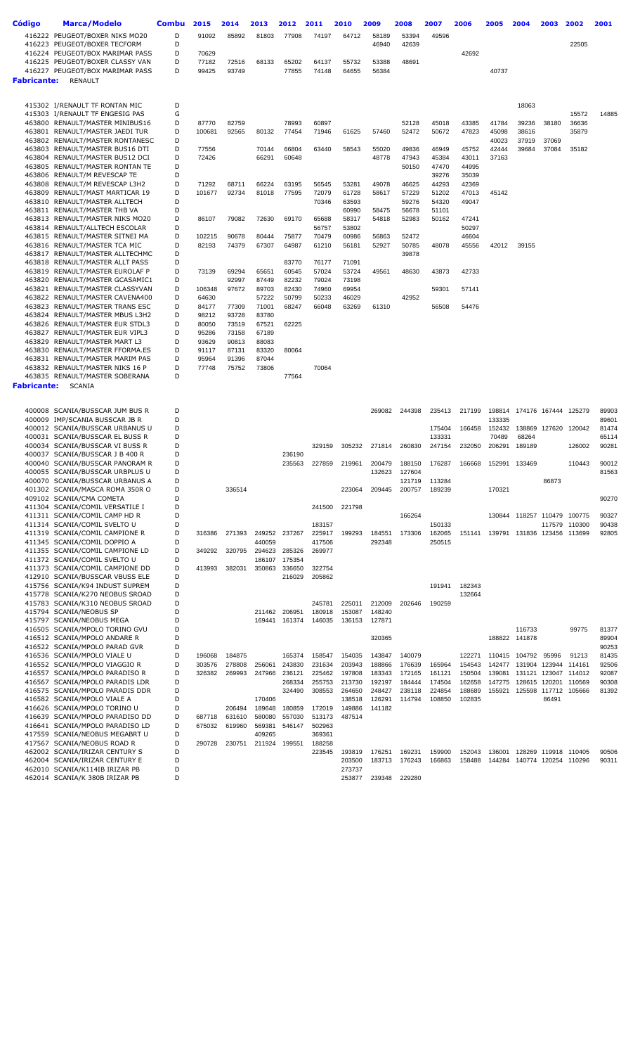| Código | Marca/Modelo | Combu | 2015 | 2014 | 2013 | 2012 | 2011 | 2010 | 2009 | 2008 | 2007 | 2006 | 2005 | 2004 | 2003 | 2002 | 2001 |
|---|---|---|---|---|---|---|---|---|---|---|---|---|---|---|---|---|---|
| 416222 | PEUGEOT/BOXER NIKS MO20 | D | 91092 | 85892 | 81803 | 77908 | 74197 | 64712 | 58189 | 53394 | 49596 | | | | | | |
| 416223 | PEUGEOT/BOXER TECFORM | D | | | | | | | 46940 | 42639 | | | | | | 22505 | |
| 416224 | PEUGEOT/BOX MARIMAR PASS | D | 70629 | | | | | | | | | 42692 | | | | | |
| 416225 | PEUGEOT/BOXER CLASSY VAN | D | 77182 | 72516 | 68133 | 65202 | 64137 | 55732 | 53388 | 48691 | | | | | | | |
| 416227 | PEUGEOT/BOX MARIMAR PASS | D | 99425 | 93749 | | 77855 | 74148 | 64655 | 56384 | | | | 40737 | | | | |

**Fabricante:** RENAULT

| Código | Marca/Modelo | Combu | 2015 | 2014 | 2013 | 2012 | 2011 | 2010 | 2009 | 2008 | 2007 | 2006 | 2005 | 2004 | 2003 | 2002 | 2001 |
|---|---|---|---|---|---|---|---|---|---|---|---|---|---|---|---|---|---|
| 415302 | I/RENAULT TF RONTAN MIC | D | | | | | | | | | | | | 18063 | | | |
| 415303 | I/RENAULT TF ENGESIG PAS | G | | | | | | | | | | | | | | 15572 | 14885 |
| 463800 | RENAULT/MASTER MINIBUS16 | D | 87770 | 82759 | | 78993 | 60897 | | | 52128 | 45018 | 43385 | 41784 | 39236 | 38180 | 36636 | |
| 463801 | RENAULT/MASTER JAEDI TUR | D | 100681 | 92565 | 80132 | 77454 | 71946 | 61625 | 57460 | 52472 | 50672 | 47823 | 45098 | 38616 | | 35879 | |
| 463802 | RENAULT/MASTER RONTANESC | D | | | | | | | | | | | 40023 | 37919 | 37069 | | |
| 463803 | RENAULT/MASTER BUS16 DTI | D | 77556 | | 70144 | 66804 | 63440 | 58543 | 55020 | 49836 | 46949 | 45752 | 42444 | 39684 | 37084 | 35182 | |
| 463804 | RENAULT/MASTER BUS12 DCI | D | 72426 | | 66291 | 60648 | | | 48778 | 47943 | 45384 | 43011 | 37163 | | | | |
| 463805 | RENAULT/MASTER RONTAN TE | D | | | | | | | | 50150 | 47470 | 44995 | | | | | |
| 463806 | RENAULT/M REVESCAP TE | D | | | | | | | | | 39276 | 35039 | | | | | |
| 463808 | RENAULT/M REVESCAP L3H2 | D | 71292 | 68711 | 66224 | 63195 | 56545 | 53281 | 49078 | 46625 | 44293 | 42369 | | | | | |
| 463809 | RENAULT/MASTER MARTICAR 19 | D | 101677 | 92734 | 81018 | 77595 | 72079 | 61728 | 58617 | 57229 | 51202 | 47013 | 45142 | | | | |
| 463810 | RENAULT/MASTER ALLTECH | D | | | | | 70346 | 63593 | | 59276 | 54320 | 49047 | | | | | |
| 463811 | RENAULT/MASTER THB VA | D | | | | | | 60990 | 58475 | 56678 | 51101 | | | | | | |
| 463813 | RENAULT/MASTER NIKS MO20 | D | 86107 | 79082 | 72630 | 69170 | 65688 | 58317 | 54818 | 52983 | 50162 | 47241 | | | | | |
| 463814 | RENAULT/ALLTECH ESCOLAR | D | | | | | 56757 | 53802 | | | | 50297 | | | | | |
| 463815 | RENAULT/MASTER SITNEI MA | D | 102215 | 90678 | 80444 | 75877 | 70479 | 60986 | 56863 | 52472 | | 46604 | | | | | |
| 463816 | RENAULT/MASTER TCA MIC | D | 82193 | 74379 | 67307 | 64987 | 61210 | 56181 | 52927 | 50785 | 48078 | 45556 | 42012 | 39155 | | | |
| 463817 | RENAULT/MASTER ALLTECHMC | D | | | | | | | | 39878 | | | | | | | |
| 463818 | RENAULT/MASTER ALLT PASS | D | | | | 83770 | 76177 | 71091 | | | | | | | | | |
| 463819 | RENAULT/MASTER EUROLAF P | D | 73139 | 69294 | 65651 | 60545 | 57024 | 53724 | 49561 | 48630 | 43873 | 42733 | | | | | |
| 463820 | RENAULT/MASTER GCASAMIC1 | D | | 92997 | 87449 | 82232 | 79024 | 73198 | | | | | | | | | |
| 463821 | RENAULT/MASTER CLASSYVAN | D | 106348 | 97672 | 89703 | 82430 | 74960 | 69954 | | | 59301 | 57141 | | | | | |
| 463822 | RENAULT/MASTER CAVENA400 | D | 64630 | | 57222 | 50799 | 50233 | 46029 | | 42952 | | | | | | | |
| 463823 | RENAULT/MASTER TRANS ESC | D | 84177 | 77309 | 71001 | 68247 | 66048 | 63269 | 61310 | | 56508 | 54476 | | | | | |
| 463824 | RENAULT/MASTER MBUS L3H2 | D | 98212 | 93728 | 83780 | | | | | | | | | | | | |
| 463826 | RENAULT/MASTER EUR STDL3 | D | 80050 | 73519 | 67521 | 62225 | | | | | | | | | | | |
| 463827 | RENAULT/MASTER EUR VIPL3 | D | 95286 | 73158 | 67189 | | | | | | | | | | | | |
| 463829 | RENAULT/MASTER MART L3 | D | 93629 | 90813 | 88083 | | | | | | | | | | | | |
| 463830 | RENAULT/MASTER FFORMA.ES | D | 91117 | 87131 | 83320 | 80064 | | | | | | | | | | | |
| 463831 | RENAULT/MASTER MARIM PAS | D | 95964 | 91396 | 87044 | | | | | | | | | | | | |
| 463832 | RENAULT/MASTER NIKS 16 P | D | 77748 | 75752 | 73806 | | 70064 | | | | | | | | | | |
| 463835 | RENAULT/MASTER SOBERANA | D | | | | 77564 | | | | | | | | | | | |

**Fabricante:** SCANIA

| Código | Marca/Modelo | Combu | 2015 | 2014 | 2013 | 2012 | 2011 | 2010 | 2009 | 2008 | 2007 | 2006 | 2005 | 2004 | 2003 | 2002 | 2001 |
|---|---|---|---|---|---|---|---|---|---|---|---|---|---|---|---|---|---|
| 400008 | SCANIA/BUSSCAR JUM BUS R | D | | | | | | | 269082 | 244398 | 235413 | 217199 | 198814 | 174176 | 167444 | 125279 | 89903 |
| 400009 | IMP/SCANIA BUSSCAR JB R | D | | | | | | | | | | | 133335 | | | | 89601 |
| 400012 | SCANIA/BUSSCAR URBANUS U | D | | | | | | | | | 175404 | 166458 | 152432 | 138869 | 127620 | 120042 | 81474 |
| 400031 | SCANIA/BUSSCAR EL BUSS R | D | | | | | | | | | 133331 | | 70489 | 68264 | | | 65114 |
| 400034 | SCANIA/BUSSCAR VI BUSS R | D | | | | | 329159 | 305232 | 271814 | 260830 | 247154 | 232050 | 206291 | 189189 | | 126002 | 90281 |
| 400037 | SCANIA/BUSSCAR J B 400 R | D | | | | 236190 | | | | | | | | | | | |
| 400040 | SCANIA/BUSSCAR PANORAM R | D | | | | 235563 | 227859 | 219961 | 200479 | 188150 | 176287 | 166668 | 152991 | 133469 | | 110443 | 90012 |
| 400055 | SCANIA/BUSSCAR URBPLUS U | D | | | | | | | 132623 | 127604 | | | | | | | 81563 |
| 400070 | SCANIA/BUSSCAR URBANUS A | D | | | | | | | | 121719 | 113284 | | | | 86873 | | |
| 401302 | SCANIA/MASCA ROMA 350R O | D | | 336514 | | | | 223064 | 209445 | 200757 | 189239 | | 170321 | | | | |
| 409102 | SCANIA/CMA COMETA | D | | | | | | | | | | | | | | | 90270 |
| 411304 | SCANIA/COMIL VERSATILE I | D | | | | | 241500 | 221798 | | | | | | | | | |
| 411311 | SCANIA/COMIL CAMP HD R | D | | | | | | | | 166264 | | | 130844 | 118257 | 110479 | 100775 | 90327 |
| 411314 | SCANIA/COMIL SVELTO U | D | | | | | 183157 | | | | 150133 | | | | 117579 | 110300 | 90438 |
| 411319 | SCANIA/COMIL CAMPIONE R | D | 316386 | 271393 | 249252 | 237267 | 225917 | 199293 | 184551 | 173306 | 162065 | 151141 | 139791 | 131836 | 123456 | 113699 | 92805 |
| 411345 | SCANIA/COMIL DOPPIO A | D | | | 440059 | | 417506 | | 292348 | | 250515 | | | | | | |
| 411355 | SCANIA/COMIL CAMPIONE LD | D | 349292 | 320795 | 294623 | 285326 | 269977 | | | | | | | | | | |
| 411372 | SCANIA/COMIL SVELTO U | D | | | 186107 | 175354 | | | | | | | | | | | |
| 411373 | SCANIA/COMIL CAMPIONE DD | D | 413993 | 382031 | 350863 | 336650 | 322754 | | | | | | | | | | |
| 412910 | SCANIA/BUSSCAR VBUSS ELE | D | | | | 216029 | 205862 | | | | | | | | | | |
| 415756 | SCANIA/K94 INDUST SUPREM | D | | | | | | | | | 191941 | 182343 | | | | | |
| 415778 | SCANIA/K270 NEOBUS SROAD | D | | | | | | | | | | 132664 | | | | | |
| 415783 | SCANIA/K310 NEOBUS SROAD | D | | | | | 245781 | 225011 | 212009 | 202646 | 190259 | | | | | | |
| 415794 | SCANIA/NEOBUS SP | D | | | 211462 | 206951 | 180918 | 153087 | 148240 | | | | | | | | |
| 415797 | SCANIA/NEOBUS MEGA | D | | | 169441 | 161374 | 146035 | 136153 | 127871 | | | | | | | | |
| 416505 | SCANIA/MPOLO TORINO GVU | D | | | | | | | | | | | | 116733 | | 99775 | 81377 |
| 416512 | SCANIA/MPOLO ANDARE R | D | | | | | | | 320365 | | | | 188822 | 141878 | | | 89904 |
| 416522 | SCANIA/MPOLO PARAD GVR | D | | | | | | | | | | | | | | | 90253 |
| 416536 | SCANIA/MPOLO VIALE U | D | 196068 | 184875 | | 165374 | 158547 | 154035 | 143847 | 140079 | | 122271 | 110415 | 104792 | 95996 | 91213 | 81435 |
| 416552 | SCANIA/MPOLO VIAGGIO R | D | 303576 | 278808 | 256061 | 243830 | 231634 | 203943 | 188866 | 176639 | 165964 | 154543 | 142477 | 131904 | 123944 | 114161 | 92506 |
| 416557 | SCANIA/MPOLO PARADISO R | D | 326382 | 269993 | 247966 | 236121 | 225462 | 197808 | 183343 | 172165 | 161121 | 150504 | 139081 | 131121 | 123047 | 114012 | 92087 |
| 416567 | SCANIA/MPOLO PARADIS LDR | D | | | | 268334 | 255753 | 213730 | 192197 | 184444 | 174504 | 162658 | 147275 | 128615 | 120201 | 110569 | 90308 |
| 416575 | SCANIA/MPOLO PARADIS DDR | D | | | | 324490 | 308553 | 264650 | 248427 | 238118 | 224854 | 188689 | 155921 | 125598 | 117712 | 105666 | 81392 |
| 416582 | SCANIA/MPOLO VIALE A | D | | | 170406 | | | 138518 | 126291 | 114794 | 108850 | 102835 | | | 86491 | | |
| 416626 | SCANIA/MPOLO TORINO U | D | | 206494 | 189648 | 180859 | 172019 | 149886 | 141182 | | | | | | | | |
| 416639 | SCANIA/MPOLO PARADISO DD | D | 687718 | 631610 | 580080 | 557030 | 513173 | 487514 | | | | | | | | | |
| 416641 | SCANIA/MPOLO PARADISO LD | D | 675032 | 619960 | 569381 | 546147 | 502963 | | | | | | | | | | |
| 417559 | SCANIA/NEOBUS MEGABRT U | D | | | 409265 | | 369361 | | | | | | | | | | |
| 417567 | SCANIA/NEOBUS ROAD R | D | 290728 | 230751 | 211924 | 199551 | 188258 | | | | | | | | | | |
| 462002 | SCANIA/IRIZAR CENTURY S | D | | | | | 223545 | 193819 | 176251 | 169231 | 159900 | 152043 | 136001 | 128269 | 119918 | 110405 | 90506 |
| 462004 | SCANIA/IRIZAR CENTURY E | D | | | | | | 203500 | 183713 | 176243 | 166863 | 158488 | 144284 | 140774 | 120254 | 110296 | 90311 |
| 462010 | SCANIA/K114IB IRIZAR PB | D | | | | | | 273737 | | | | | | | | | |
| 462014 | SCANIA/K 380B IRIZAR PB | D | | | | | | 253877 | 239348 | 229280 | | | | | | | |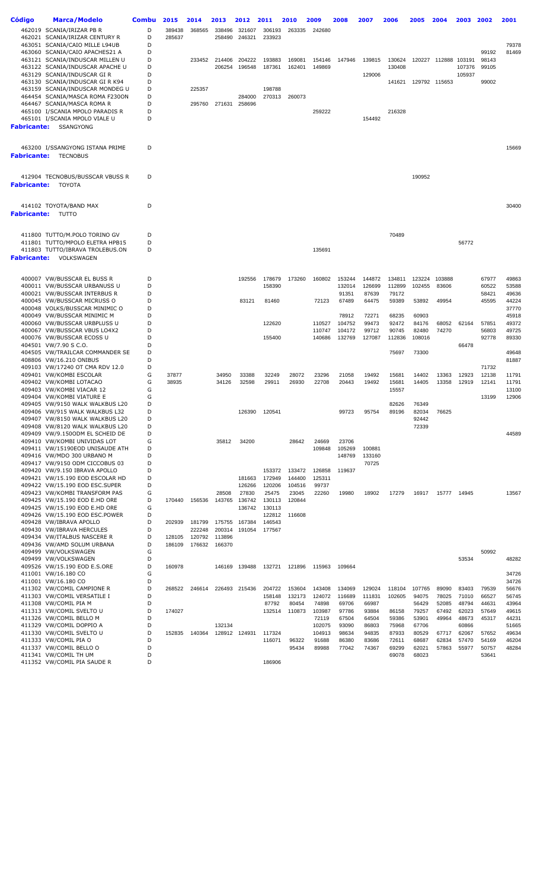| Código | Marca/Modelo | Combu | 2015 | 2014 | 2013 | 2012 | 2011 | 2010 | 2009 | 2008 | 2007 | 2006 | 2005 | 2004 | 2003 | 2002 | 2001 |
|---|---|---|---|---|---|---|---|---|---|---|---|---|---|---|---|---|---|
| 462019 | SCANIA/IRIZAR PB R | D | 389438 | 368565 | 338496 | 321607 | 306193 | 263335 | 242680 | | | | | | | | |
| 462021 | SCANIA/IRIZAR CENTURY R | D | 285637 | | 258490 | 246321 | 233923 | | | | | | | | | | |
| 463051 | SCANIA/CAIO MILLE L94UB | D | | | | | | | | | | | | | | | 79378 |
| 463060 | SCANIA/CAIO APACHES21 A | D | | | | | | | | | | | | | | 99192 | 81469 |
| 463121 | SCANIA/INDUSCAR MILLEN U | D | | 233452 | 214406 | 204222 | 193883 | 169081 | 154146 | 147946 | 139815 | 130624 | 120227 | 112888 | 103191 | 98143 | |
| 463122 | SCANIA/INDUSCAR APACHE U | D | | | 206254 | 196548 | 187361 | 162401 | 149869 | | | 130408 | | | 107376 | 99105 | |
| 463129 | SCANIA/INDUSCAR GI R | D | | | | | | | | | 129006 | | | | 105937 | | |
| 463130 | SCANIA/INDUSCAR GI R K94 | D | | | | | | | | | | 141621 | 129792 | 115653 | | 99002 | |
| 463159 | SCANIA/INDUSCAR MONDEG U | D | | 225357 | | | 198788 | | | | | | | | | | |
| 464454 | SCANIA/MASCA ROMA F230ON | D | | | | 284000 | 270313 | 260073 | | | | | | | | | |
| 464467 | SCANIA/MASCA ROMA R | D | | 295760 | 271631 | 258696 | | | | | | | | | | | |
| 465100 | I/SCANIA MPOLO PARADIS R | D | | | | | | | 259222 | | | 216328 | | | | | |
| 465101 | I/SCANIA MPOLO VIALE U | D | | | | | | | | | 154492 | | | | | | |
| **Fabricante:** | **SSANGYONG** | | | | | | | | | | | | | | | | |
| 463200 | I/SSANGYONG ISTANA PRIME | D | | | | | | | | | | | | | | | 15669 |
| **Fabricante:** | **TECNOBUS** | | | | | | | | | | | | | | | | |
| 412904 | TECNOBUS/BUSSCAR VBUSS R | D | | | | | | | | | | | 190952 | | | | |
| **Fabricante:** | **TOYOTA** | | | | | | | | | | | | | | | | |
| 414102 | TOYOTA/BAND MAX | D | | | | | | | | | | | | | | | 30400 |
| **Fabricante:** | **TUTTO** | | | | | | | | | | | | | | | | |
| 411800 | TUTTO/M.POLO TORINO GV | D | | | | | | | | | | 70489 | | | | | |
| 411801 | TUTTO/MPOLO ELETRA HPB15 | D | | | | | | | | | | | | | 56772 | | |
| 411803 | TUTTO/IBRAVA TROLEBUS.ON | D | | | | | | | 135691 | | | | | | | | |
| **Fabricante:** | **VOLKSWAGEN** | | | | | | | | | | | | | | | | |
| 400007 | VW/BUSSCAR EL BUSS R | D | | | | 192556 | 178679 | 173260 | 160802 | 153244 | 144872 | 134811 | 123224 | 103888 | | 67977 | 49863 |
| 400011 | VW/BUSSCAR URBANUSS U | D | | | | | 158390 | | | 132014 | 126699 | 112899 | 102455 | 83606 | | 60522 | 53588 |
| 400021 | VW/BUSSCAR INTERBUS R | D | | | | | | | | 91351 | 87639 | 79172 | | | | 58421 | 49636 |
| 400045 | VW/BUSSCAR MICRUSS O | D | | | | 83121 | 81460 | | 72123 | 67489 | 64475 | 59389 | 53892 | 49954 | | 45595 | 44224 |
| 400048 | VOLKS/BUSSCAR MINIMIC O | D | | | | | | | | | | | | | | | 37770 |
| 400049 | VW/BUSSCAR MINIMIC M | D | | | | | | | | 78912 | 72271 | 68235 | 60903 | | | | 45918 |
| 400060 | VW/BUSSCAR URBPLUSS U | D | | | | | 122620 | | 110527 | 104752 | 99473 | 92472 | 84176 | 68052 | 62164 | 57851 | 49372 |
| 400067 | VW/BUSSCAR VBUS LO4X2 | D | | | | | | | 110747 | 104172 | 99712 | 90745 | 82480 | 74270 | | 56803 | 49725 |
| 400076 | VW/BUSSCAR ECOSS U | D | | | | | 155400 | | 140686 | 132769 | 127087 | 112836 | 108016 | | | 92778 | 89330 |
| 404501 | VW/7.90 S C.O. | D | | | | | | | | | | | | | 66478 | | |
| 404505 | VW/TRAILCAR COMMANDER SE | D | | | | | | | | | | 75697 | 73300 | | | | 49648 |
| 408806 | VW/16.210 ONIBUS | D | | | | | | | | | | | | | | | 81887 |
| 409103 | VW/17240 OT CMA RDV 12.0 | D | | | | | | | | | | | | | | 71732 | |
| 409401 | VW/KOMBI ESCOLAR | G | 37877 | | 34950 | 33388 | 32249 | 28072 | 23296 | 21058 | 19492 | 15681 | 14402 | 13363 | 12923 | 12138 | 11791 |
| 409402 | VW/KOMBI LOTACAO | G | 38935 | | 34126 | 32598 | 29911 | 26930 | 22708 | 20443 | 19492 | 15681 | 14405 | 13358 | 12919 | 12141 | 11791 |
| 409403 | VW/KOMBI VIACAR 12 | G | | | | | | | | | | 15557 | | | | | 13100 |
| 409404 | VW/KOMBI VIATURE E | G | | | | | | | | | | | | | | 13199 | 12906 |
| 409405 | VW/9150 WALK WALKBUS L20 | D | | | | | | | | | | 82626 | 76349 | | | | |
| 409406 | VW/915 WALK WALKBUS L32 | D | | | | 126390 | 120541 | | | 99723 | 95754 | 89196 | 82034 | 76625 | | | |
| 409407 | VW/8150 WALK WALKBUS L20 | D | | | | | | | | | | | 92442 | | | | |
| 409408 | VW/8120 WALK WALKBUS L20 | D | | | | | | | | | | | 72339 | | | | |
| 409409 | VW/9.150ODM EL SCHEID DE | D | | | | | | | | | | | | | | | 44589 |
| 409410 | VW/KOMBI UNIVIDAS LOT | G | | | 35812 | 34200 | | 28642 | 24669 | 23706 | | | | | | | |
| 409411 | VW/15190EOD UNISAUDE ATH | D | | | | | | | 109848 | 105269 | 100881 | | | | | | |
| 409416 | VW/MDO 300 URBANO M | D | | | | | | | | 148769 | 133160 | | | | | | |
| 409417 | VW/9150 ODM CICCOBUS 03 | D | | | | | | | | | 70725 | | | | | | |
| 409420 | VW/9.150 IBRAVA APOLLO | D | | | | | 153372 | 133472 | 126858 | 119637 | | | | | | | |
| 409421 | VW/15.190 EOD ESCOLAR HD | D | | | | 181663 | 172949 | 144400 | 125311 | | | | | | | | |
| 409422 | VW/15.190 EOD ESC.SUPER | D | | | | 126266 | 120206 | 104516 | 99737 | | | | | | | | |
| 409423 | VW/KOMBI TRANSFORM PAS | G | | | 28508 | 27830 | 25475 | 23045 | 22260 | 19980 | 18902 | 17279 | 16917 | 15777 | 14945 | | 13567 |
| 409425 | VW/15.190 EOD E.HD ORE | D | 170440 | 156536 | 143765 | 136742 | 130113 | 120844 | | | | | | | | | |
| 409425 | VW/15.190 EOD E.HD ORE | G | | | | 136742 | 130113 | | | | | | | | | | |
| 409426 | VW/15.190 EOD ESC.POWER | D | | | | | 122812 | 116608 | | | | | | | | | |
| 409428 | VW/IBRAVA APOLLO | D | 202939 | 181799 | 175755 | 167384 | 146543 | | | | | | | | | | |
| 409430 | VW/IBRAVA HERCULES | D | | 222248 | 200314 | 191054 | 177567 | | | | | | | | | | |
| 409434 | VW/ITALBUS NASCERE R | D | 128105 | 120792 | 113896 | | | | | | | | | | | | |
| 409436 | VW/AMD SOLUM URBANA | D | 186109 | 176632 | 166370 | | | | | | | | | | | | |
| 409499 | VW/VOLKSWAGEN | G | | | | | | | | | | | | | | 50992 | |
| 409499 | VW/VOLKSWAGEN | D | | | | | | | | | | | | | 53534 | | 48282 |
| 409526 | VW/15.190 EOD E.S.ORE | D | 160978 | | 146169 | 139488 | 132721 | 121896 | 115963 | 109664 | | | | | | | |
| 411001 | VW/16.180 CO | G | | | | | | | | | | | | | | | 34726 |
| 411001 | VW/16.180 CO | D | | | | | | | | | | | | | | | 34726 |
| 411302 | VW/COMIL CAMPIONE R | D | 268522 | 246614 | 226493 | 215436 | 204722 | 153604 | 143408 | 134069 | 129024 | 118104 | 107765 | 89090 | 83403 | 79539 | 56676 |
| 411303 | VW/COMIL VERSATILE I | D | | | | | 158148 | 132173 | 124072 | 116689 | 111831 | 102605 | 94075 | 78025 | 71010 | 66527 | 56745 |
| 411308 | VW/COMIL PIA M | D | | | | | 87792 | 80454 | 74898 | 69706 | 66987 | | 56429 | 52085 | 48794 | 44631 | 43964 |
| 411313 | VW/COMIL SVELTO U | D | 174027 | | | | 132514 | 110873 | 103987 | 97786 | 93884 | 86158 | 79257 | 67492 | 62023 | 57649 | 49615 |
| 411326 | VW/COMIL BELLO M | D | | | | | | | 72119 | 67504 | 64504 | 59386 | 53901 | 49964 | 48673 | 45317 | 44231 |
| 411329 | VW/COMIL DOPPIO A | D | | | 132134 | | | | 102075 | 93090 | 86803 | 75968 | 67706 | | 60866 | | 51665 |
| 411330 | VW/COMIL SVELTO U | D | 152835 | 140364 | 128912 | 124931 | 117324 | | 104913 | 98634 | 94835 | 87933 | 80529 | 67717 | 62067 | 57652 | 49634 |
| 411333 | VW/COMIL PIA O | D | | | | | 116071 | 96322 | 91688 | 86380 | 83686 | 72611 | 68687 | 62834 | 57470 | 54169 | 46204 |
| 411337 | VW/COMIL BELLO O | D | | | | | | 95434 | 89988 | 77042 | 74367 | 69299 | 62021 | 57863 | 55977 | 50757 | 48284 |
| 411341 | VW/COMIL TH UM | D | | | | | | | | | | 69078 | 68023 | | | 53641 | |
| 411352 | VW/COMIL PIA SAUDE R | D | | | | | 186906 | | | | | | | | | | |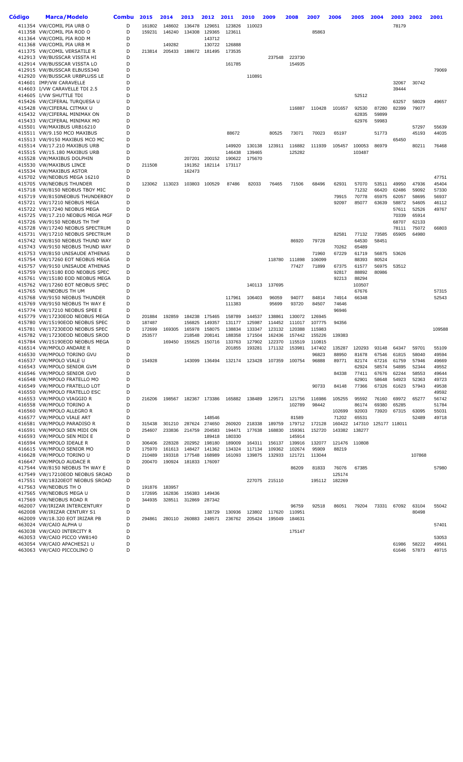| Código | Marca/Modelo | Combu | 2015 | 2014 | 2013 | 2012 | 2011 | 2010 | 2009 | 2008 | 2007 | 2006 | 2005 | 2004 | 2003 | 2002 | 2001 |
|---|---|---|---|---|---|---|---|---|---|---|---|---|---|---|---|---|---|
| 411354 | VW/COMIL PIA URB O | D | 161802 | 148602 | 136478 | 129651 | 123826 | 110023 | | | | | | | 78179 | | |
| 411358 | VW/COMIL PIA ROD O | D | 159231 | 146240 | 134308 | 129365 | 123611 | | | | 85863 | | | | | | |
| 411364 | VW/COMIL PIA ROD M | D | | | | 143712 | | | | | | | | | | | |
| 411368 | VW/COMIL PIA URB M | D | | 149282 | | 130722 | 126888 | | | | | | | | | | |
| 411375 | VW/COMIL VERSATILE R | D | 213814 | 205433 | 188672 | 181495 | 173535 | | | | | | | | | | |
| 412913 | VW/BUSSCAR VISSTA HI | D | | | | | | | 237548 | 223730 | | | | | | | |
| 412914 | VW/BUSSCAR VISSTA LO | D | | | | | 161785 | | | 154935 | | | | | | | |
| 412915 | VW/BUSSCAR ELBUSS340 | D | | | | | | | | | | | | | | | 79069 |
| 412920 | VW/BUSSCAR URBPLUSS LE | D | | | | | | 110891 | | | | | | | | | |
| 414601 | IMP/VW CARAVELLE | D | | | | | | | | | | | | | 32067 | 30742 | |
| 414603 | I/VW CARAVELLE TDI 2.5 | D | | | | | | | | | | | | | 39444 | | |
| 414605 | I/VW SHUTTLE TDI | D | | | | | | | | | | | 52512 | | | | |
| 415426 | VW/CIFERAL TURQUESA U | D | | | | | | | | | | | | | 63257 | 58029 | 49657 |
| 415428 | VW/CIFERAL CITMAX U | D | | | | | | | | 116887 | 110428 | 101657 | 92530 | 87280 | 82399 | 79077 | |
| 415432 | VW/CIFERAL MINIMAX ON | D | | | | | | | | | | | 62835 | 59899 | | | |
| 415433 | VW/CIFERAL MINIMAX MO | D | | | | | | | | | | | 62976 | 59983 | | | |
| 415501 | VW/MAXIBUS URB16210 | D | | | | | | | | | | | | | | 57297 | 55639 |
| 415511 | VW/9.150 MCO MAXIBUS | D | | | | | 88672 | | 80525 | 73071 | 70023 | 65197 | | 51773 | | 45193 | 44035 |
| 415513 | VW/9150 MAXIBUS MCO MC | D | | | | | | | | | | | | | 65450 | | |
| 415514 | VW/17.210 MAXIBUS URB | D | | | | | 149920 | 130138 | 123911 | 116882 | 111939 | 105457 | 100053 | 86979 | | 80211 | 76468 |
| 415515 | VW/15.180 MAXIBUS URB | D | | | | | 146438 | 139465 | | 125282 | | | 103487 | | | | |
| 415528 | VW/MAXIBUS DOLPHIN | D | | | 207201 | 200152 | 190622 | 175670 | | | | | | | | | |
| 415530 | VW/MAXIBUS LINCE | D | 211508 | | 191352 | 182114 | 173117 | | | | | | | | | | |
| 415534 | VW/MAXIBUS ASTOR | D | | | 162473 | | | | | | | | | | | | |
| 415702 | VW/NEOBUS MEGA 16210 | D | | | | | | | | | | | | | | | 47751 |
| 415705 | VW/NEOBUS THUNDER | D | 123062 | 113023 | 103803 | 100529 | 87486 | 82033 | 76465 | 71506 | 68496 | 62931 | 57070 | 53511 | 49950 | 47936 | 45404 |
| 415718 | VW/8150 NEOBUS TBOY MIC | D | | | | | | | | | | | 71232 | 66420 | 62486 | 59092 | 57330 |
| 415719 | VW/8150NEOBUS THUNDERBOY | D | | | | | | | | | | 79915 | 70778 | 65975 | 62057 | 58695 | 56937 |
| 415721 | VW/17210 NEOBUS MEGA | D | | | | | | | | | | 92097 | 85077 | 63639 | 58872 | 54605 | 46112 |
| 415722 | VW/17240 NEOBUS MEGA | D | | | | | | | | | | | | | 57611 | 52526 | 49767 |
| 415725 | VW/17.210 NEOBUS MEGA MGF | D | | | | | | | | | | | | | 70339 | 65914 | |
| 415726 | VW/9150 NEOBUS TH THF | D | | | | | | | | | | | | | 68707 | 62133 | |
| 415728 | VW/17240 NEOBUS SPECTRUM | D | | | | | | | | | | | | | 78111 | 75072 | 66803 |
| 415731 | VW/17210 NEOBUS SPECTRUM | D | | | | | | | | | | 82581 | 77132 | 73585 | 65905 | 64980 | |
| 415742 | VW/8150 NEOBUS THUND WAY | D | | | | | | | | 86920 | 79728 | | 64530 | 58451 | | | |
| 415743 | VW/9150 NEOBUS THUND WAY | D | | | | | | | | | | 70262 | 65489 | | | | |
| 415753 | VW/8150 UNISAUDE ATHENAS | D | | | | | | | | | 71960 | 67229 | 61719 | 56875 | 53626 | | |
| 415754 | VW/17260 EOT NEOBUS MEGA | D | | | | | | | 118780 | 111898 | 106099 | | 88393 | 80524 | | | |
| 415757 | VW/9150 UNISAUDE ATHENAS | D | | | | | | | | 77427 | 71899 | 67375 | 61577 | 56975 | 53512 | | |
| 415759 | VW/15180 EOD NEOBUS SPEC | D | | | | | | | | | | 92817 | 88892 | 80986 | | | |
| 415761 | VW/15180 EOD NEOBUS MEGA | D | | | | | | | | | | 92213 | 88294 | | | | |
| 415762 | VW/17260 EOT NEOBUS SPEC | D | | | | | | 140113 | 137695 | | | | 103507 | | | | |
| 415765 | VW/NEOBUS TH UM | D | | | | | | | | | | | 67676 | | | | 57315 |
| 415768 | VW/9150 NEOBUS THUNDER | D | | | | | 117961 | 106403 | 96059 | 94077 | 84814 | 74914 | 66348 | | | | 52543 |
| 415769 | VW/9150 NEOBUS TH WAY E | D | | | | | 111383 | | 95699 | 93720 | 84507 | 74646 | | | | | |
| 415774 | VW/17210 NEOBUS SPEE E | D | | | | | | | | | | 96946 | | | | | |
| 415779 | VW/17230EOD NEOBUS MEGA | D | 201884 | 192859 | 184238 | 175465 | 158789 | 144537 | 138861 | 130072 | 126945 | | | | | | |
| 415780 | VW/15190EOD NEOBUS SPEC | D | 187487 | | 156825 | 149357 | 131177 | 125987 | 114452 | 111017 | 107775 | 94356 | | | | | |
| 415781 | VW/17230EOD NEOBUS SPEC | D | 172699 | 169305 | 165978 | 158075 | 138834 | 133347 | 123132 | 120388 | 115983 | | | | | | 109588 |
| 415782 | VW/17230EOD NEOBUS SROD | D | 253577 | | 218548 | 208141 | 188358 | 171504 | 162436 | 157442 | 155226 | 139383 | | | | | |
| 415784 | VW/15190EOD NEOBUS MEGA | D | | 169450 | 155625 | 150716 | 133763 | 127902 | 122370 | 115519 | 110815 | | | | | | |
| 416514 | VW/MPOLO ANDARE R | D | | | | | 201855 | 193281 | 171132 | 153981 | 147402 | 135287 | 120293 | 93148 | 64347 | 59701 | 55109 |
| 416530 | VW/MPOLO TORINO GVU | D | | | | | | | | | 96823 | 88950 | 81678 | 67546 | 61815 | 58040 | 49594 |
| 416537 | VW/MPOLO VIALE U | D | 154928 | | 143099 | 136494 | 132174 | 123428 | 107359 | 100754 | 96888 | 89771 | 82174 | 67216 | 61759 | 57946 | 49669 |
| 416543 | VW/MPOLO SENIOR GVM | D | | | | | | | | | | | 62924 | 58574 | 54895 | 52344 | 49552 |
| 416546 | VW/MPOLO SENIOR GVO | D | | | | | | | | | | 84338 | 77411 | 67676 | 62244 | 58553 | 49644 |
| 416548 | VW/MPOLO FRATELLO MO | D | | | | | | | | | | | 62901 | 58648 | 54923 | 52363 | 49723 |
| 416549 | VW/MPOLO FRATELLO LOT | D | | | | | | | | | 90733 | 84148 | 77366 | 67326 | 61623 | 57943 | 49538 |
| 416550 | VW/MPOLO FRATELLO ESC | D | | | | | | | | | | | | | | | 49592 |
| 416553 | VW/MPOLO VIAGGIO R | D | 216206 | 198567 | 182367 | 173386 | 165882 | 138489 | 129571 | 121756 | 116986 | 105255 | 95592 | 76160 | 69972 | 65277 | 56742 |
| 416558 | VW/MPOLO TORINO A | D | | | | | | | | 102789 | 98442 | | 86174 | 69380 | 65285 | | 51784 |
| 416560 | VW/MPOLO ALLEGRO R | D | | | | | | | | | | 102699 | 92003 | 73920 | 67315 | 63095 | 55031 |
| 416577 | VW/MPOLO VIALE ART | D | | | | 148546 | | | | 81589 | | 71202 | 65531 | | | 52489 | 49718 |
| 416581 | VW/MPOLO PARADISO R | D | 315438 | 301210 | 287624 | 274650 | 260920 | 218338 | 189759 | 179712 | 172128 | 160422 | 147310 | 125177 | 118011 | | |
| 416591 | VW/MPOLO SEN MIDI ON | D | 254607 | 233836 | 214759 | 204583 | 194471 | 177638 | 168830 | 159361 | 152720 | 143382 | 138277 | | | | |
| 416593 | VW/MPOLO SEN MIDI E | D | | | | 189418 | 180330 | | | 145914 | | | | | | | |
| 416594 | VW/MPOLO IDEALE R | D | 306406 | 228328 | 202952 | 198180 | 189009 | 164311 | 156137 | 139916 | 132077 | 121476 | 110808 | | | | |
| 416615 | VW/MPOLO SENIOR MO | D | 175970 | 161613 | 148427 | 141362 | 134324 | 117134 | 109362 | 102674 | 95909 | 88219 | | | | | |
| 416628 | VW/MPOLO TORINO U | D | 210489 | 193318 | 177548 | 168989 | 161093 | 139875 | 132933 | 121721 | 113044 | | | | | 107868 | |
| 416647 | VW/MPOLO AUDACE R | D | 200470 | 190924 | 181833 | 176097 | | | | | | | | | | | |
| 417544 | VW/8150 NEOBUS TH WAY E | D | | | | | | | | 86209 | 81833 | 76076 | 67385 | | | | 57980 |
| 417549 | VW/17210EOD NEOBUS SROAD | D | | | | | | | | | | 125174 | | | | | |
| 417551 | VW/18320EOT NEOBUS SROAD | D | | | | | | 227075 | 215110 | | 195112 | 182269 | | | | | |
| 417563 | VW/NEOBUS TH O | D | 191876 | 183957 | | | | | | | | | | | | | |
| 417565 | VW/NEOBUS MEGA U | D | 172695 | 162836 | 156383 | 149436 | | | | | | | | | | | |
| 417569 | VW/NEOBUS ROAD R | D | 344935 | 328511 | 312869 | 287342 | | | | | | | | | | | |
| 462007 | VW/IRIZAR INTERCENTURY | D | | | | | | | | 96759 | 92518 | 86051 | 79204 | 73331 | 67092 | 63104 | 55042 |
| 462008 | VW/IRIZAR CENTURY S1 | D | | | | 138729 | 130936 | 123802 | 117620 | 110951 | | | | | | 80498 | |
| 462009 | VW/18.320 EOT IRIZAR PB | D | 294861 | 280110 | 260883 | 248571 | 236762 | 205424 | 195049 | 184631 | | | | | | | |
| 463024 | VW/CAIO ALPHA U | D | | | | | | | | | | | | | | | 57401 |
| 463038 | VW/CAIO INTERCITY R | D | | | | | | | | 175147 | | | | | | | |
| 463053 | VW/CAIO PICCO VW8140 | D | | | | | | | | | | | | | | | 53053 |
| 463054 | VW/CAIO APACHES21 U | D | | | | | | | | | | | | | 61986 | 58222 | 49561 |
| 463063 | VW/CAIO PICCOLINO O | D | | | | | | | | | | | | | 61646 | 57873 | 49715 |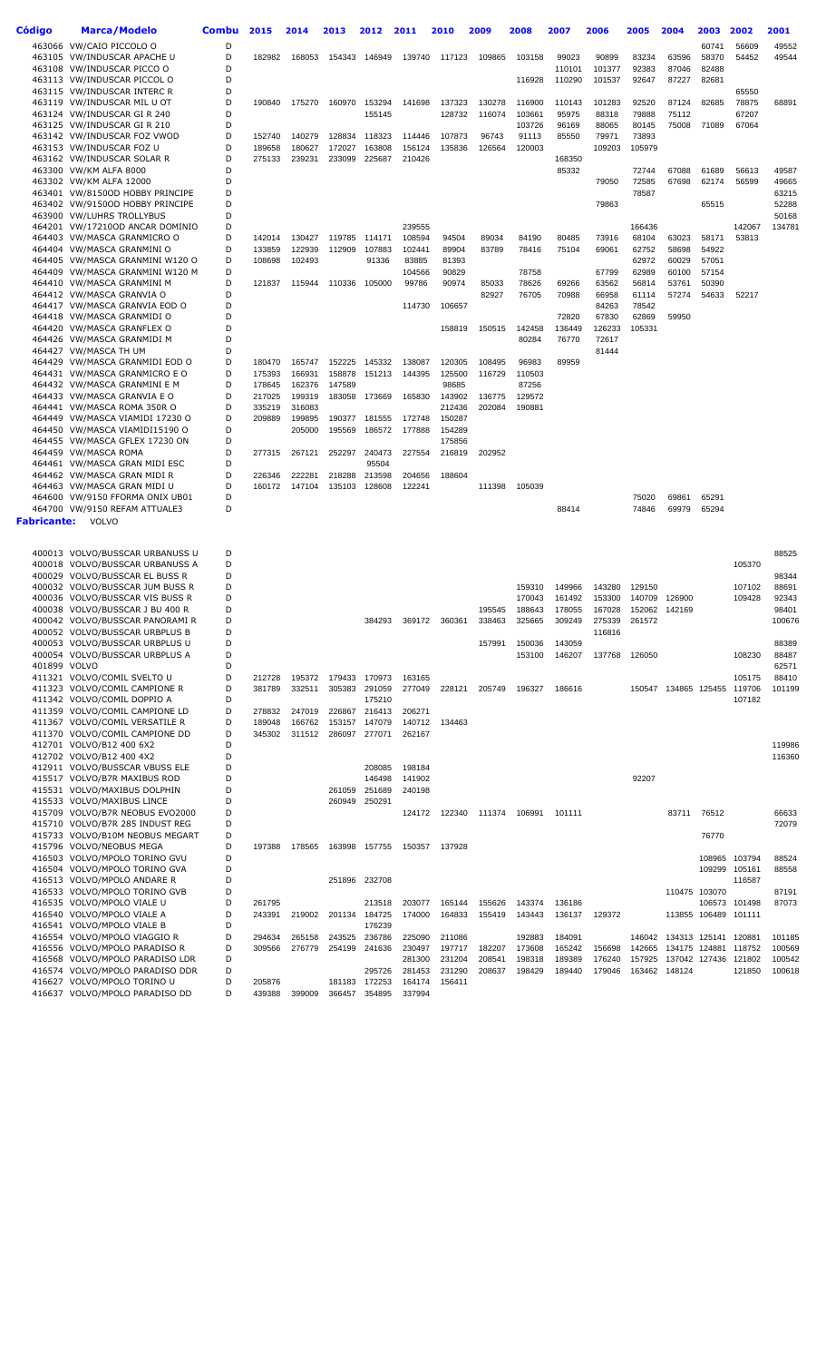| Código | Marca/Modelo | Combu | 2015 | 2014 | 2013 | 2012 | 2011 | 2010 | 2009 | 2008 | 2007 | 2006 | 2005 | 2004 | 2003 | 2002 | 2001 |
|---|---|---|---|---|---|---|---|---|---|---|---|---|---|---|---|---|---|
| 463066 | VW/CAIO PICCOLO O | D | | | | | | | | | | | | | 60741 | 56609 | 49552 |
| 463105 | VW/INDUSCAR APACHE U | D | 182982 | 168053 | 154343 | 146949 | 139740 | 117123 | 109865 | 103158 | 99023 | 90899 | 83234 | 63596 | 58370 | 54452 | 49544 |
| 463108 | VW/INDUSCAR PICCO O | D | | | | | | | | | 110101 | 101377 | 92383 | 87046 | 82488 | | |
| 463113 | VW/INDUSCAR PICCOL O | D | | | | | | | | 116928 | 110290 | 101537 | 92647 | 87227 | 82681 | | |
| 463115 | VW/INDUSCAR INTERC R | D | | | | | | | | | | | | | | 65550 | |
| 463119 | VW/INDUSCAR MIL U OT | D | 190840 | 175270 | 160970 | 153294 | 141698 | 137323 | 130278 | 116900 | 110143 | 101283 | 92520 | 87124 | 82685 | 78875 | 68891 |
| 463124 | VW/INDUSCAR GI R 240 | D | | | | 155145 | | 128732 | 116074 | 103661 | 95975 | 88318 | 79888 | 75112 | | 67207 | |
| 463125 | VW/INDUSCAR GI R 210 | D | | | | | | | | 103726 | 96169 | 88065 | 80145 | 75008 | 71089 | 67064 | |
| 463142 | VW/INDUSCAR FOZ VWOD | D | 152740 | 140279 | 128834 | 118323 | 114446 | 107873 | 96743 | 91113 | 85550 | 79971 | 73893 | | | | |
| 463153 | VW/INDUSCAR FOZ U | D | 189658 | 180627 | 172027 | 163808 | 156124 | 135836 | 126564 | 120003 | | 109203 | 105979 | | | | |
| 463162 | VW/INDUSCAR SOLAR R | D | 275133 | 239231 | 233099 | 225687 | 210426 | | | | 168350 | | | | | | |
| 463300 | VW/KM ALFA 8000 | D | | | | | | | | | 85332 | | 72744 | 67088 | 61689 | 56613 | 49587 |
| 463302 | VW/KM ALFA 12000 | D | | | | | | | | | | 79050 | 72585 | 67698 | 62174 | 56599 | 49665 |
| 463401 | VW/8150OD HOBBY PRINCIPE | D | | | | | | | | | | | 78587 | | | | 63215 |
| 463402 | VW/9150OD HOBBY PRINCIPE | D | | | | | | | | | | 79863 | | | 65515 | | 52288 |
| 463900 | VW/LUHRS TROLLYBUS | D | | | | | | | | | | | | | | | 50168 |
| 464201 | VW/17210OD ANCAR DOMINIO | D | | | | | 239555 | | | | | | 166436 | | | 142067 | 134781 |
| 464403 | VW/MASCA GRANMICRO O | D | 142014 | 130427 | 119785 | 114171 | 108594 | 94504 | 89034 | 84190 | 80485 | 73916 | 68104 | 63023 | 58171 | 53813 | |
| 464404 | VW/MASCA GRANMINI O | D | 133859 | 122939 | 112909 | 107883 | 102441 | 89904 | 83789 | 78416 | 75104 | 69061 | 62752 | 58698 | 54922 | | |
| 464405 | VW/MASCA GRANMINI W120 O | D | 108698 | 102493 | | 91336 | 83885 | 81393 | | | | | 62972 | 60029 | 57051 | | |
| 464409 | VW/MASCA GRANMINI W120 M | D | | | | | 104566 | 90829 | | 78758 | | 67799 | 62989 | 60100 | 57154 | | |
| 464410 | VW/MASCA GRANMINI M | D | 121837 | 115944 | 110336 | 105000 | 99786 | 90974 | 85033 | 78626 | 69266 | 63562 | 56814 | 53761 | 50390 | | |
| 464412 | VW/MASCA GRANVIA O | D | | | | | | | 82927 | 76705 | 70988 | 66958 | 61114 | 57274 | 54633 | 52217 | |
| 464417 | VW/MASCA GRANVIA EOD O | D | | | | | 114730 | 106657 | | | | 84263 | 78542 | | | | |
| 464418 | VW/MASCA GRANMIDI O | D | | | | | | | | | 72820 | 67830 | 62869 | 59950 | | | |
| 464420 | VW/MASCA GRANFLEX O | D | | | | | | 158819 | 150515 | 142458 | 136449 | 126233 | 105331 | | | | |
| 464426 | VW/MASCA GRANMIDI M | D | | | | | | | | 80284 | 76770 | 72617 | | | | | |
| 464427 | VW/MASCA TH UM | D | | | | | | | | | | 81444 | | | | | |
| 464429 | VW/MASCA GRANMIDI EOD O | D | 180470 | 165747 | 152225 | 145332 | 138087 | 120305 | 108495 | 96983 | 89959 | | | | | | |
| 464431 | VW/MASCA GRANMICRO E O | D | 175393 | 166931 | 158878 | 151213 | 144395 | 125500 | 116729 | 110503 | | | | | | | |
| 464432 | VW/MASCA GRANMINI E M | D | 178645 | 162376 | 147589 | | | 98685 | | 87256 | | | | | | | |
| 464433 | VW/MASCA GRANVIA E O | D | 217025 | 199319 | 183058 | 173669 | 165830 | 143902 | 136775 | 129572 | | | | | | | |
| 464441 | VW/MASCA ROMA 350R O | D | 335219 | 316083 | | | | 212436 | 202084 | 190881 | | | | | | | |
| 464449 | VW/MASCA VIAMIDI 17230 O | D | 209889 | 199895 | 190377 | 181555 | 172748 | 150287 | | | | | | | | | |
| 464450 | VW/MASCA VIAMIDI15190 O | D | | 205000 | 195569 | 186572 | 177888 | 154289 | | | | | | | | | |
| 464455 | VW/MASCA GFLEX 17230 ON | D | | | | | | 175856 | | | | | | | | | |
| 464459 | VW/MASCA ROMA | D | 277315 | 267121 | 252297 | 240473 | 227554 | 216819 | 202952 | | | | | | | | |
| 464461 | VW/MASCA GRAN MIDI ESC | D | | | | 95504 | | | | | | | | | | | |
| 464462 | VW/MASCA GRAN MIDI R | D | 226346 | 222281 | 218288 | 213598 | 204656 | 188604 | | | | | | | | | |
| 464463 | VW/MASCA GRAN MIDI U | D | 160172 | 147104 | 135103 | 128608 | 122241 | | 111398 | 105039 | | | | | | | |
| 464600 | VW/9150 FFORMA ONIX UB01 | D | | | | | | | | | | | 75020 | 69861 | 65291 | | |
| 464700 | VW/9150 REFAM ATTUALE3 | D | | | | | | | | | 88414 | | 74846 | 69979 | 65294 | | |

**Fabricante:** VOLVO

| Código | Marca/Modelo | Combu | 2015 | 2014 | 2013 | 2012 | 2011 | 2010 | 2009 | 2008 | 2007 | 2006 | 2005 | 2004 | 2003 | 2002 | 2001 |
|---|---|---|---|---|---|---|---|---|---|---|---|---|---|---|---|---|---|
| 400013 | VOLVO/BUSSCAR URBANUSS U | D | | | | | | | | | | | | | | | 88525 |
| 400018 | VOLVO/BUSSCAR URBANUSS A | D | | | | | | | | | | | | | | 105370 | |
| 400029 | VOLVO/BUSSCAR EL BUSS R | D | | | | | | | | | | | | | | | 98344 |
| 400032 | VOLVO/BUSSCAR JUM BUSS R | D | | | | | | | | 159310 | 149966 | 143280 | 129150 | | | 107102 | 88691 |
| 400036 | VOLVO/BUSSCAR VIS BUSS R | D | | | | | | | | 170043 | 161492 | 153300 | 140709 | 126900 | | 109428 | 92343 |
| 400038 | VOLVO/BUSSCAR J BU 400 R | D | | | | | | | 195545 | 188643 | 178055 | 167028 | 152062 | 142169 | | | 98401 |
| 400042 | VOLVO/BUSSCAR PANORAMI R | D | | | | 384293 | 369172 | 360361 | 338463 | 325665 | 309249 | 275339 | 261572 | | | | 100676 |
| 400052 | VOLVO/BUSSCAR URBPLUS B | D | | | | | | | | | | 116816 | | | | | |
| 400053 | VOLVO/BUSSCAR URBPLUS U | D | | | | | | | 157991 | 150036 | 143059 | | | | | | 88389 |
| 400054 | VOLVO/BUSSCAR URBPLUS A | D | | | | | | | | 153100 | 146207 | 137768 | 126050 | | | 108230 | 88487 |
| 401899 | VOLVO | D | | | | | | | | | | | | | | | 62571 |
| 411321 | VOLVO/COMIL SVELTO U | D | 212728 | 195372 | 179433 | 170973 | 163165 | | | | | | | | | 105175 | 88410 |
| 411323 | VOLVO/COMIL CAMPIONE R | D | 381789 | 332511 | 305383 | 291059 | 277049 | 228121 | 205749 | 196327 | 186616 | | 150547 | 134865 | 125455 | 119706 | 101199 |
| 411342 | VOLVO/COMIL DOPPIO A | D | | | | 175210 | | | | | | | | | | 107182 | |
| 411359 | VOLVO/COMIL CAMPIONE LD | D | 278832 | 247019 | 226867 | 216413 | 206271 | | | | | | | | | | |
| 411367 | VOLVO/COMIL VERSATILE R | D | 189048 | 166762 | 153157 | 147079 | 140712 | 134463 | | | | | | | | | |
| 411370 | VOLVO/COMIL CAMPIONE DD | D | 345302 | 311512 | 286097 | 277071 | 262167 | | | | | | | | | | |
| 412701 | VOLVO/B12 400 6X2 | D | | | | | | | | | | | | | | | 119986 |
| 412702 | VOLVO/B12 400 4X2 | D | | | | | | | | | | | | | | | 116360 |
| 412911 | VOLVO/BUSSCAR VBUSS ELE | D | | | | 208085 | 198184 | | | | | | | | | | |
| 415517 | VOLVO/B7R MAXIBUS ROD | D | | | | 146498 | 141902 | | | | | | 92207 | | | | |
| 415531 | VOLVO/MAXIBUS DOLPHIN | D | | | 261059 | 251689 | 240198 | | | | | | | | | | |
| 415533 | VOLVO/MAXIBUS LINCE | D | | | 260949 | 250291 | | | | | | | | | | | |
| 415709 | VOLVO/B7R NEOBUS EVO2000 | D | | | | | 124172 | 122340 | 111374 | 106991 | 101111 | | | 83711 | 76512 | | 66633 |
| 415710 | VOLVO/B7R 285 INDUST REG | D | | | | | | | | | | | | | | | 72079 |
| 415733 | VOLVO/B10M NEOBUS MEGART | D | | | | | | | | | | | | | 76770 | | |
| 415796 | VOLVO/NEOBUS MEGA | D | 197388 | 178565 | 163998 | 157755 | 150357 | 137928 | | | | | | | | | |
| 416503 | VOLVO/MPOLO TORINO GVU | D | | | | | | | | | | | | | 108965 | 103794 | 88524 |
| 416504 | VOLVO/MPOLO TORINO GVA | D | | | | | | | | | | | | | 109299 | 105161 | 88558 |
| 416513 | VOLVO/MPOLO ANDARE R | D | | | 251896 | 232708 | | | | | | | | | | 116587 | |
| 416533 | VOLVO/MPOLO TORINO GVB | D | | | | | | | | | | | | 110475 | 103070 | | 87191 |
| 416535 | VOLVO/MPOLO VIALE U | D | 261795 | | | 213518 | 203077 | 165144 | 155626 | 143374 | 136186 | | | | 106573 | 101498 | 87073 |
| 416540 | VOLVO/MPOLO VIALE A | D | 243391 | 219002 | 201134 | 184725 | 174000 | 164833 | 155419 | 143443 | 136137 | 129372 | | 113855 | 106489 | 101111 | |
| 416541 | VOLVO/MPOLO VIALE B | D | | | | 176239 | | | | | | | | | | | |
| 416554 | VOLVO/MPOLO VIAGGIO R | D | 294634 | 265158 | 243525 | 236786 | 225090 | 211086 | | 192883 | 184091 | | 146042 | 134313 | 125141 | 120881 | 101185 |
| 416556 | VOLVO/MPOLO PARADISO R | D | 309566 | 276779 | 254199 | 241636 | 230497 | 197717 | 182207 | 173608 | 165242 | 156698 | 142665 | 134175 | 124881 | 118752 | 100569 |
| 416568 | VOLVO/MPOLO PARADISO LDR | D | | | | | 281300 | 231204 | 208541 | 198318 | 189389 | 176240 | 157925 | 137042 | 127436 | 121802 | 100542 |
| 416574 | VOLVO/MPOLO PARADISO DDR | D | | | | 295726 | 281453 | 231290 | 208637 | 198429 | 189440 | 179046 | 163462 | 148124 | | 121850 | 100618 |
| 416627 | VOLVO/MPOLO TORINO U | D | 205876 | | 181183 | 172253 | 164174 | 156411 | | | | | | | | | |
| 416637 | VOLVO/MPOLO PARADISO DD | D | 439388 | 399009 | 366457 | 354895 | 337994 | | | | | | | | | | |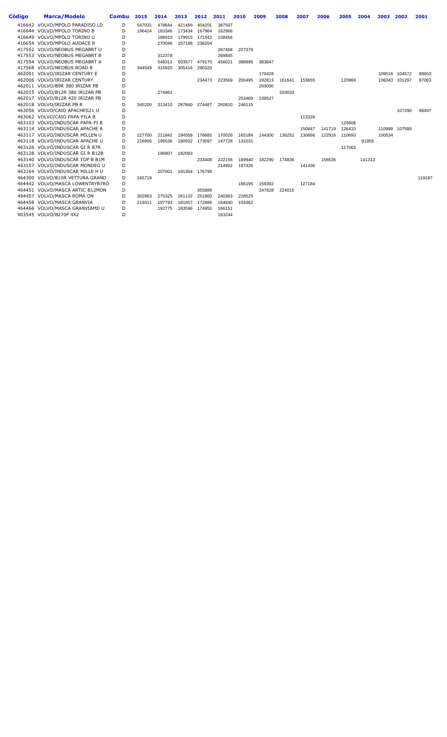| Código | Marca/Modelo | Combu | 2015 | 2014 | 2013 | 2012 | 2011 | 2010 | 2009 | 2008 | 2007 | 2006 | 2005 | 2004 | 2003 | 2002 | 2001 |
|---|---|---|---|---|---|---|---|---|---|---|---|---|---|---|---|---|---|
| 416642 | VOLVO/MPOLO PARADISO LD | D | 547031 | 478644 | 421466 | 404201 | 387507 | | | | | | | | | | |
| 416644 | VOLVO/MPOLO TORINO B | D | 196424 | 183346 | 173434 | 167964 | 162966 | | | | | | | | | | |
| 416649 | VOLVO/MPOLO TORINO U | D | | 188910 | 179915 | 171942 | 158456 | | | | | | | | | | |
| 416654 | VOLVO/MPOLO AUDACE R | D | | 270046 | 257188 | 236204 | | | | | | | | | | | |
| 417552 | VOLVO/NEOBUS MEGABRT U | D | | | | | 267468 | 227379 | | | | | | | | | |
| 417553 | VOLVO/NEOBUS MEGABRT B | D | | 312378 | | | 269845 | | | | | | | | | | |
| 417554 | VOLVO/NEOBUS MEGABRT A | D | | 548311 | 503577 | 479170 | 456021 | 388995 | 383847 | | | | | | | | |
| 417568 | VOLVO/NEOBUS ROAD R | D | 344549 | 315920 | 305416 | 290320 | | | | | | | | | | | |
| 462001 | VOLVO/IRIZAR CENTURY E | D | | | | | | | 170428 | | | | | | 109516 | 104572 | 88653 |
| 462006 | VOLVO/IRIZAR CENTURY | D | | | | 234473 | 223569 | 200495 | 192813 | 161641 | 153655 | | 120969 | | 106043 | 101297 | 87063 |
| 462011 | VOLVO/B9R 380 IRIZAR PB | D | | | | | | | 203000 | | | | | | | | |
| 462015 | VOLVO/B12R 380 IRIZAR PB | D | | 274961 | | | | | | 203033 | | | | | | | |
| 462017 | VOLVO/B12R 420 IRIZAR PB | D | | | | | | 253469 | 239527 | | | | | | | | |
| 462018 | VOLVO/IRIZAR PB R | D | 345200 | 313410 | 287840 | 274487 | 260810 | 248115 | | | | | | | | | |
| 463056 | VOLVO/CAIO APACHES21 U | D | | | | | | | | | | | | | | 107290 | 88497 |
| 463062 | VOLVO/CAIO PAPA-FILA B | D | | | | | | | | | 113326 | | | | | | |
| 463103 | VOLVO/INDUSCAR PAPA-FI B | D | | | | | | | | | | | 125606 | | | | |
| 463114 | VOLVO/INDUSCAR APACHE A | D | | | | | | | | | 150847 | 141719 | 126410 | | 110988 | 107589 | |
| 463117 | VOLVO/INDUSCAR MILLEN U | D | 227700 | 211842 | 194558 | 178685 | 170026 | 165184 | 144300 | 136252 | 130666 | 122916 | 110693 | | 100534 | | |
| 463118 | VOLVO/INDUSCAR APACHE U | D | 216955 | 196536 | 180502 | 173097 | 147728 | 131031 | | | | | | 91958 | | | |
| 463126 | VOLVO/INDUSCAR GI R B7R | D | | | | | | | | | | | 117063 | | | | |
| 463128 | VOLVO/INDUSCAR GI R B12B | D | | 196807 | 182093 | | | | | | | | | | | | |
| 463140 | VOLVO/INDUSCAR TOP B B1M | D | | | | 233408 | 222156 | 189940 | 182290 | 174836 | | 156635 | | 141313 | | | |
| 463157 | VOLVO/INDUSCAR MONDEG U | D | | | | | 214902 | 197426 | | | 141436 | | | | | | |
| 463164 | VOLVO/INDUSCAR MILLE H U | D | | 207001 | 191304 | 176798 | | | | | | | | | | | |
| 464300 | VOLVO/B10R VETTURA GRAND | D | 245719 | | | | | | | | | | | | | | 119187 |
| 464442 | VOLVO/MASCA LOWENTRYB7RO | D | | | | | | 166195 | 159392 | | 127184 | | | | | | |
| 464451 | VOLVO/MASCA ARTIC B12MON | D | | | | 355889 | | | 247828 | 224015 | | | | | | | |
| 464457 | VOLVO/MASCA ROMA ON | D | 302963 | 275325 | 261132 | 251800 | 240363 | 228525 | | | | | | | | | |
| 464458 | VOLVO/MASCA GRANVIA | D | 219311 | 197793 | 181657 | 172886 | 164840 | 154362 | | | | | | | | | |
| 464466 | VOLVO/MASCA GRANVIAMD U | D | | 192775 | 183596 | 174950 | 166151 | | | | | | | | | | |
| 903545 | VOLVO/B270F 4X2 | D | | | | | 163244 | | | | | | | | | | |